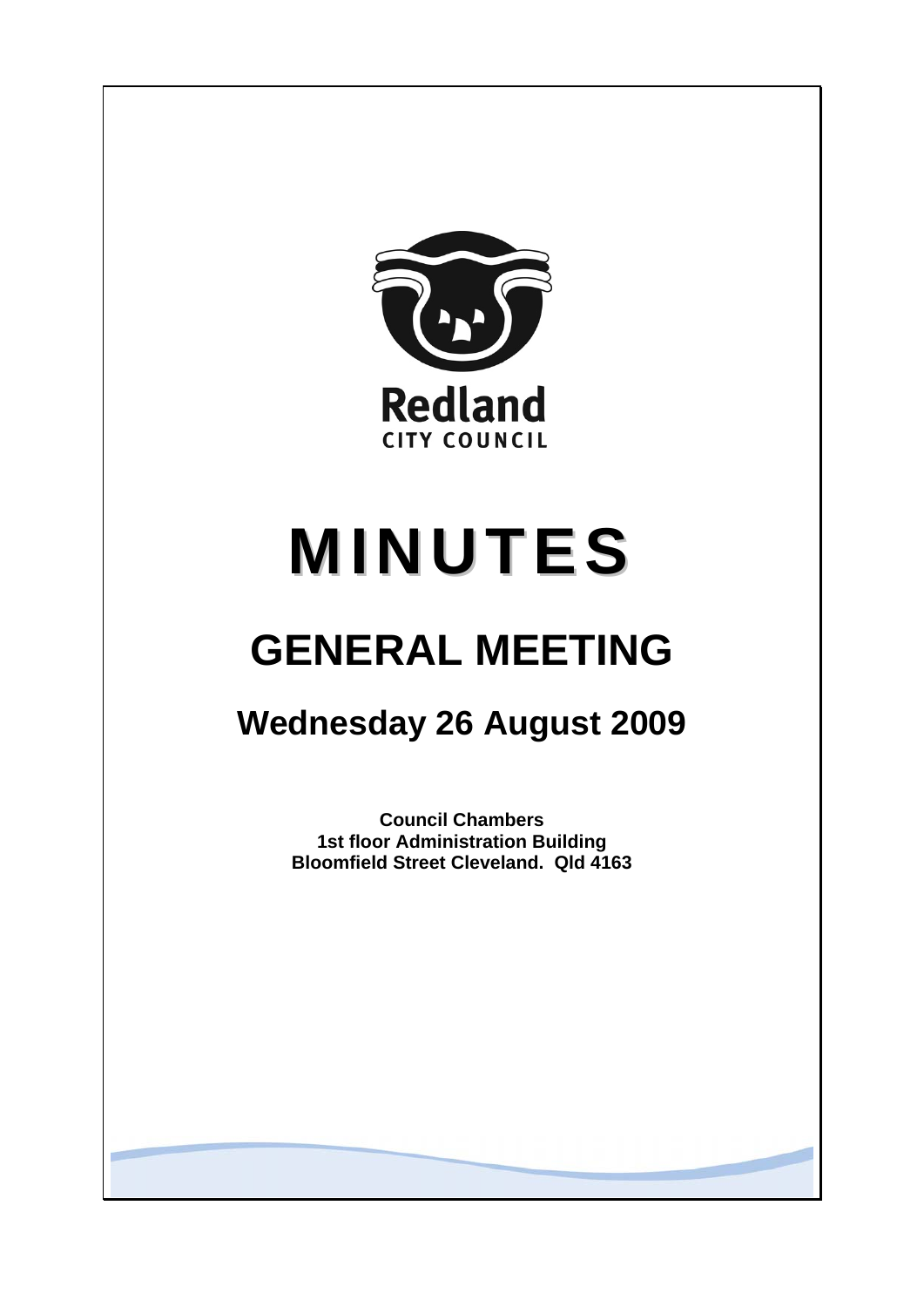Redland
CITY COUNCIL

# MINUTES

# GENERAL MEETING

## Wednesday 26 August 2009

**Council Chambers**
**1st floor Administration Building**
**Bloomfield Street Cleveland. Qld 4163**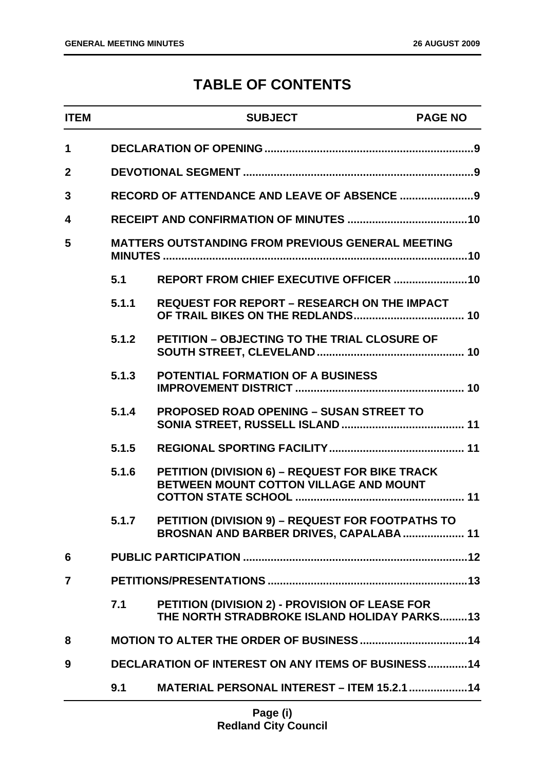# TABLE OF CONTENTS

| ITEM | | SUBJECT | PAGE NO |
|---|---|---|---|
| 1 | | DECLARATION OF OPENING | 9 |
| 2 | | DEVOTIONAL SEGMENT | 9 |
| 3 | | RECORD OF ATTENDANCE AND LEAVE OF ABSENCE | 9 |
| 4 | | RECEIPT AND CONFIRMATION OF MINUTES | 10 |
| 5 | | MATTERS OUTSTANDING FROM PREVIOUS GENERAL MEETING MINUTES | 10 |
| | 5.1 | REPORT FROM CHIEF EXECUTIVE OFFICER | 10 |
| | 5.1.1 | REQUEST FOR REPORT – RESEARCH ON THE IMPACT OF TRAIL BIKES ON THE REDLANDS | 10 |
| | 5.1.2 | PETITION – OBJECTING TO THE TRIAL CLOSURE OF SOUTH STREET, CLEVELAND | 10 |
| | 5.1.3 | POTENTIAL FORMATION OF A BUSINESS IMPROVEMENT DISTRICT | 10 |
| | 5.1.4 | PROPOSED ROAD OPENING – SUSAN STREET TO SONIA STREET, RUSSELL ISLAND | 11 |
| | 5.1.5 | REGIONAL SPORTING FACILITY | 11 |
| | 5.1.6 | PETITION (DIVISION 6) – REQUEST FOR BIKE TRACK BETWEEN MOUNT COTTON VILLAGE AND MOUNT COTTON STATE SCHOOL | 11 |
| | 5.1.7 | PETITION (DIVISION 9) – REQUEST FOR FOOTPATHS TO BROSNAN AND BARBER DRIVES, CAPALABA | 11 |
| 6 | | PUBLIC PARTICIPATION | 12 |
| 7 | | PETITIONS/PRESENTATIONS | 13 |
| | 7.1 | PETITION (DIVISION 2) - PROVISION OF LEASE FOR THE NORTH STRADBROKE ISLAND HOLIDAY PARKS | 13 |
| 8 | | MOTION TO ALTER THE ORDER OF BUSINESS | 14 |
| 9 | | DECLARATION OF INTEREST ON ANY ITEMS OF BUSINESS | 14 |
| | 9.1 | MATERIAL PERSONAL INTEREST – ITEM 15.2.1 | 14 |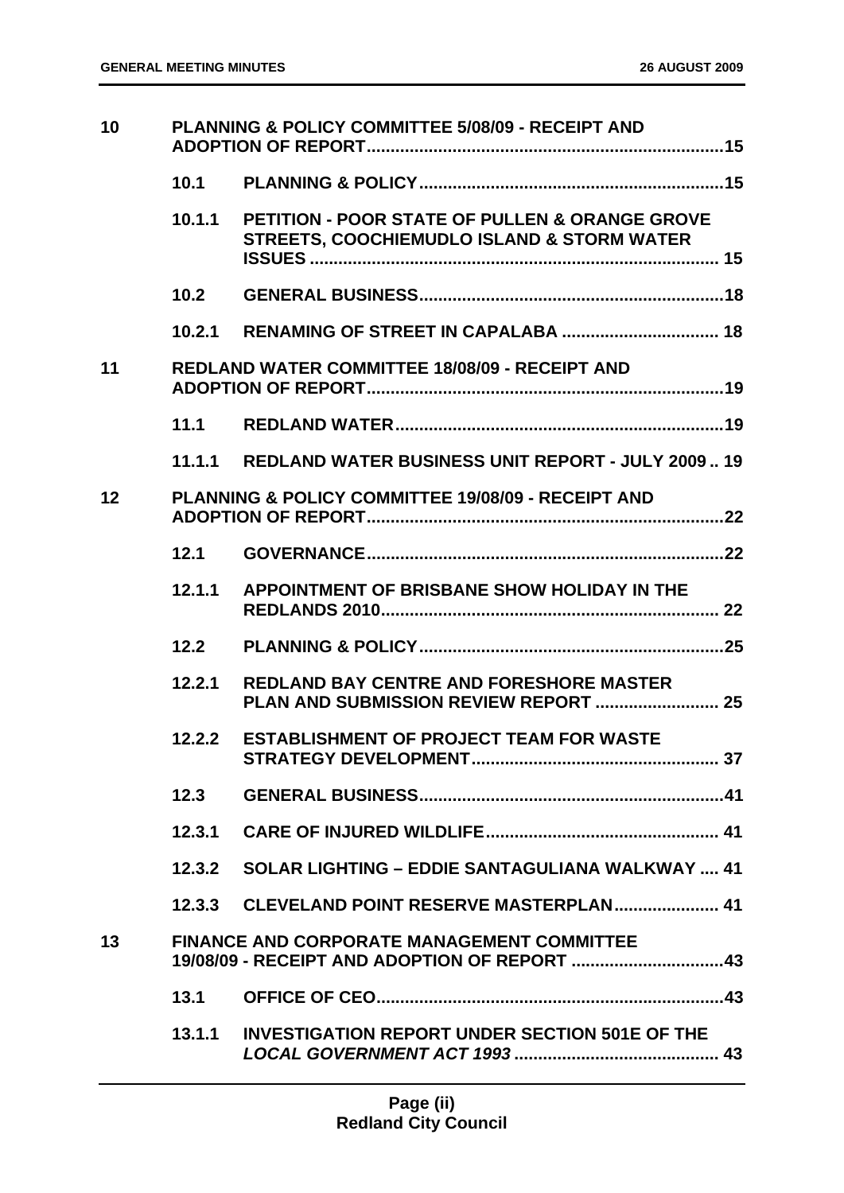| | | | |
|---|---|---|---|
| **10** | **PLANNING & POLICY COMMITTEE 5/08/09 - RECEIPT AND ADOPTION OF REPORT** | | **15** |
| | **10.1** | **PLANNING & POLICY** | **15** |
| | **10.1.1** | **PETITION - POOR STATE OF PULLEN & ORANGE GROVE STREETS, COOCHIEMUDLO ISLAND & STORM WATER ISSUES** | **15** |
| | **10.2** | **GENERAL BUSINESS** | **18** |
| | **10.2.1** | **RENAMING OF STREET IN CAPALABA** | **18** |
| **11** | **REDLAND WATER COMMITTEE 18/08/09 - RECEIPT AND ADOPTION OF REPORT** | | **19** |
| | **11.1** | **REDLAND WATER** | **19** |
| | **11.1.1** | **REDLAND WATER BUSINESS UNIT REPORT - JULY 2009** | **19** |
| **12** | **PLANNING & POLICY COMMITTEE 19/08/09 - RECEIPT AND ADOPTION OF REPORT** | | **22** |
| | **12.1** | **GOVERNANCE** | **22** |
| | **12.1.1** | **APPOINTMENT OF BRISBANE SHOW HOLIDAY IN THE REDLANDS 2010** | **22** |
| | **12.2** | **PLANNING & POLICY** | **25** |
| | **12.2.1** | **REDLAND BAY CENTRE AND FORESHORE MASTER PLAN AND SUBMISSION REVIEW REPORT** | **25** |
| | **12.2.2** | **ESTABLISHMENT OF PROJECT TEAM FOR WASTE STRATEGY DEVELOPMENT** | **37** |
| | **12.3** | **GENERAL BUSINESS** | **41** |
| | **12.3.1** | **CARE OF INJURED WILDLIFE** | **41** |
| | **12.3.2** | **SOLAR LIGHTING – EDDIE SANTAGULIANA WALKWAY** | **41** |
| | **12.3.3** | **CLEVELAND POINT RESERVE MASTERPLAN** | **41** |
| **13** | **FINANCE AND CORPORATE MANAGEMENT COMMITTEE 19/08/09 - RECEIPT AND ADOPTION OF REPORT** | | **43** |
| | **13.1** | **OFFICE OF CEO** | **43** |
| | **13.1.1** | **INVESTIGATION REPORT UNDER SECTION 501E OF THE *LOCAL GOVERNMENT ACT 1993*** | **43** |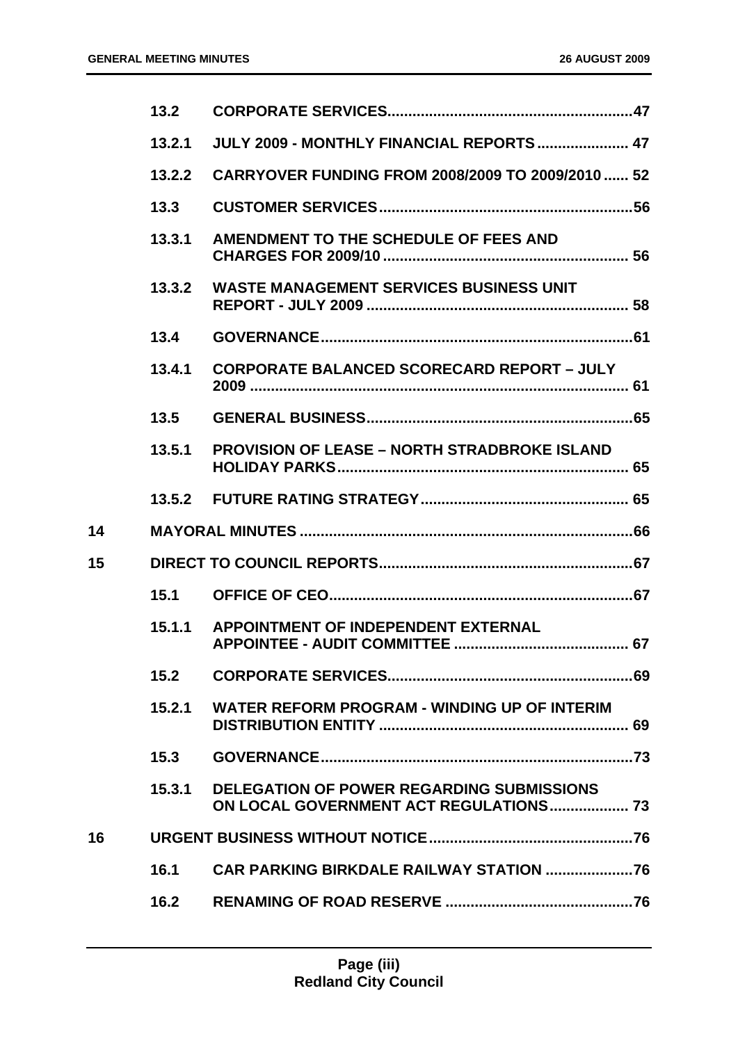| | | | |
|---|---|---|---|
| | 13.2 | CORPORATE SERVICES | 47 |
| | 13.2.1 | JULY 2009 - MONTHLY FINANCIAL REPORTS | 47 |
| | 13.2.2 | CARRYOVER FUNDING FROM 2008/2009 TO 2009/2010 | 52 |
| | 13.3 | CUSTOMER SERVICES | 56 |
| | 13.3.1 | AMENDMENT TO THE SCHEDULE OF FEES AND CHARGES FOR 2009/10 | 56 |
| | 13.3.2 | WASTE MANAGEMENT SERVICES BUSINESS UNIT REPORT - JULY 2009 | 58 |
| | 13.4 | GOVERNANCE | 61 |
| | 13.4.1 | CORPORATE BALANCED SCORECARD REPORT – JULY 2009 | 61 |
| | 13.5 | GENERAL BUSINESS | 65 |
| | 13.5.1 | PROVISION OF LEASE – NORTH STRADBROKE ISLAND HOLIDAY PARKS | 65 |
| | 13.5.2 | FUTURE RATING STRATEGY | 65 |
| 14 | | MAYORAL MINUTES | 66 |
| 15 | | DIRECT TO COUNCIL REPORTS | 67 |
| | 15.1 | OFFICE OF CEO | 67 |
| | 15.1.1 | APPOINTMENT OF INDEPENDENT EXTERNAL APPOINTEE - AUDIT COMMITTEE | 67 |
| | 15.2 | CORPORATE SERVICES | 69 |
| | 15.2.1 | WATER REFORM PROGRAM - WINDING UP OF INTERIM DISTRIBUTION ENTITY | 69 |
| | 15.3 | GOVERNANCE | 73 |
| | 15.3.1 | DELEGATION OF POWER REGARDING SUBMISSIONS ON LOCAL GOVERNMENT ACT REGULATIONS | 73 |
| 16 | | URGENT BUSINESS WITHOUT NOTICE | 76 |
| | 16.1 | CAR PARKING BIRKDALE RAILWAY STATION | 76 |
| | 16.2 | RENAMING OF ROAD RESERVE | 76 |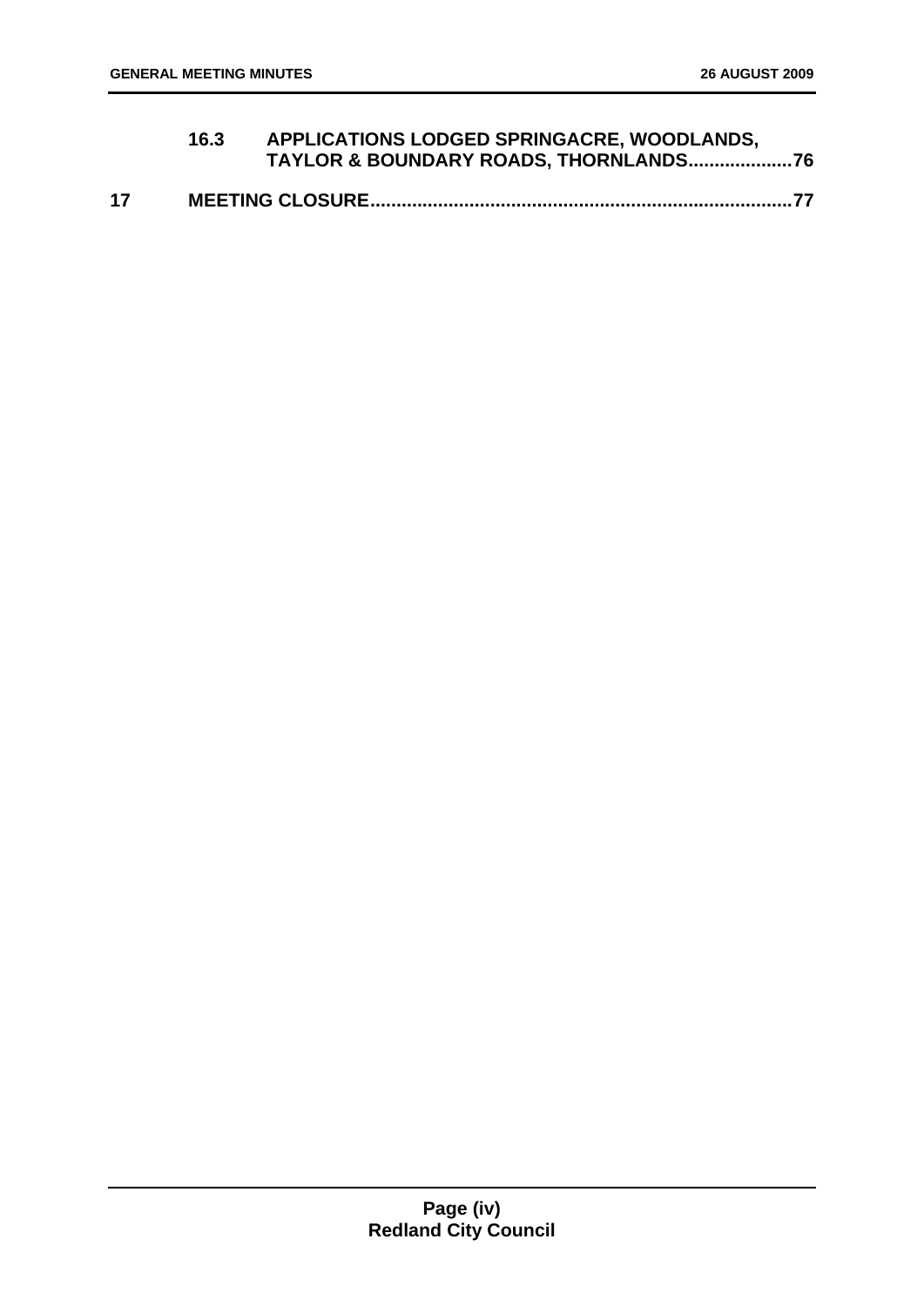**16.3 APPLICATIONS LODGED SPRINGACRE, WOODLANDS, TAYLOR & BOUNDARY ROADS, THORNLANDS....................76**

**17 MEETING CLOSURE................................................................................77**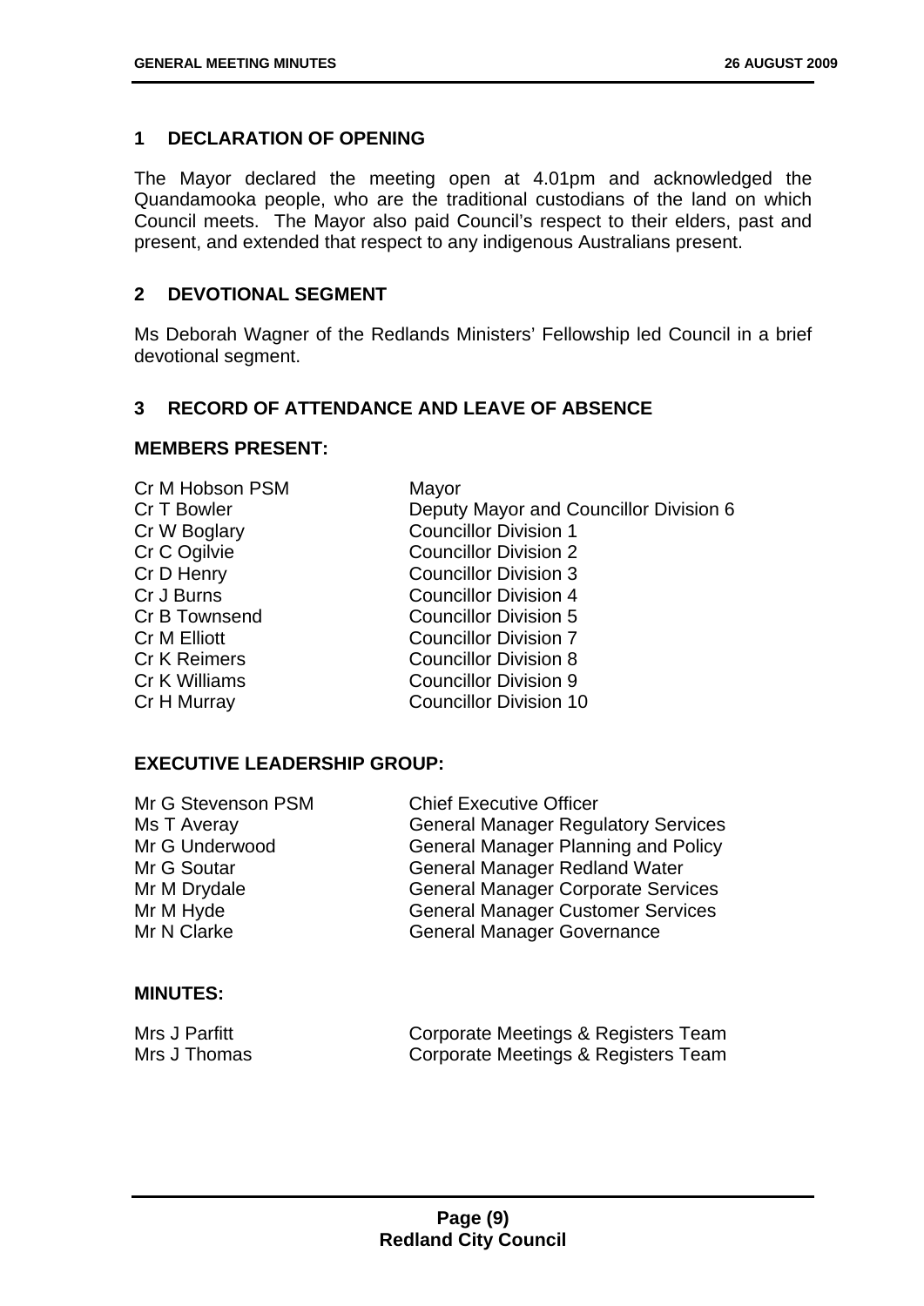## 1 DECLARATION OF OPENING

The Mayor declared the meeting open at 4.01pm and acknowledged the Quandamooka people, who are the traditional custodians of the land on which Council meets. The Mayor also paid Council's respect to their elders, past and present, and extended that respect to any indigenous Australians present.

## 2 DEVOTIONAL SEGMENT

Ms Deborah Wagner of the Redlands Ministers' Fellowship led Council in a brief devotional segment.

## 3 RECORD OF ATTENDANCE AND LEAVE OF ABSENCE

### MEMBERS PRESENT:

| | |
|---|---|
| Cr M Hobson PSM | Mayor |
| Cr T Bowler | Deputy Mayor and Councillor Division 6 |
| Cr W Boglary | Councillor Division 1 |
| Cr C Ogilvie | Councillor Division 2 |
| Cr D Henry | Councillor Division 3 |
| Cr J Burns | Councillor Division 4 |
| Cr B Townsend | Councillor Division 5 |
| Cr M Elliott | Councillor Division 7 |
| Cr K Reimers | Councillor Division 8 |
| Cr K Williams | Councillor Division 9 |
| Cr H Murray | Councillor Division 10 |

### EXECUTIVE LEADERSHIP GROUP:

| | |
|---|---|
| Mr G Stevenson PSM | Chief Executive Officer |
| Ms T Averay | General Manager Regulatory Services |
| Mr G Underwood | General Manager Planning and Policy |
| Mr G Soutar | General Manager Redland Water |
| Mr M Drydale | General Manager Corporate Services |
| Mr M Hyde | General Manager Customer Services |
| Mr N Clarke | General Manager Governance |

### MINUTES:

| | |
|---|---|
| Mrs J Parfitt | Corporate Meetings & Registers Team |
| Mrs J Thomas | Corporate Meetings & Registers Team |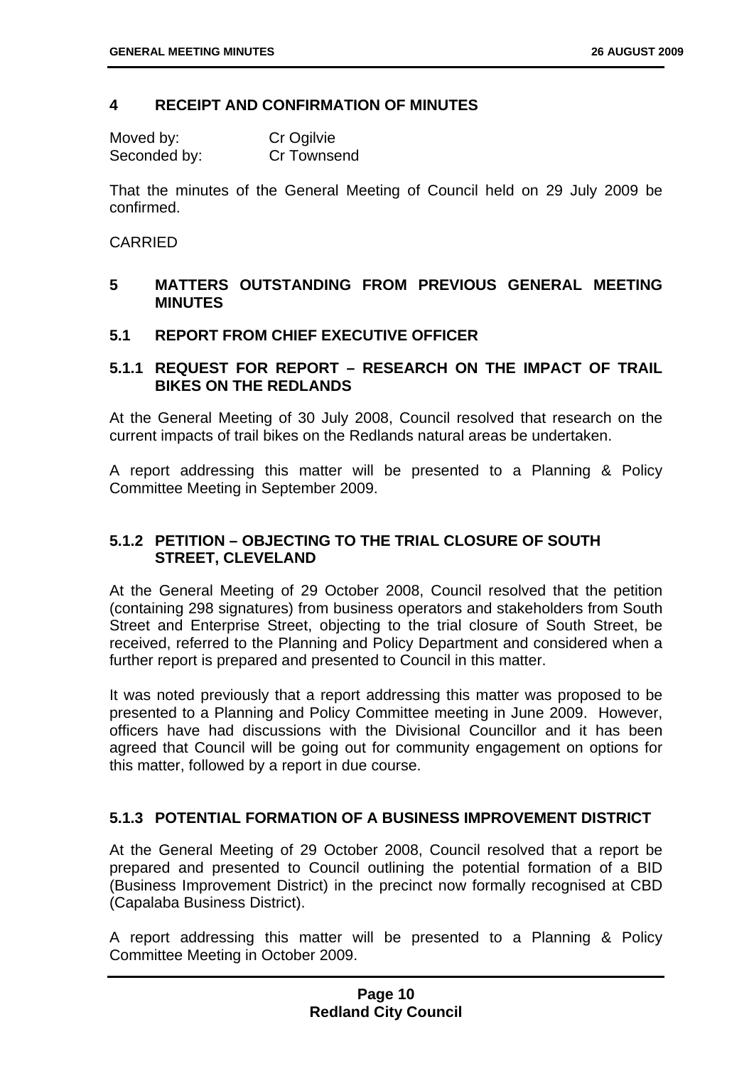## 4 RECEIPT AND CONFIRMATION OF MINUTES

Moved by: Cr Ogilvie
Seconded by: Cr Townsend

That the minutes of the General Meeting of Council held on 29 July 2009 be confirmed.

CARRIED

## 5 MATTERS OUTSTANDING FROM PREVIOUS GENERAL MEETING MINUTES

### 5.1 REPORT FROM CHIEF EXECUTIVE OFFICER

#### 5.1.1 REQUEST FOR REPORT – RESEARCH ON THE IMPACT OF TRAIL BIKES ON THE REDLANDS

At the General Meeting of 30 July 2008, Council resolved that research on the current impacts of trail bikes on the Redlands natural areas be undertaken.

A report addressing this matter will be presented to a Planning & Policy Committee Meeting in September 2009.

#### 5.1.2 PETITION – OBJECTING TO THE TRIAL CLOSURE OF SOUTH STREET, CLEVELAND

At the General Meeting of 29 October 2008, Council resolved that the petition (containing 298 signatures) from business operators and stakeholders from South Street and Enterprise Street, objecting to the trial closure of South Street, be received, referred to the Planning and Policy Department and considered when a further report is prepared and presented to Council in this matter.

It was noted previously that a report addressing this matter was proposed to be presented to a Planning and Policy Committee meeting in June 2009. However, officers have had discussions with the Divisional Councillor and it has been agreed that Council will be going out for community engagement on options for this matter, followed by a report in due course.

#### 5.1.3 POTENTIAL FORMATION OF A BUSINESS IMPROVEMENT DISTRICT

At the General Meeting of 29 October 2008, Council resolved that a report be prepared and presented to Council outlining the potential formation of a BID (Business Improvement District) in the precinct now formally recognised at CBD (Capalaba Business District).

A report addressing this matter will be presented to a Planning & Policy Committee Meeting in October 2009.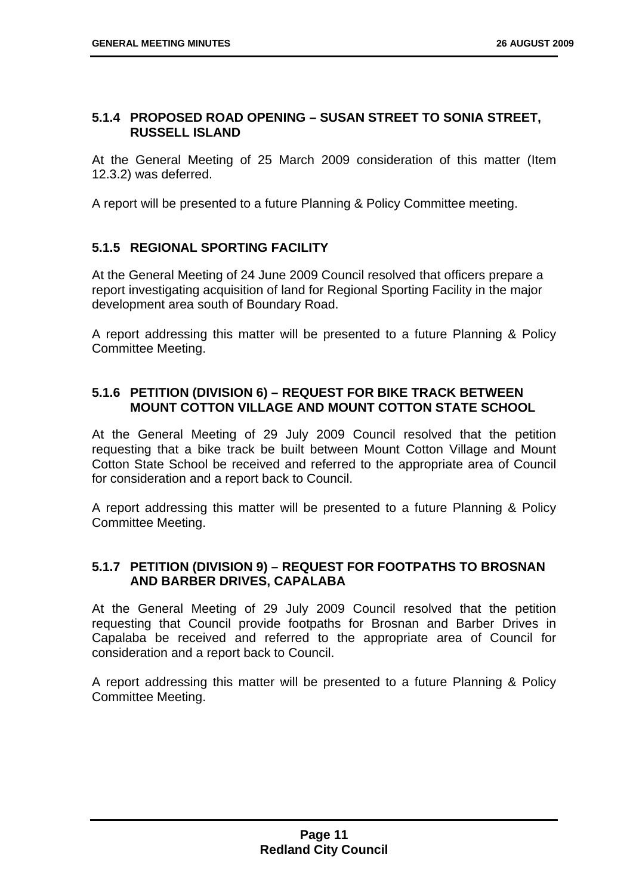### 5.1.4 PROPOSED ROAD OPENING – SUSAN STREET TO SONIA STREET, RUSSELL ISLAND

At the General Meeting of 25 March 2009 consideration of this matter (Item 12.3.2) was deferred.

A report will be presented to a future Planning & Policy Committee meeting.

### 5.1.5 REGIONAL SPORTING FACILITY

At the General Meeting of 24 June 2009 Council resolved that officers prepare a report investigating acquisition of land for Regional Sporting Facility in the major development area south of Boundary Road.

A report addressing this matter will be presented to a future Planning & Policy Committee Meeting.

### 5.1.6 PETITION (DIVISION 6) – REQUEST FOR BIKE TRACK BETWEEN MOUNT COTTON VILLAGE AND MOUNT COTTON STATE SCHOOL

At the General Meeting of 29 July 2009 Council resolved that the petition requesting that a bike track be built between Mount Cotton Village and Mount Cotton State School be received and referred to the appropriate area of Council for consideration and a report back to Council.

A report addressing this matter will be presented to a future Planning & Policy Committee Meeting.

### 5.1.7 PETITION (DIVISION 9) – REQUEST FOR FOOTPATHS TO BROSNAN AND BARBER DRIVES, CAPALABA

At the General Meeting of 29 July 2009 Council resolved that the petition requesting that Council provide footpaths for Brosnan and Barber Drives in Capalaba be received and referred to the appropriate area of Council for consideration and a report back to Council.

A report addressing this matter will be presented to a future Planning & Policy Committee Meeting.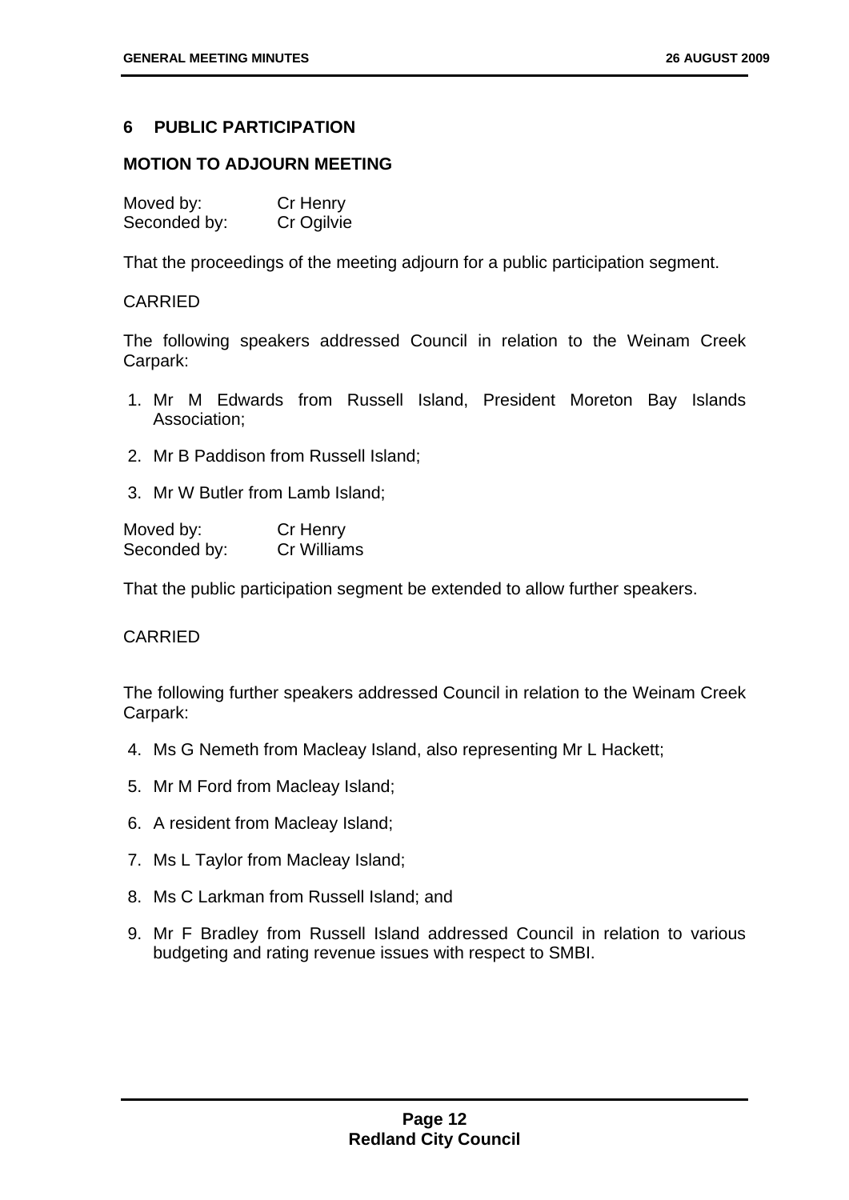## 6 PUBLIC PARTICIPATION

### MOTION TO ADJOURN MEETING

Moved by: Cr Henry
Seconded by: Cr Ogilvie

That the proceedings of the meeting adjourn for a public participation segment.

CARRIED

The following speakers addressed Council in relation to the Weinam Creek Carpark:

1. Mr M Edwards from Russell Island, President Moreton Bay Islands Association;
2. Mr B Paddison from Russell Island;
3. Mr W Butler from Lamb Island;

Moved by: Cr Henry
Seconded by: Cr Williams

That the public participation segment be extended to allow further speakers.

CARRIED

The following further speakers addressed Council in relation to the Weinam Creek Carpark:

4. Ms G Nemeth from Macleay Island, also representing Mr L Hackett;
5. Mr M Ford from Macleay Island;
6. A resident from Macleay Island;
7. Ms L Taylor from Macleay Island;
8. Ms C Larkman from Russell Island; and
9. Mr F Bradley from Russell Island addressed Council in relation to various budgeting and rating revenue issues with respect to SMBI.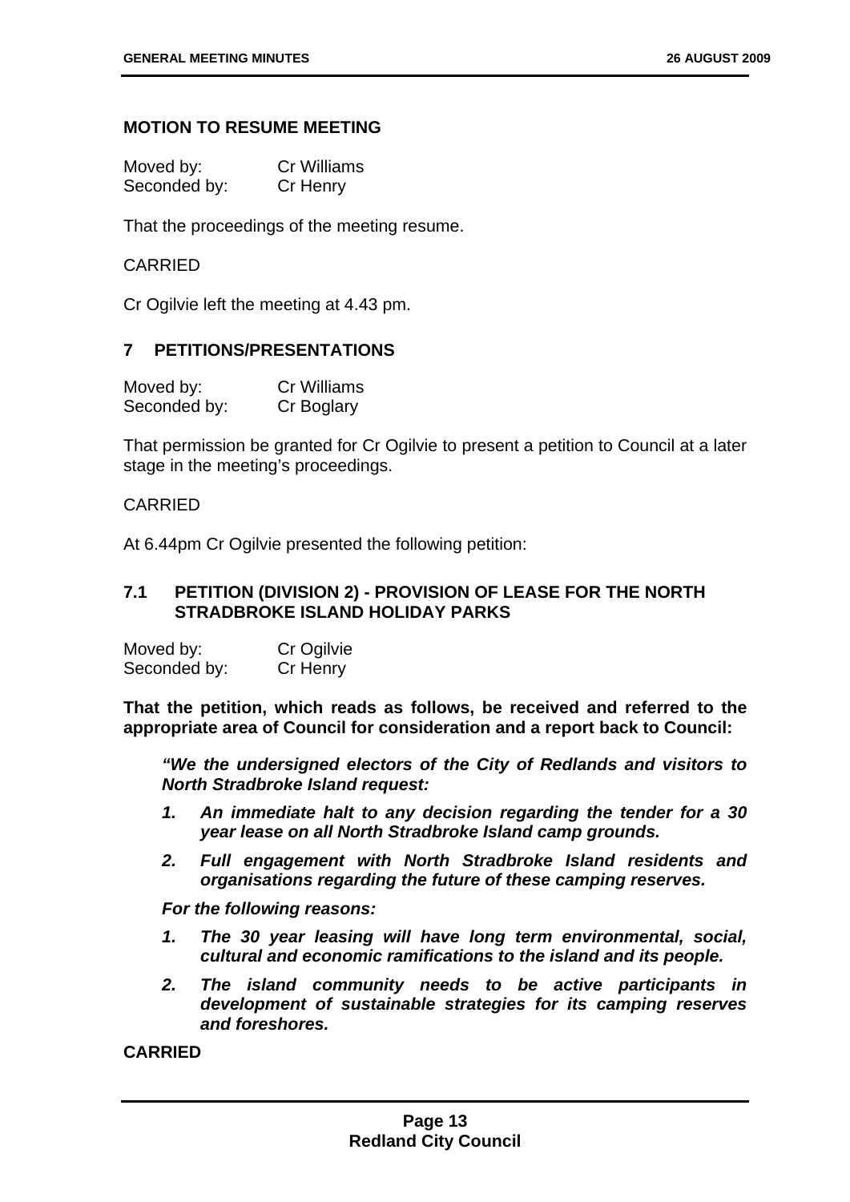### MOTION TO RESUME MEETING

Moved by: Cr Williams
Seconded by: Cr Henry

That the proceedings of the meeting resume.

CARRIED

Cr Ogilvie left the meeting at 4.43 pm.

## 7 PETITIONS/PRESENTATIONS

Moved by: Cr Williams
Seconded by: Cr Boglary

That permission be granted for Cr Ogilvie to present a petition to Council at a later stage in the meeting's proceedings.

CARRIED

At 6.44pm Cr Ogilvie presented the following petition:

### 7.1 PETITION (DIVISION 2) - PROVISION OF LEASE FOR THE NORTH STRADBROKE ISLAND HOLIDAY PARKS

Moved by: Cr Ogilvie
Seconded by: Cr Henry

**That the petition, which reads as follows, be received and referred to the appropriate area of Council for consideration and a report back to Council:**

> ***"We the undersigned electors of the City of Redlands and visitors to North Stradbroke Island request:***
>
> 1. ***An immediate halt to any decision regarding the tender for a 30 year lease on all North Stradbroke Island camp grounds.***
> 2. ***Full engagement with North Stradbroke Island residents and organisations regarding the future of these camping reserves.***
>
> ***For the following reasons:***
>
> 1. ***The 30 year leasing will have long term environmental, social, cultural and economic ramifications to the island and its people.***
> 2. ***The island community needs to be active participants in development of sustainable strategies for its camping reserves and foreshores.***

**CARRIED**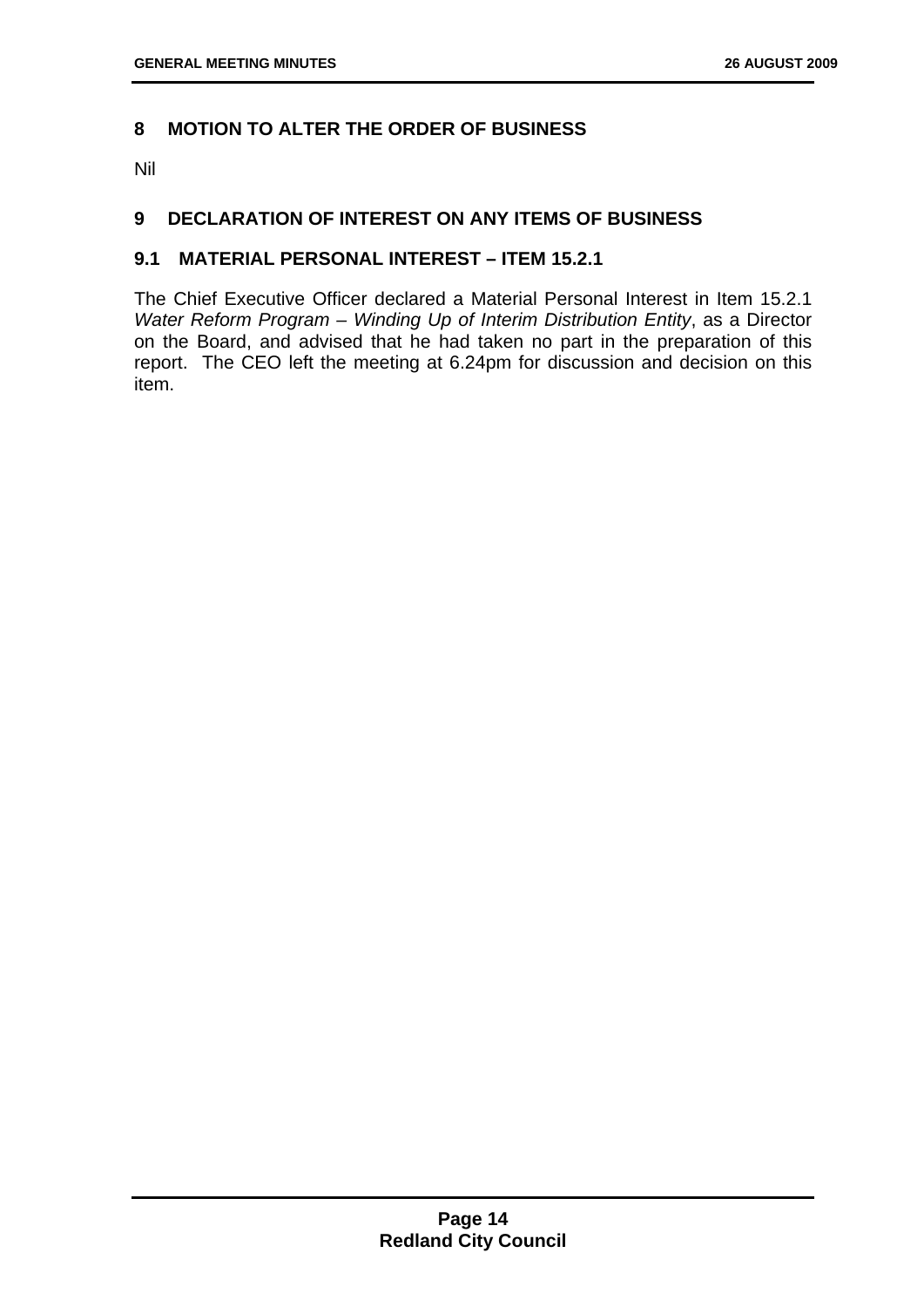## 8 MOTION TO ALTER THE ORDER OF BUSINESS

Nil

## 9 DECLARATION OF INTEREST ON ANY ITEMS OF BUSINESS

### 9.1 MATERIAL PERSONAL INTEREST – ITEM 15.2.1

The Chief Executive Officer declared a Material Personal Interest in Item 15.2.1 *Water Reform Program – Winding Up of Interim Distribution Entity*, as a Director on the Board, and advised that he had taken no part in the preparation of this report. The CEO left the meeting at 6.24pm for discussion and decision on this item.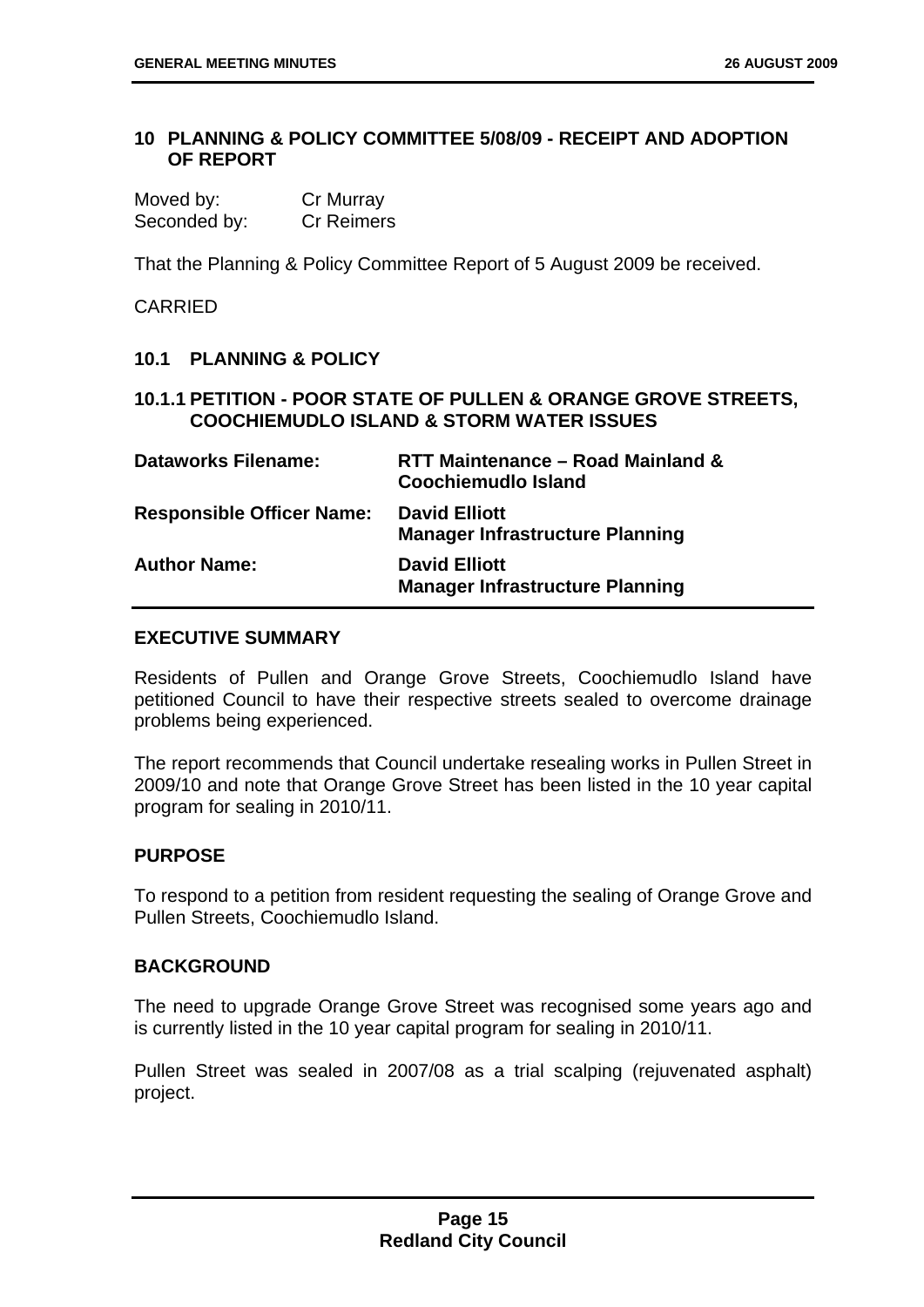## 10 PLANNING & POLICY COMMITTEE 5/08/09 - RECEIPT AND ADOPTION OF REPORT

Moved by: Cr Murray
Seconded by: Cr Reimers

That the Planning & Policy Committee Report of 5 August 2009 be received.

CARRIED

### 10.1 PLANNING & POLICY

### 10.1.1 PETITION - POOR STATE OF PULLEN & ORANGE GROVE STREETS, COOCHIEMUDLO ISLAND & STORM WATER ISSUES

| | |
|---|---|
| **Dataworks Filename:** | **RTT Maintenance – Road Mainland & Coochiemudlo Island** |
| **Responsible Officer Name:** | **David Elliott**<br>**Manager Infrastructure Planning** |
| **Author Name:** | **David Elliott**<br>**Manager Infrastructure Planning** |

#### EXECUTIVE SUMMARY

Residents of Pullen and Orange Grove Streets, Coochiemudlo Island have petitioned Council to have their respective streets sealed to overcome drainage problems being experienced.

The report recommends that Council undertake resealing works in Pullen Street in 2009/10 and note that Orange Grove Street has been listed in the 10 year capital program for sealing in 2010/11.

#### PURPOSE

To respond to a petition from resident requesting the sealing of Orange Grove and Pullen Streets, Coochiemudlo Island.

#### BACKGROUND

The need to upgrade Orange Grove Street was recognised some years ago and is currently listed in the 10 year capital program for sealing in 2010/11.

Pullen Street was sealed in 2007/08 as a trial scalping (rejuvenated asphalt) project.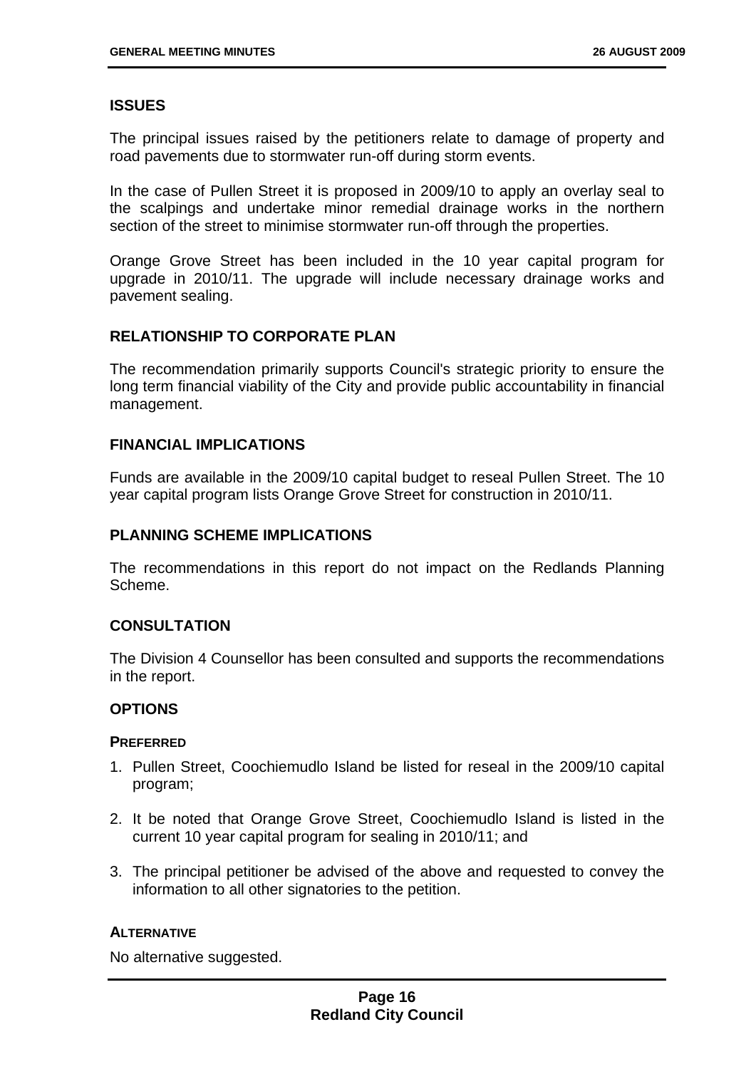## ISSUES

The principal issues raised by the petitioners relate to damage of property and road pavements due to stormwater run-off during storm events.

In the case of Pullen Street it is proposed in 2009/10 to apply an overlay seal to the scalpings and undertake minor remedial drainage works in the northern section of the street to minimise stormwater run-off through the properties.

Orange Grove Street has been included in the 10 year capital program for upgrade in 2010/11. The upgrade will include necessary drainage works and pavement sealing.

## RELATIONSHIP TO CORPORATE PLAN

The recommendation primarily supports Council's strategic priority to ensure the long term financial viability of the City and provide public accountability in financial management.

## FINANCIAL IMPLICATIONS

Funds are available in the 2009/10 capital budget to reseal Pullen Street. The 10 year capital program lists Orange Grove Street for construction in 2010/11.

## PLANNING SCHEME IMPLICATIONS

The recommendations in this report do not impact on the Redlands Planning Scheme.

## CONSULTATION

The Division 4 Counsellor has been consulted and supports the recommendations in the report.

## OPTIONS

### PREFERRED

1. Pullen Street, Coochiemudlo Island be listed for reseal in the 2009/10 capital program;
2. It be noted that Orange Grove Street, Coochiemudlo Island is listed in the current 10 year capital program for sealing in 2010/11; and
3. The principal petitioner be advised of the above and requested to convey the information to all other signatories to the petition.

### ALTERNATIVE

No alternative suggested.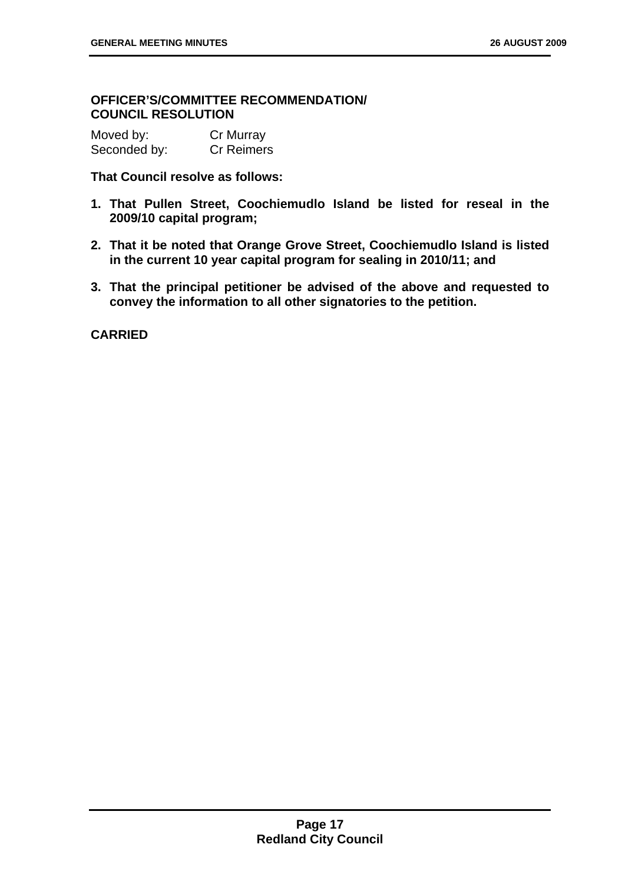**OFFICER'S/COMMITTEE RECOMMENDATION/ COUNCIL RESOLUTION**

Moved by: Cr Murray
Seconded by: Cr Reimers

**That Council resolve as follows:**

1. **That Pullen Street, Coochiemudlo Island be listed for reseal in the 2009/10 capital program;**
2. **That it be noted that Orange Grove Street, Coochiemudlo Island is listed in the current 10 year capital program for sealing in 2010/11; and**
3. **That the principal petitioner be advised of the above and requested to convey the information to all other signatories to the petition.**

**CARRIED**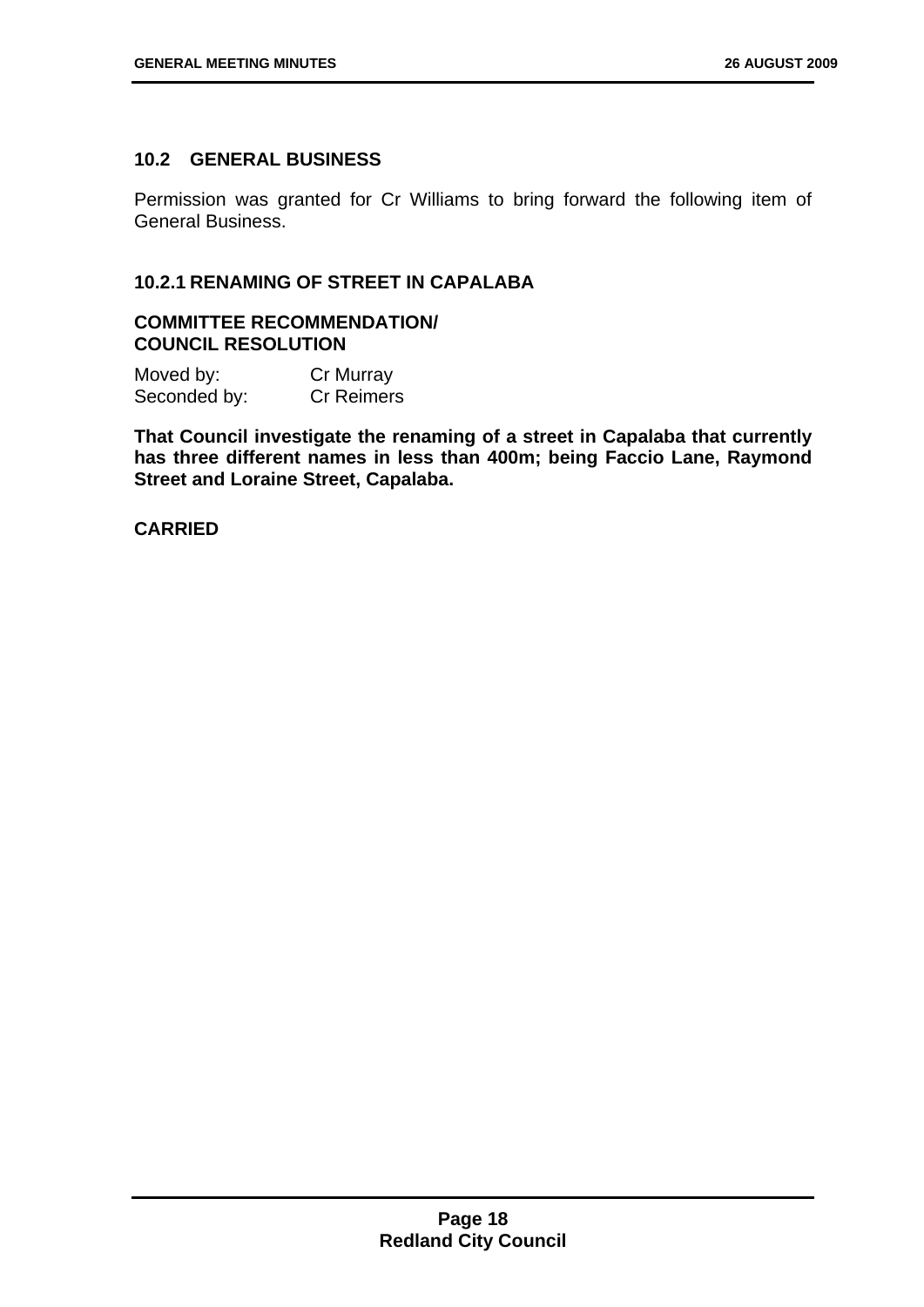## 10.2 GENERAL BUSINESS

Permission was granted for Cr Williams to bring forward the following item of General Business.

### 10.2.1 RENAMING OF STREET IN CAPALABA

**COMMITTEE RECOMMENDATION/ COUNCIL RESOLUTION**

Moved by: Cr Murray
Seconded by: Cr Reimers

**That Council investigate the renaming of a street in Capalaba that currently has three different names in less than 400m; being Faccio Lane, Raymond Street and Loraine Street, Capalaba.**

**CARRIED**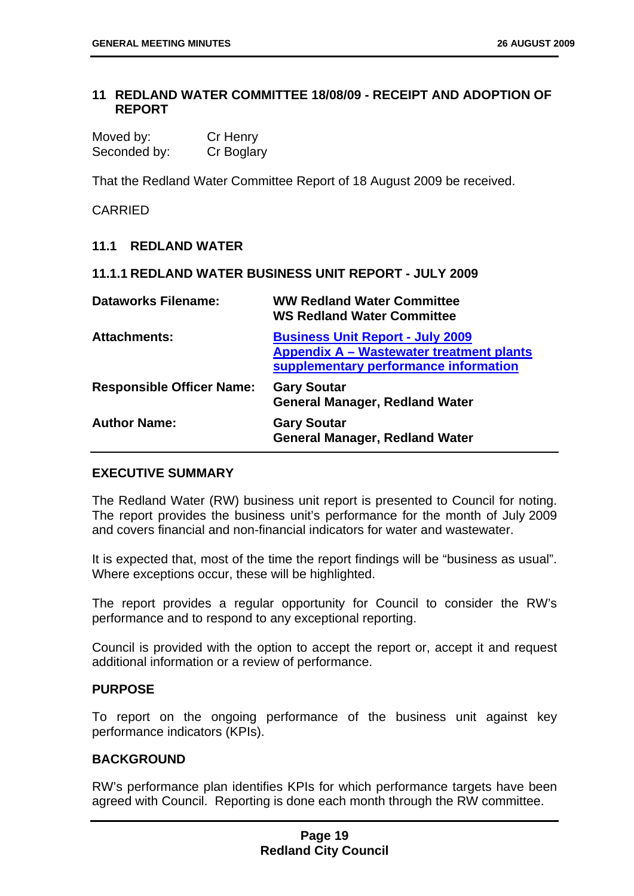## 11 REDLAND WATER COMMITTEE 18/08/09 - RECEIPT AND ADOPTION OF REPORT

Moved by: Cr Henry
Seconded by: Cr Boglary

That the Redland Water Committee Report of 18 August 2009 be received.

CARRIED

### 11.1 REDLAND WATER

#### 11.1.1 REDLAND WATER BUSINESS UNIT REPORT - JULY 2009

| | |
|---|---|
| **Dataworks Filename:** | **WW Redland Water Committee**<br>**WS Redland Water Committee** |
| **Attachments:** | **Business Unit Report - July 2009**<br>**Appendix A – Wastewater treatment plants supplementary performance information** |
| **Responsible Officer Name:** | **Gary Soutar**<br>**General Manager, Redland Water** |
| **Author Name:** | **Gary Soutar**<br>**General Manager, Redland Water** |

**EXECUTIVE SUMMARY**

The Redland Water (RW) business unit report is presented to Council for noting. The report provides the business unit's performance for the month of July 2009 and covers financial and non-financial indicators for water and wastewater.

It is expected that, most of the time the report findings will be "business as usual". Where exceptions occur, these will be highlighted.

The report provides a regular opportunity for Council to consider the RW's performance and to respond to any exceptional reporting.

Council is provided with the option to accept the report or, accept it and request additional information or a review of performance.

**PURPOSE**

To report on the ongoing performance of the business unit against key performance indicators (KPIs).

**BACKGROUND**

RW's performance plan identifies KPIs for which performance targets have been agreed with Council. Reporting is done each month through the RW committee.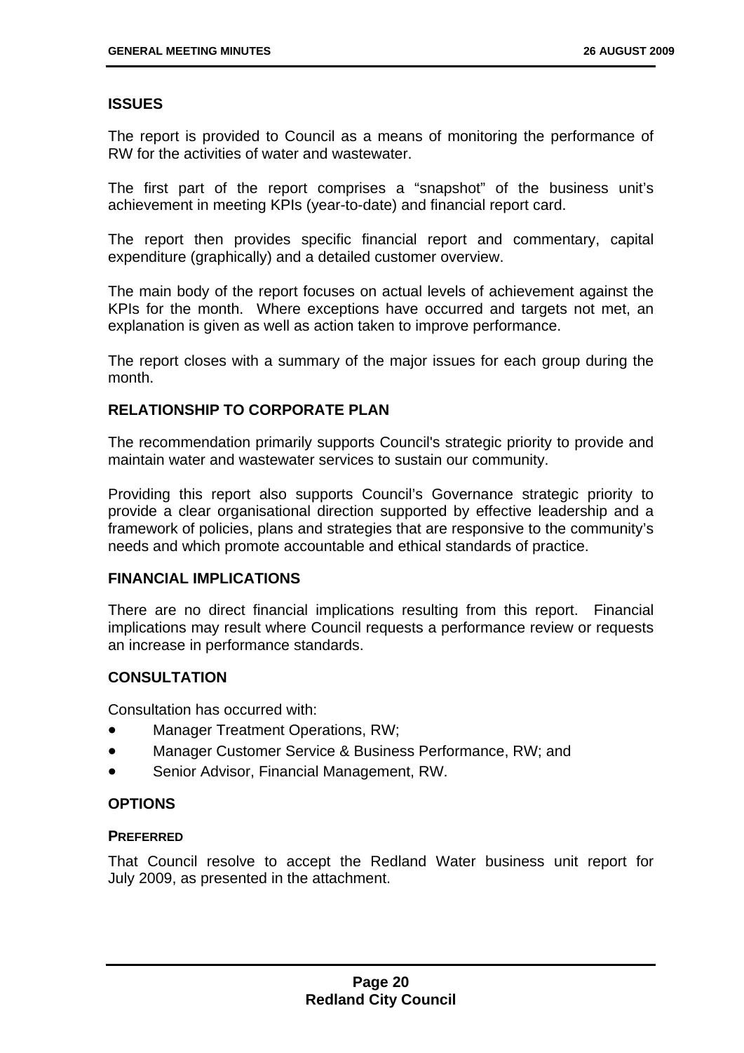### ISSUES

The report is provided to Council as a means of monitoring the performance of RW for the activities of water and wastewater.

The first part of the report comprises a "snapshot" of the business unit's achievement in meeting KPIs (year-to-date) and financial report card.

The report then provides specific financial report and commentary, capital expenditure (graphically) and a detailed customer overview.

The main body of the report focuses on actual levels of achievement against the KPIs for the month. Where exceptions have occurred and targets not met, an explanation is given as well as action taken to improve performance.

The report closes with a summary of the major issues for each group during the month.

### RELATIONSHIP TO CORPORATE PLAN

The recommendation primarily supports Council's strategic priority to provide and maintain water and wastewater services to sustain our community.

Providing this report also supports Council's Governance strategic priority to provide a clear organisational direction supported by effective leadership and a framework of policies, plans and strategies that are responsive to the community's needs and which promote accountable and ethical standards of practice.

### FINANCIAL IMPLICATIONS

There are no direct financial implications resulting from this report. Financial implications may result where Council requests a performance review or requests an increase in performance standards.

### CONSULTATION

Consultation has occurred with:

- Manager Treatment Operations, RW;
- Manager Customer Service & Business Performance, RW; and
- Senior Advisor, Financial Management, RW.

### OPTIONS

#### PREFERRED

That Council resolve to accept the Redland Water business unit report for July 2009, as presented in the attachment.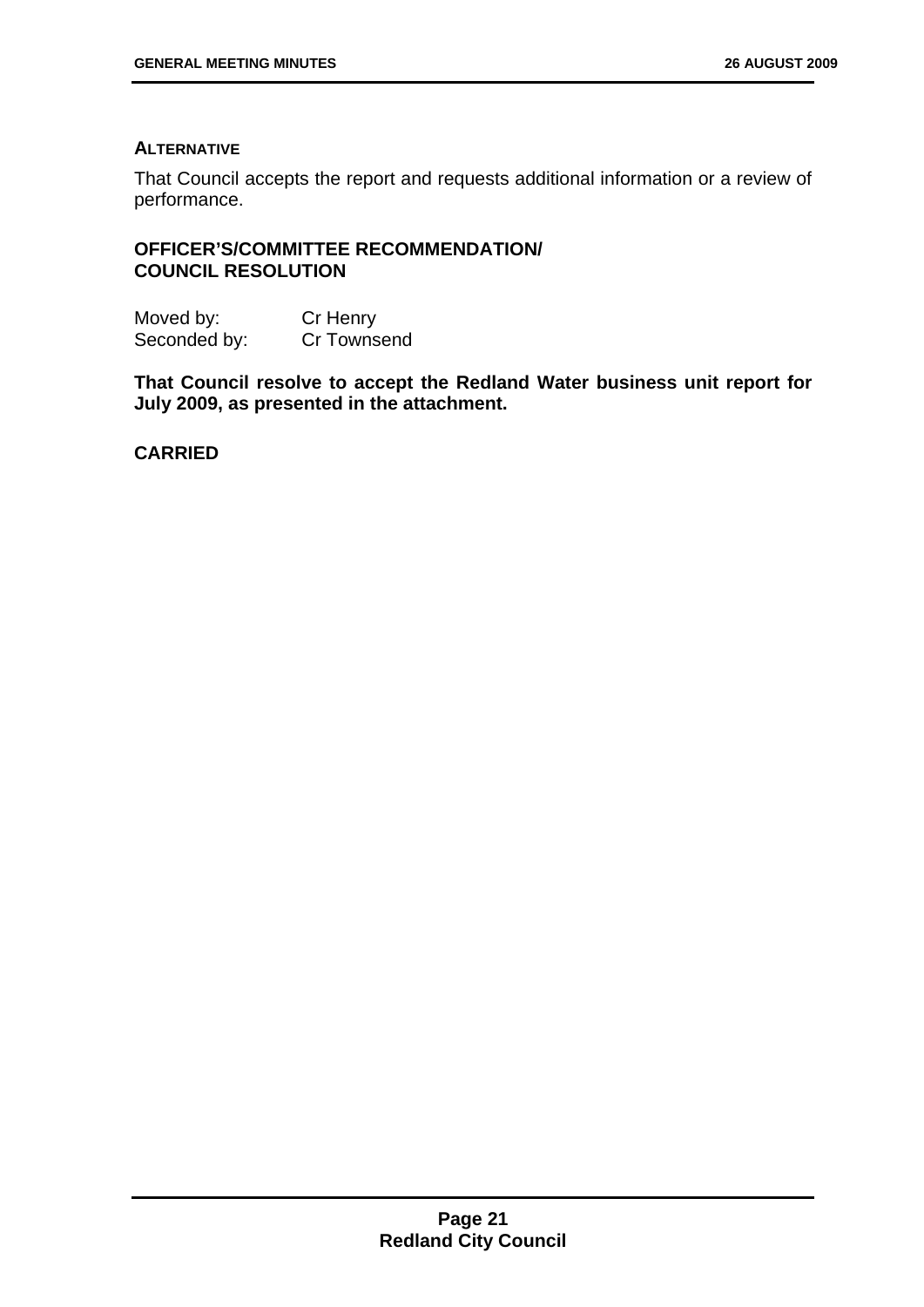**ALTERNATIVE**

That Council accepts the report and requests additional information or a review of performance.

**OFFICER'S/COMMITTEE RECOMMENDATION/ COUNCIL RESOLUTION**

Moved by: Cr Henry
Seconded by: Cr Townsend

**That Council resolve to accept the Redland Water business unit report for July 2009, as presented in the attachment.**

**CARRIED**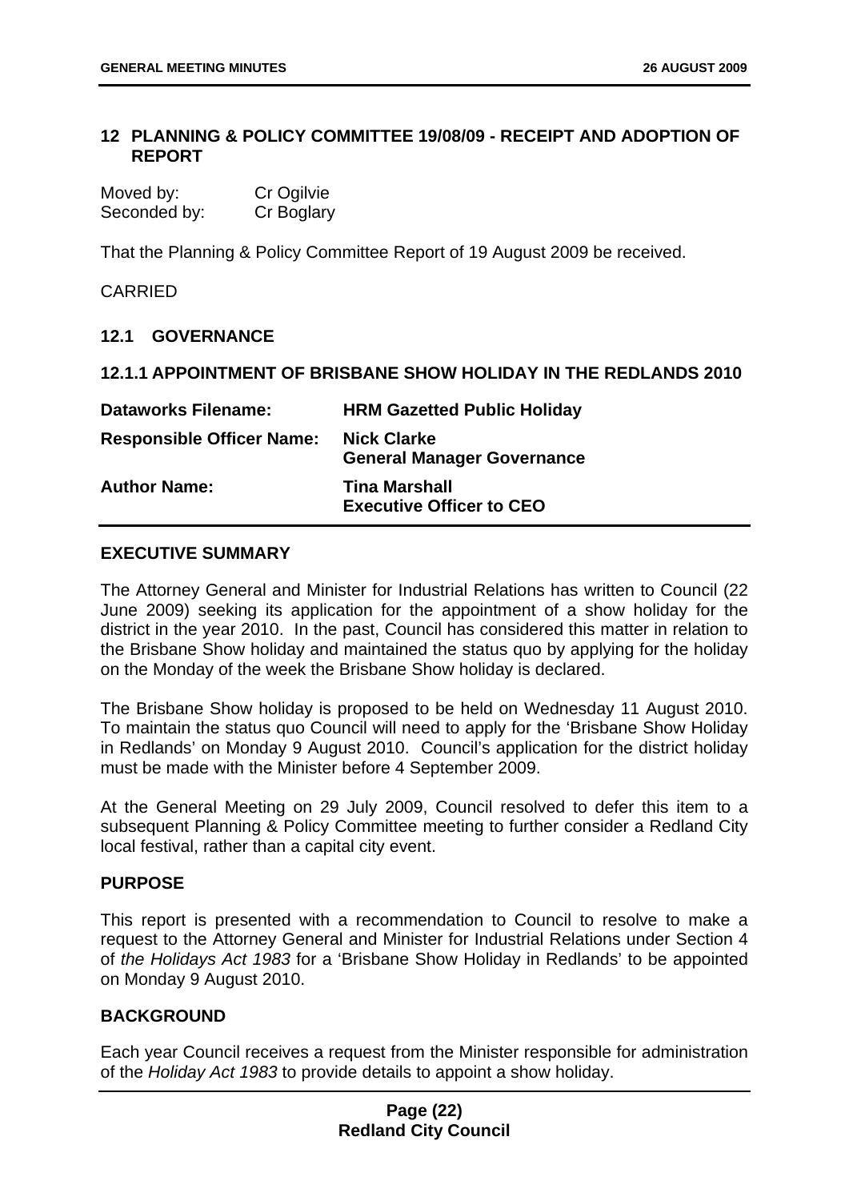## 12 PLANNING & POLICY COMMITTEE 19/08/09 - RECEIPT AND ADOPTION OF REPORT

Moved by: Cr Ogilvie
Seconded by: Cr Boglary

That the Planning & Policy Committee Report of 19 August 2009 be received.

CARRIED

### 12.1 GOVERNANCE

### 12.1.1 APPOINTMENT OF BRISBANE SHOW HOLIDAY IN THE REDLANDS 2010

| | |
|---|---|
| **Dataworks Filename:** | **HRM Gazetted Public Holiday** |
| **Responsible Officer Name:** | **Nick Clarke**<br>**General Manager Governance** |
| **Author Name:** | **Tina Marshall**<br>**Executive Officer to CEO** |

**EXECUTIVE SUMMARY**

The Attorney General and Minister for Industrial Relations has written to Council (22 June 2009) seeking its application for the appointment of a show holiday for the district in the year 2010. In the past, Council has considered this matter in relation to the Brisbane Show holiday and maintained the status quo by applying for the holiday on the Monday of the week the Brisbane Show holiday is declared.

The Brisbane Show holiday is proposed to be held on Wednesday 11 August 2010. To maintain the status quo Council will need to apply for the 'Brisbane Show Holiday in Redlands' on Monday 9 August 2010. Council's application for the district holiday must be made with the Minister before 4 September 2009.

At the General Meeting on 29 July 2009, Council resolved to defer this item to a subsequent Planning & Policy Committee meeting to further consider a Redland City local festival, rather than a capital city event.

**PURPOSE**

This report is presented with a recommendation to Council to resolve to make a request to the Attorney General and Minister for Industrial Relations under Section 4 of *the Holidays Act 1983* for a 'Brisbane Show Holiday in Redlands' to be appointed on Monday 9 August 2010.

**BACKGROUND**

Each year Council receives a request from the Minister responsible for administration of the *Holiday Act 1983* to provide details to appoint a show holiday.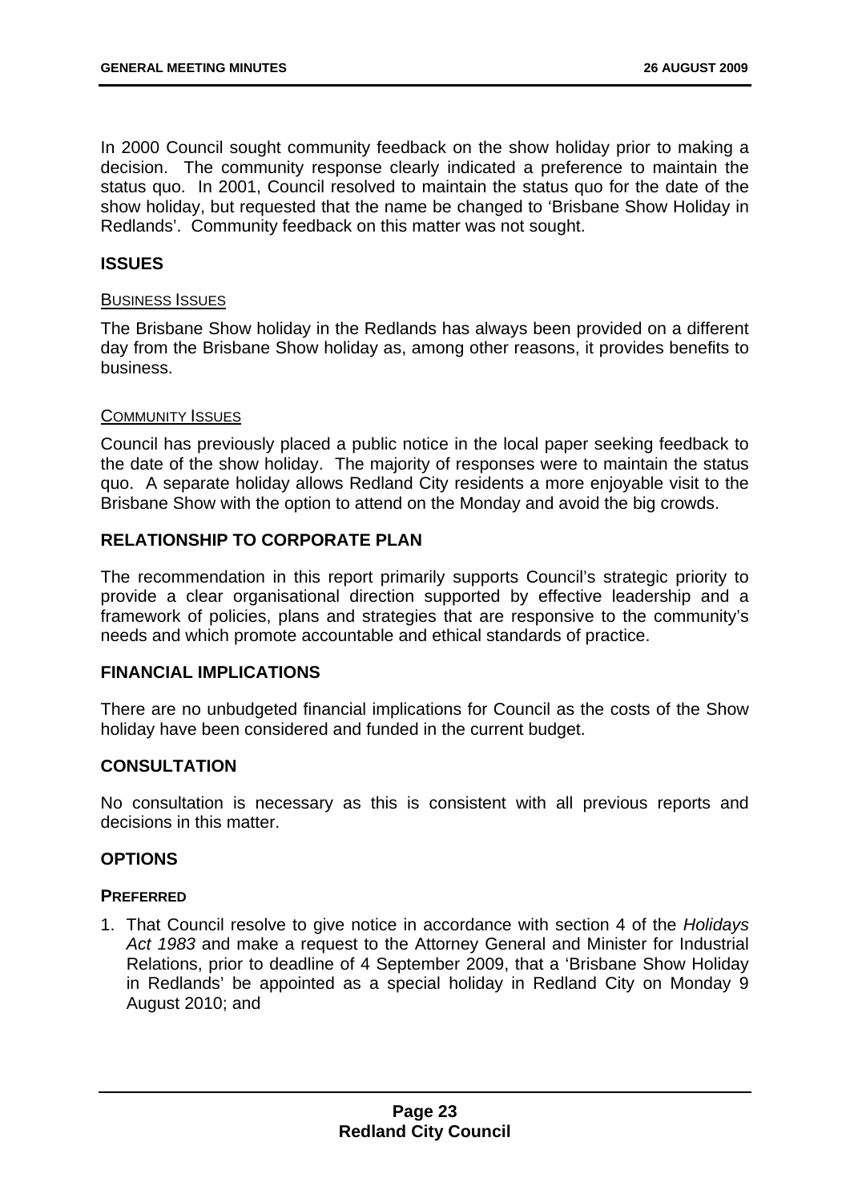In 2000 Council sought community feedback on the show holiday prior to making a decision. The community response clearly indicated a preference to maintain the status quo. In 2001, Council resolved to maintain the status quo for the date of the show holiday, but requested that the name be changed to 'Brisbane Show Holiday in Redlands'. Community feedback on this matter was not sought.

## ISSUES

BUSINESS ISSUES

The Brisbane Show holiday in the Redlands has always been provided on a different day from the Brisbane Show holiday as, among other reasons, it provides benefits to business.

COMMUNITY ISSUES

Council has previously placed a public notice in the local paper seeking feedback to the date of the show holiday. The majority of responses were to maintain the status quo. A separate holiday allows Redland City residents a more enjoyable visit to the Brisbane Show with the option to attend on the Monday and avoid the big crowds.

## RELATIONSHIP TO CORPORATE PLAN

The recommendation in this report primarily supports Council's strategic priority to provide a clear organisational direction supported by effective leadership and a framework of policies, plans and strategies that are responsive to the community's needs and which promote accountable and ethical standards of practice.

## FINANCIAL IMPLICATIONS

There are no unbudgeted financial implications for Council as the costs of the Show holiday have been considered and funded in the current budget.

## CONSULTATION

No consultation is necessary as this is consistent with all previous reports and decisions in this matter.

## OPTIONS

### PREFERRED

1. That Council resolve to give notice in accordance with section 4 of the *Holidays Act 1983* and make a request to the Attorney General and Minister for Industrial Relations, prior to deadline of 4 September 2009, that a 'Brisbane Show Holiday in Redlands' be appointed as a special holiday in Redland City on Monday 9 August 2010; and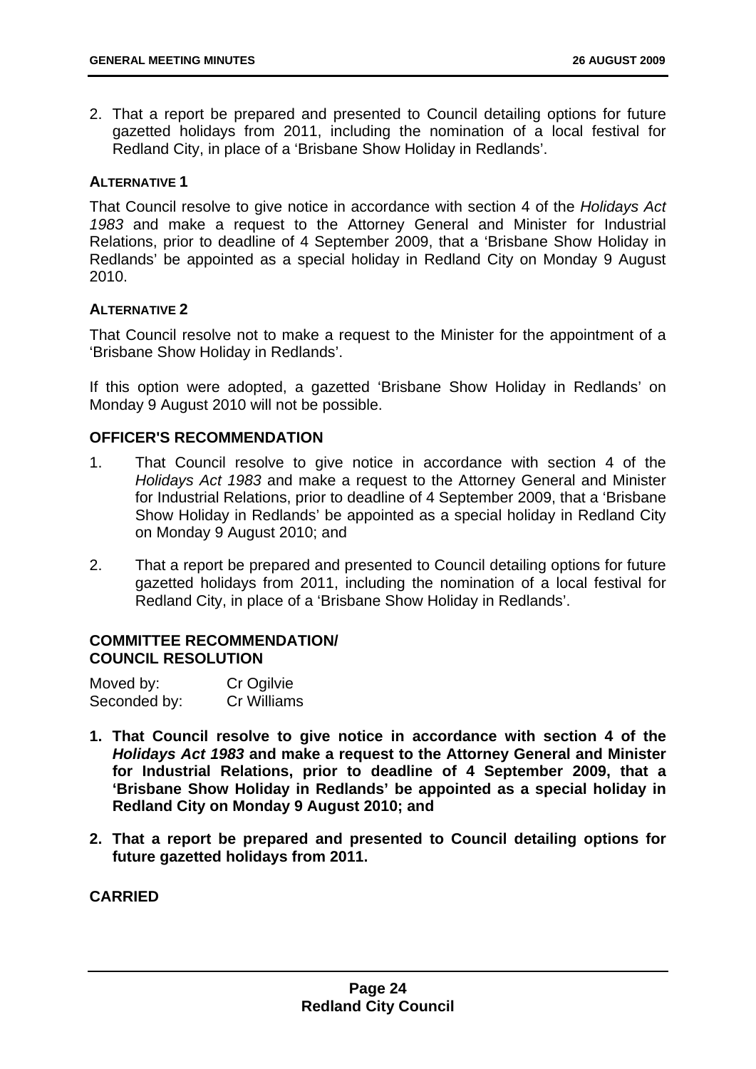2. That a report be prepared and presented to Council detailing options for future gazetted holidays from 2011, including the nomination of a local festival for Redland City, in place of a 'Brisbane Show Holiday in Redlands'.

**ALTERNATIVE 1**

That Council resolve to give notice in accordance with section 4 of the *Holidays Act 1983* and make a request to the Attorney General and Minister for Industrial Relations, prior to deadline of 4 September 2009, that a 'Brisbane Show Holiday in Redlands' be appointed as a special holiday in Redland City on Monday 9 August 2010.

**ALTERNATIVE 2**

That Council resolve not to make a request to the Minister for the appointment of a 'Brisbane Show Holiday in Redlands'.

If this option were adopted, a gazetted 'Brisbane Show Holiday in Redlands' on Monday 9 August 2010 will not be possible.

**OFFICER'S RECOMMENDATION**

1. That Council resolve to give notice in accordance with section 4 of the *Holidays Act 1983* and make a request to the Attorney General and Minister for Industrial Relations, prior to deadline of 4 September 2009, that a 'Brisbane Show Holiday in Redlands' be appointed as a special holiday in Redland City on Monday 9 August 2010; and

2. That a report be prepared and presented to Council detailing options for future gazetted holidays from 2011, including the nomination of a local festival for Redland City, in place of a 'Brisbane Show Holiday in Redlands'.

**COMMITTEE RECOMMENDATION/**
**COUNCIL RESOLUTION**

Moved by: Cr Ogilvie
Seconded by: Cr Williams

**1. That Council resolve to give notice in accordance with section 4 of the *Holidays Act 1983* and make a request to the Attorney General and Minister for Industrial Relations, prior to deadline of 4 September 2009, that a 'Brisbane Show Holiday in Redlands' be appointed as a special holiday in Redland City on Monday 9 August 2010; and**

**2. That a report be prepared and presented to Council detailing options for future gazetted holidays from 2011.**

**CARRIED**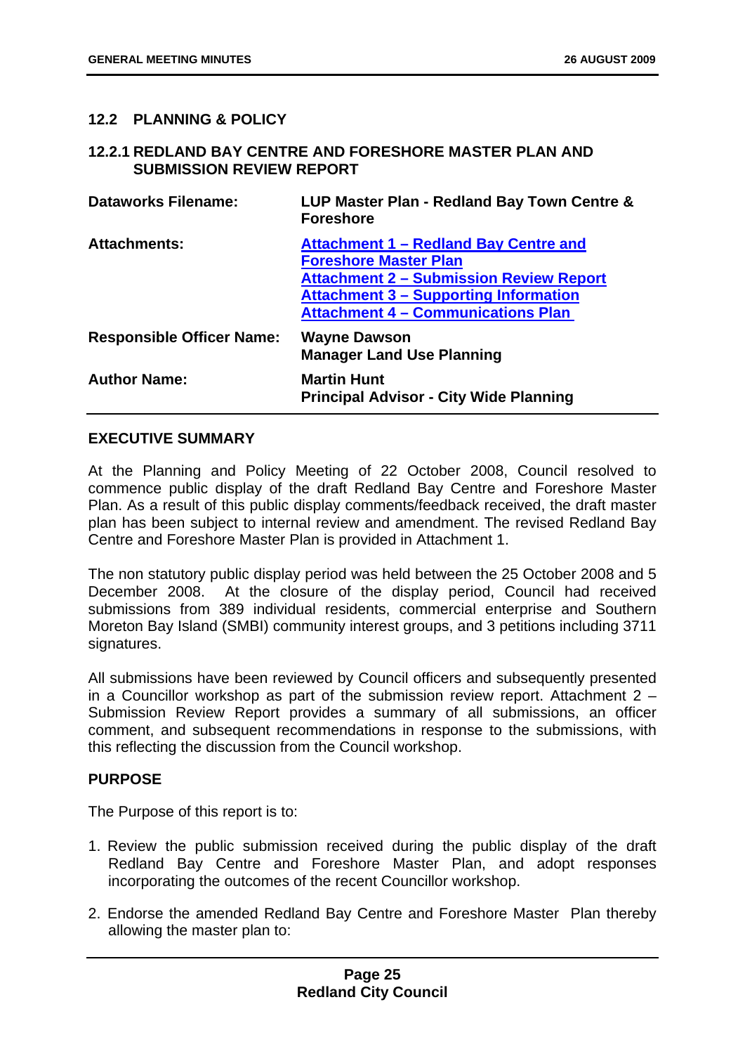## 12.2 PLANNING & POLICY

### 12.2.1 REDLAND BAY CENTRE AND FORESHORE MASTER PLAN AND SUBMISSION REVIEW REPORT

| | |
|---|---|
| **Dataworks Filename:** | **LUP Master Plan - Redland Bay Town Centre & Foreshore** |
| **Attachments:** | **Attachment 1 – Redland Bay Centre and Foreshore Master Plan**<br>**Attachment 2 – Submission Review Report**<br>**Attachment 3 – Supporting Information**<br>**Attachment 4 – Communications Plan** |
| **Responsible Officer Name:** | **Wayne Dawson**<br>**Manager Land Use Planning** |
| **Author Name:** | **Martin Hunt**<br>**Principal Advisor - City Wide Planning** |

**EXECUTIVE SUMMARY**

At the Planning and Policy Meeting of 22 October 2008, Council resolved to commence public display of the draft Redland Bay Centre and Foreshore Master Plan. As a result of this public display comments/feedback received, the draft master plan has been subject to internal review and amendment. The revised Redland Bay Centre and Foreshore Master Plan is provided in Attachment 1.

The non statutory public display period was held between the 25 October 2008 and 5 December 2008. At the closure of the display period, Council had received submissions from 389 individual residents, commercial enterprise and Southern Moreton Bay Island (SMBI) community interest groups, and 3 petitions including 3711 signatures.

All submissions have been reviewed by Council officers and subsequently presented in a Councillor workshop as part of the submission review report. Attachment 2 – Submission Review Report provides a summary of all submissions, an officer comment, and subsequent recommendations in response to the submissions, with this reflecting the discussion from the Council workshop.

**PURPOSE**

The Purpose of this report is to:

1. Review the public submission received during the public display of the draft Redland Bay Centre and Foreshore Master Plan, and adopt responses incorporating the outcomes of the recent Councillor workshop.

2. Endorse the amended Redland Bay Centre and Foreshore Master Plan thereby allowing the master plan to: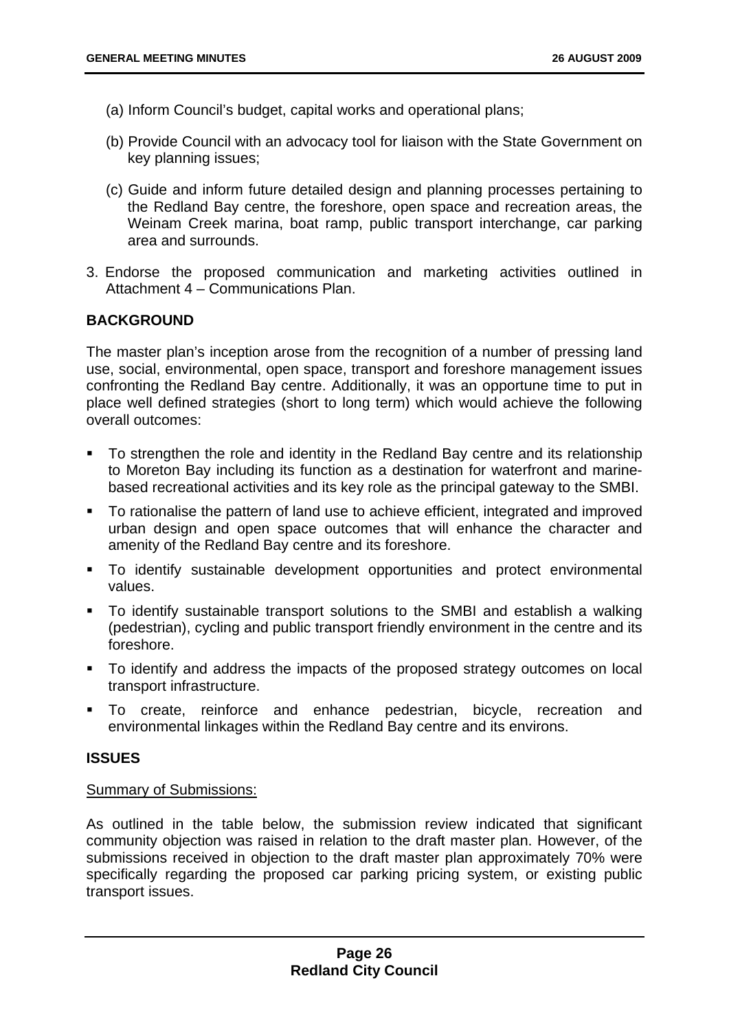(a) Inform Council's budget, capital works and operational plans;

(b) Provide Council with an advocacy tool for liaison with the State Government on key planning issues;

(c) Guide and inform future detailed design and planning processes pertaining to the Redland Bay centre, the foreshore, open space and recreation areas, the Weinam Creek marina, boat ramp, public transport interchange, car parking area and surrounds.

3. Endorse the proposed communication and marketing activities outlined in Attachment 4 – Communications Plan.

**BACKGROUND**

The master plan's inception arose from the recognition of a number of pressing land use, social, environmental, open space, transport and foreshore management issues confronting the Redland Bay centre. Additionally, it was an opportune time to put in place well defined strategies (short to long term) which would achieve the following overall outcomes:

- To strengthen the role and identity in the Redland Bay centre and its relationship to Moreton Bay including its function as a destination for waterfront and marine-based recreational activities and its key role as the principal gateway to the SMBI.
- To rationalise the pattern of land use to achieve efficient, integrated and improved urban design and open space outcomes that will enhance the character and amenity of the Redland Bay centre and its foreshore.
- To identify sustainable development opportunities and protect environmental values.
- To identify sustainable transport solutions to the SMBI and establish a walking (pedestrian), cycling and public transport friendly environment in the centre and its foreshore.
- To identify and address the impacts of the proposed strategy outcomes on local transport infrastructure.
- To create, reinforce and enhance pedestrian, bicycle, recreation and environmental linkages within the Redland Bay centre and its environs.

**ISSUES**

Summary of Submissions:

As outlined in the table below, the submission review indicated that significant community objection was raised in relation to the draft master plan. However, of the submissions received in objection to the draft master plan approximately 70% were specifically regarding the proposed car parking pricing system, or existing public transport issues.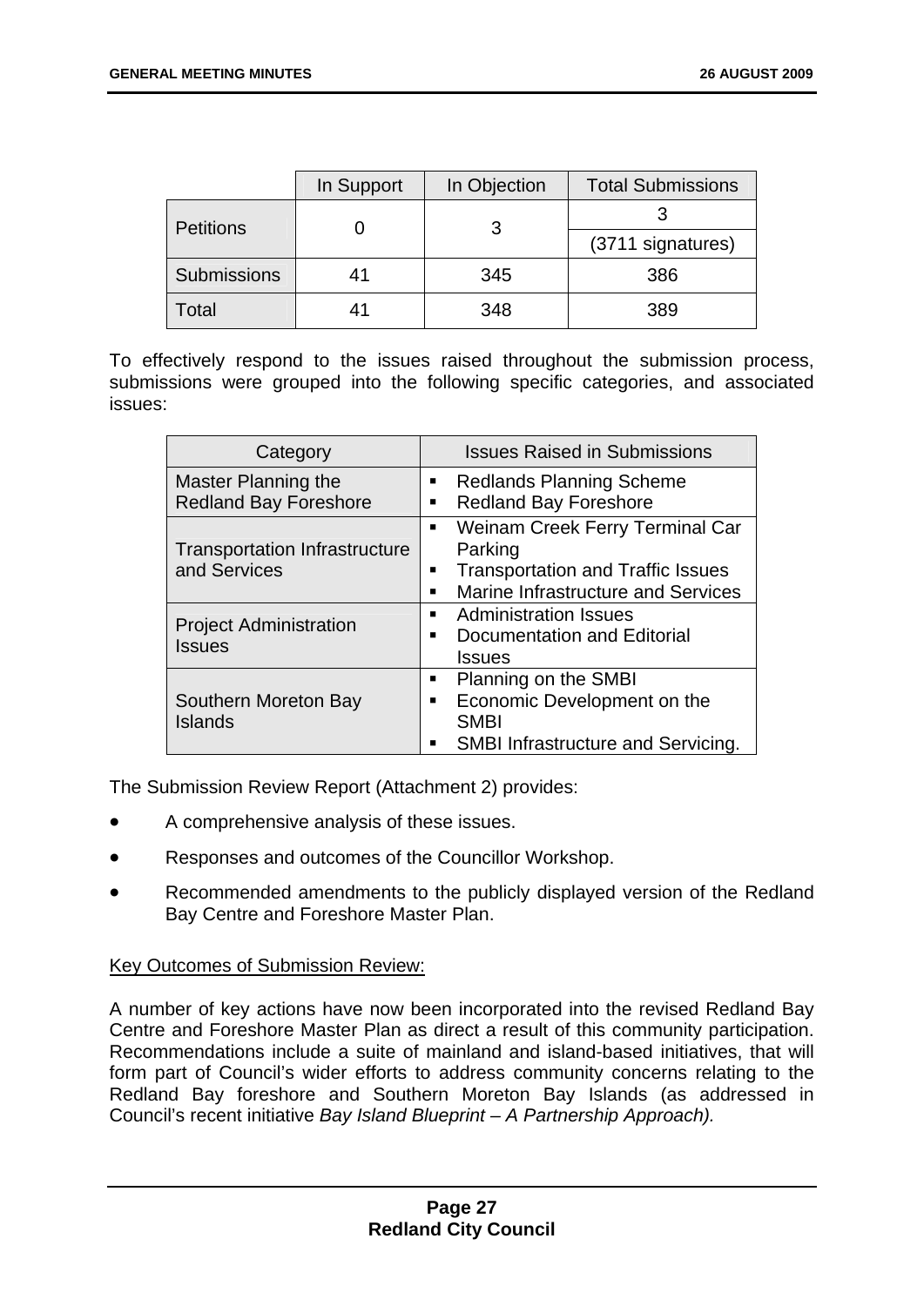| | In Support | In Objection | Total Submissions |
|---|---|---|---|
| Petitions | 0 | 3 | 3 (3711 signatures) |
| Submissions | 41 | 345 | 386 |
| Total | 41 | 348 | 389 |

To effectively respond to the issues raised throughout the submission process, submissions were grouped into the following specific categories, and associated issues:

| Category | Issues Raised in Submissions |
|---|---|
| Master Planning the Redland Bay Foreshore | ▪ Redlands Planning Scheme<br>▪ Redland Bay Foreshore |
| Transportation Infrastructure and Services | ▪ Weinam Creek Ferry Terminal Car Parking<br>▪ Transportation and Traffic Issues<br>▪ Marine Infrastructure and Services |
| Project Administration Issues | ▪ Administration Issues<br>▪ Documentation and Editorial Issues |
| Southern Moreton Bay Islands | ▪ Planning on the SMBI<br>▪ Economic Development on the SMBI<br>▪ SMBI Infrastructure and Servicing. |

The Submission Review Report (Attachment 2) provides:

- A comprehensive analysis of these issues.
- Responses and outcomes of the Councillor Workshop.
- Recommended amendments to the publicly displayed version of the Redland Bay Centre and Foreshore Master Plan.

Key Outcomes of Submission Review:

A number of key actions have now been incorporated into the revised Redland Bay Centre and Foreshore Master Plan as direct a result of this community participation. Recommendations include a suite of mainland and island-based initiatives, that will form part of Council's wider efforts to address community concerns relating to the Redland Bay foreshore and Southern Moreton Bay Islands (as addressed in Council's recent initiative *Bay Island Blueprint – A Partnership Approach).*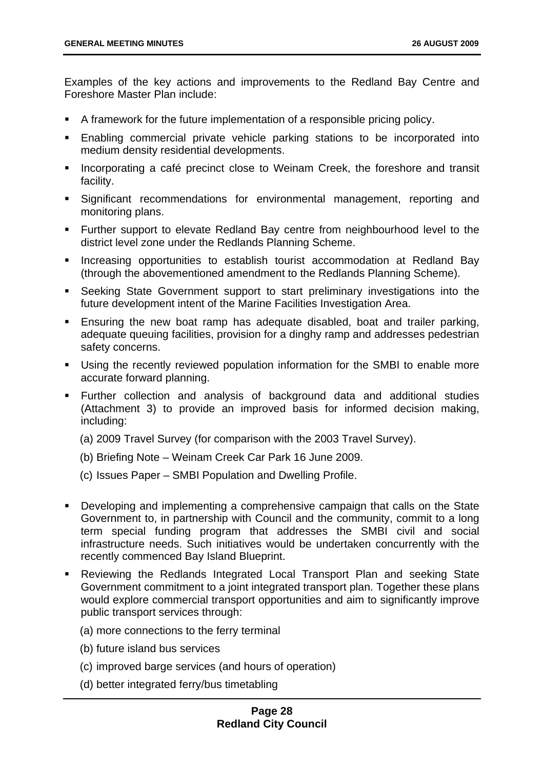Examples of the key actions and improvements to the Redland Bay Centre and Foreshore Master Plan include:

- A framework for the future implementation of a responsible pricing policy.
- Enabling commercial private vehicle parking stations to be incorporated into medium density residential developments.
- Incorporating a café precinct close to Weinam Creek, the foreshore and transit facility.
- Significant recommendations for environmental management, reporting and monitoring plans.
- Further support to elevate Redland Bay centre from neighbourhood level to the district level zone under the Redlands Planning Scheme.
- Increasing opportunities to establish tourist accommodation at Redland Bay (through the abovementioned amendment to the Redlands Planning Scheme).
- Seeking State Government support to start preliminary investigations into the future development intent of the Marine Facilities Investigation Area.
- Ensuring the new boat ramp has adequate disabled, boat and trailer parking, adequate queuing facilities, provision for a dinghy ramp and addresses pedestrian safety concerns.
- Using the recently reviewed population information for the SMBI to enable more accurate forward planning.
- Further collection and analysis of background data and additional studies (Attachment 3) to provide an improved basis for informed decision making, including:

  (a) 2009 Travel Survey (for comparison with the 2003 Travel Survey).

  (b) Briefing Note – Weinam Creek Car Park 16 June 2009.

  (c) Issues Paper – SMBI Population and Dwelling Profile.

- Developing and implementing a comprehensive campaign that calls on the State Government to, in partnership with Council and the community, commit to a long term special funding program that addresses the SMBI civil and social infrastructure needs. Such initiatives would be undertaken concurrently with the recently commenced Bay Island Blueprint.
- Reviewing the Redlands Integrated Local Transport Plan and seeking State Government commitment to a joint integrated transport plan. Together these plans would explore commercial transport opportunities and aim to significantly improve public transport services through:

  (a) more connections to the ferry terminal

  (b) future island bus services

  (c) improved barge services (and hours of operation)

  (d) better integrated ferry/bus timetabling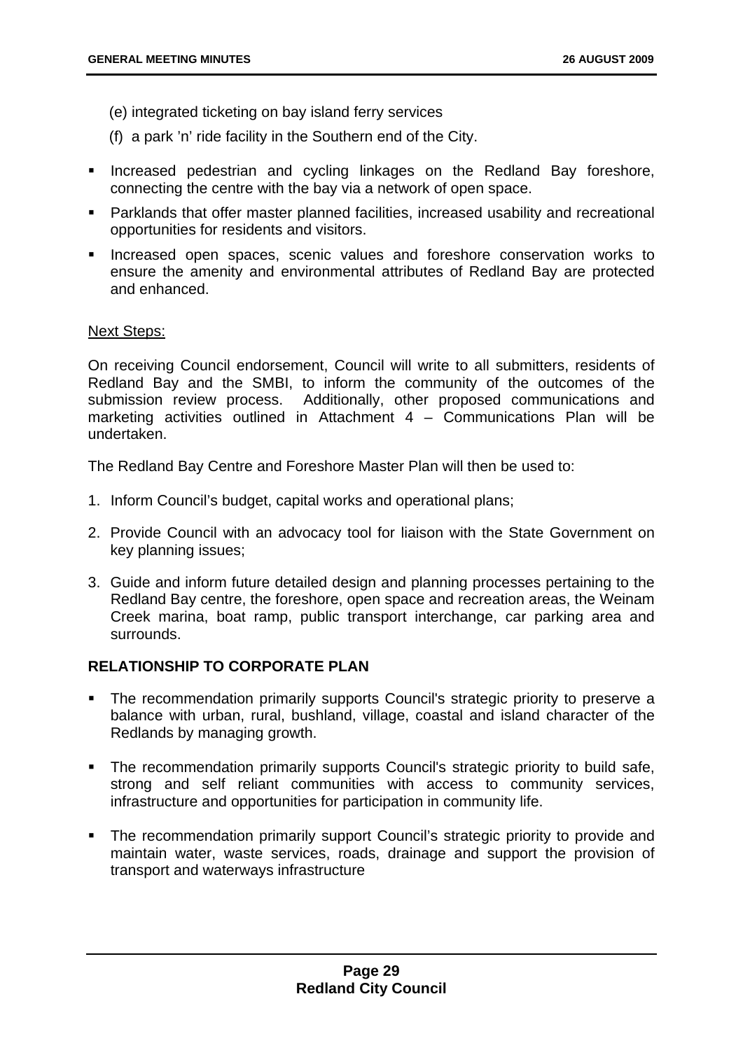(e) integrated ticketing on bay island ferry services

(f) a park 'n' ride facility in the Southern end of the City.

- Increased pedestrian and cycling linkages on the Redland Bay foreshore, connecting the centre with the bay via a network of open space.
- Parklands that offer master planned facilities, increased usability and recreational opportunities for residents and visitors.
- Increased open spaces, scenic values and foreshore conservation works to ensure the amenity and environmental attributes of Redland Bay are protected and enhanced.

Next Steps:

On receiving Council endorsement, Council will write to all submitters, residents of Redland Bay and the SMBI, to inform the community of the outcomes of the submission review process. Additionally, other proposed communications and marketing activities outlined in Attachment 4 – Communications Plan will be undertaken.

The Redland Bay Centre and Foreshore Master Plan will then be used to:

1. Inform Council's budget, capital works and operational plans;
2. Provide Council with an advocacy tool for liaison with the State Government on key planning issues;
3. Guide and inform future detailed design and planning processes pertaining to the Redland Bay centre, the foreshore, open space and recreation areas, the Weinam Creek marina, boat ramp, public transport interchange, car parking area and surrounds.

## RELATIONSHIP TO CORPORATE PLAN

- The recommendation primarily supports Council's strategic priority to preserve a balance with urban, rural, bushland, village, coastal and island character of the Redlands by managing growth.
- The recommendation primarily supports Council's strategic priority to build safe, strong and self reliant communities with access to community services, infrastructure and opportunities for participation in community life.
- The recommendation primarily support Council's strategic priority to provide and maintain water, waste services, roads, drainage and support the provision of transport and waterways infrastructure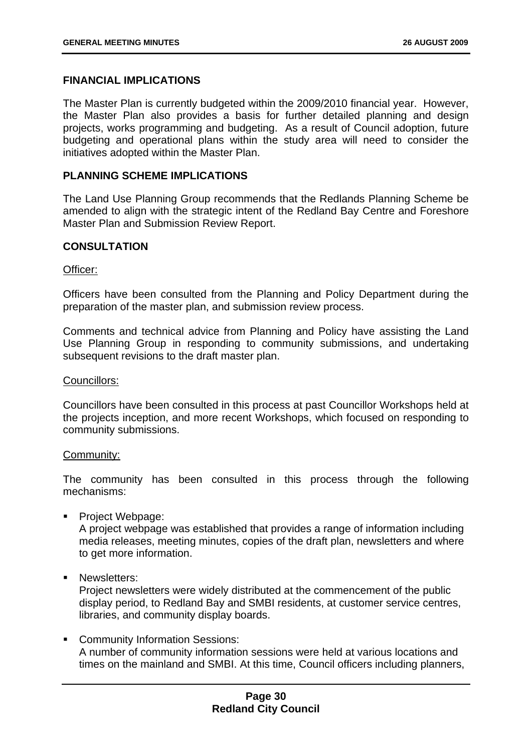## FINANCIAL IMPLICATIONS

The Master Plan is currently budgeted within the 2009/2010 financial year. However, the Master Plan also provides a basis for further detailed planning and design projects, works programming and budgeting. As a result of Council adoption, future budgeting and operational plans within the study area will need to consider the initiatives adopted within the Master Plan.

## PLANNING SCHEME IMPLICATIONS

The Land Use Planning Group recommends that the Redlands Planning Scheme be amended to align with the strategic intent of the Redland Bay Centre and Foreshore Master Plan and Submission Review Report.

## CONSULTATION

Officer:

Officers have been consulted from the Planning and Policy Department during the preparation of the master plan, and submission review process.

Comments and technical advice from Planning and Policy have assisting the Land Use Planning Group in responding to community submissions, and undertaking subsequent revisions to the draft master plan.

Councillors:

Councillors have been consulted in this process at past Councillor Workshops held at the projects inception, and more recent Workshops, which focused on responding to community submissions.

Community:

The community has been consulted in this process through the following mechanisms:

- Project Webpage:
  A project webpage was established that provides a range of information including media releases, meeting minutes, copies of the draft plan, newsletters and where to get more information.
- Newsletters:
  Project newsletters were widely distributed at the commencement of the public display period, to Redland Bay and SMBI residents, at customer service centres, libraries, and community display boards.
- Community Information Sessions:
  A number of community information sessions were held at various locations and times on the mainland and SMBI. At this time, Council officers including planners,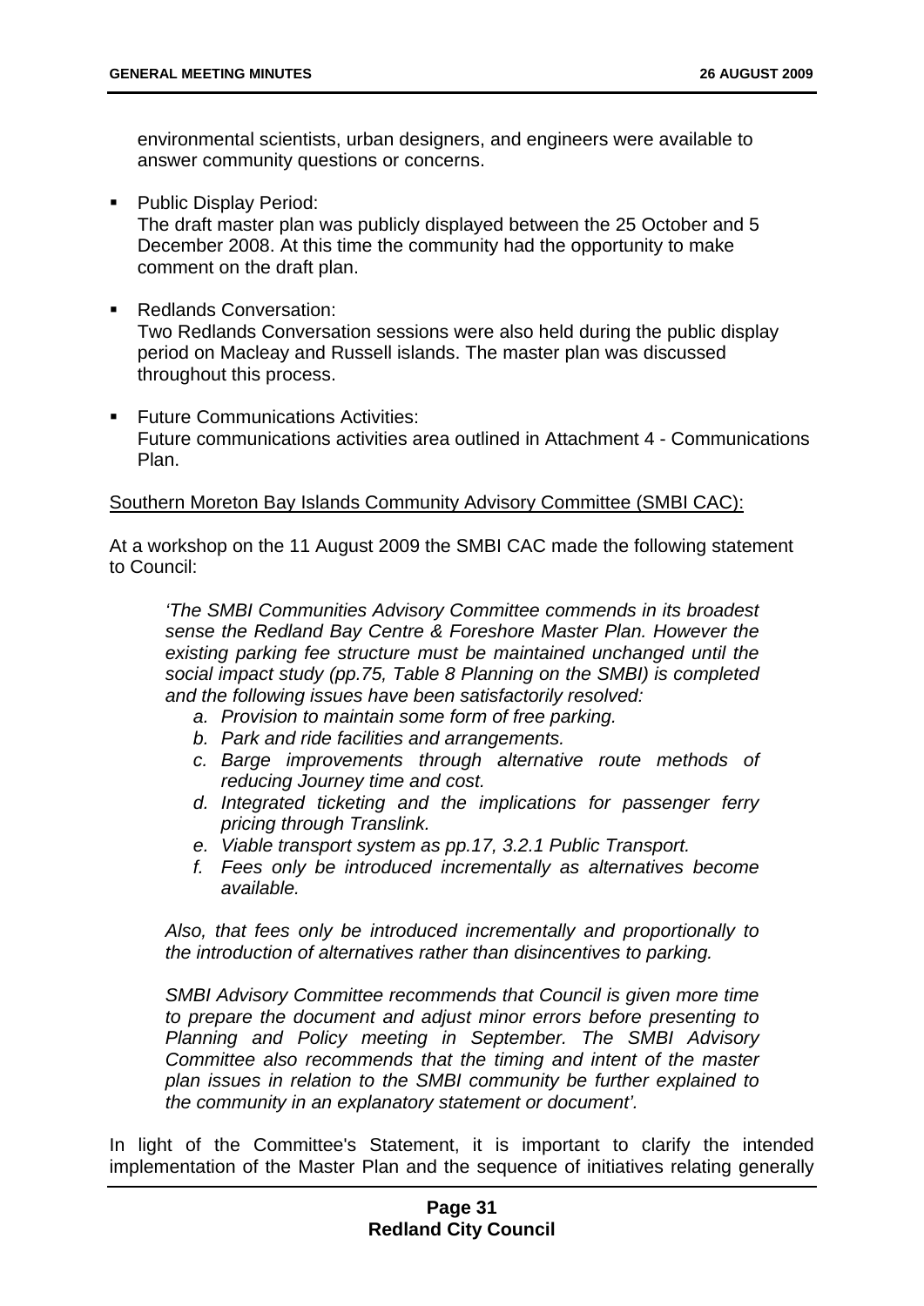environmental scientists, urban designers, and engineers were available to answer community questions or concerns.

- Public Display Period:
  The draft master plan was publicly displayed between the 25 October and 5 December 2008. At this time the community had the opportunity to make comment on the draft plan.

- Redlands Conversation:
  Two Redlands Conversation sessions were also held during the public display period on Macleay and Russell islands. The master plan was discussed throughout this process.

- Future Communications Activities:
  Future communications activities area outlined in Attachment 4 - Communications Plan.

<u>Southern Moreton Bay Islands Community Advisory Committee (SMBI CAC):</u>

At a workshop on the 11 August 2009 the SMBI CAC made the following statement to Council:

> *'The SMBI Communities Advisory Committee commends in its broadest sense the Redland Bay Centre & Foreshore Master Plan. However the existing parking fee structure must be maintained unchanged until the social impact study (pp.75, Table 8 Planning on the SMBI) is completed and the following issues have been satisfactorily resolved:*
>
> *a. Provision to maintain some form of free parking.*
> *b. Park and ride facilities and arrangements.*
> *c. Barge improvements through alternative route methods of reducing Journey time and cost.*
> *d. Integrated ticketing and the implications for passenger ferry pricing through Translink.*
> *e. Viable transport system as pp.17, 3.2.1 Public Transport.*
> *f. Fees only be introduced incrementally as alternatives become available.*
>
> *Also, that fees only be introduced incrementally and proportionally to the introduction of alternatives rather than disincentives to parking.*
>
> *SMBI Advisory Committee recommends that Council is given more time to prepare the document and adjust minor errors before presenting to Planning and Policy meeting in September. The SMBI Advisory Committee also recommends that the timing and intent of the master plan issues in relation to the SMBI community be further explained to the community in an explanatory statement or document'.*

In light of the Committee's Statement, it is important to clarify the intended implementation of the Master Plan and the sequence of initiatives relating generally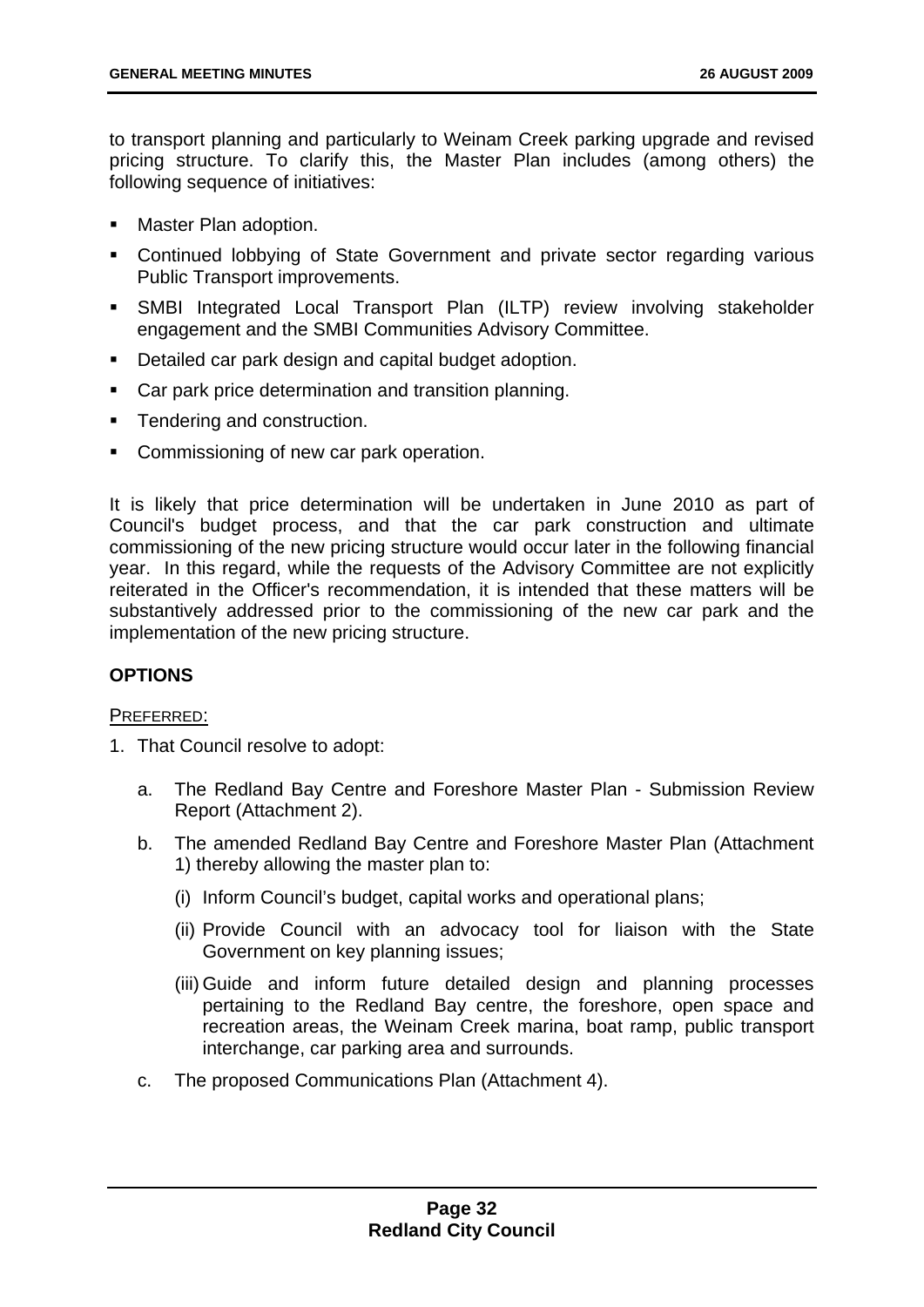to transport planning and particularly to Weinam Creek parking upgrade and revised pricing structure. To clarify this, the Master Plan includes (among others) the following sequence of initiatives:

- Master Plan adoption.
- Continued lobbying of State Government and private sector regarding various Public Transport improvements.
- SMBI Integrated Local Transport Plan (ILTP) review involving stakeholder engagement and the SMBI Communities Advisory Committee.
- Detailed car park design and capital budget adoption.
- Car park price determination and transition planning.
- Tendering and construction.
- Commissioning of new car park operation.

It is likely that price determination will be undertaken in June 2010 as part of Council's budget process, and that the car park construction and ultimate commissioning of the new pricing structure would occur later in the following financial year. In this regard, while the requests of the Advisory Committee are not explicitly reiterated in the Officer's recommendation, it is intended that these matters will be substantively addressed prior to the commissioning of the new car park and the implementation of the new pricing structure.

## OPTIONS

PREFERRED:

1. That Council resolve to adopt:

   a. The Redland Bay Centre and Foreshore Master Plan - Submission Review Report (Attachment 2).

   b. The amended Redland Bay Centre and Foreshore Master Plan (Attachment 1) thereby allowing the master plan to:

      (i) Inform Council's budget, capital works and operational plans;

      (ii) Provide Council with an advocacy tool for liaison with the State Government on key planning issues;

      (iii) Guide and inform future detailed design and planning processes pertaining to the Redland Bay centre, the foreshore, open space and recreation areas, the Weinam Creek marina, boat ramp, public transport interchange, car parking area and surrounds.

   c. The proposed Communications Plan (Attachment 4).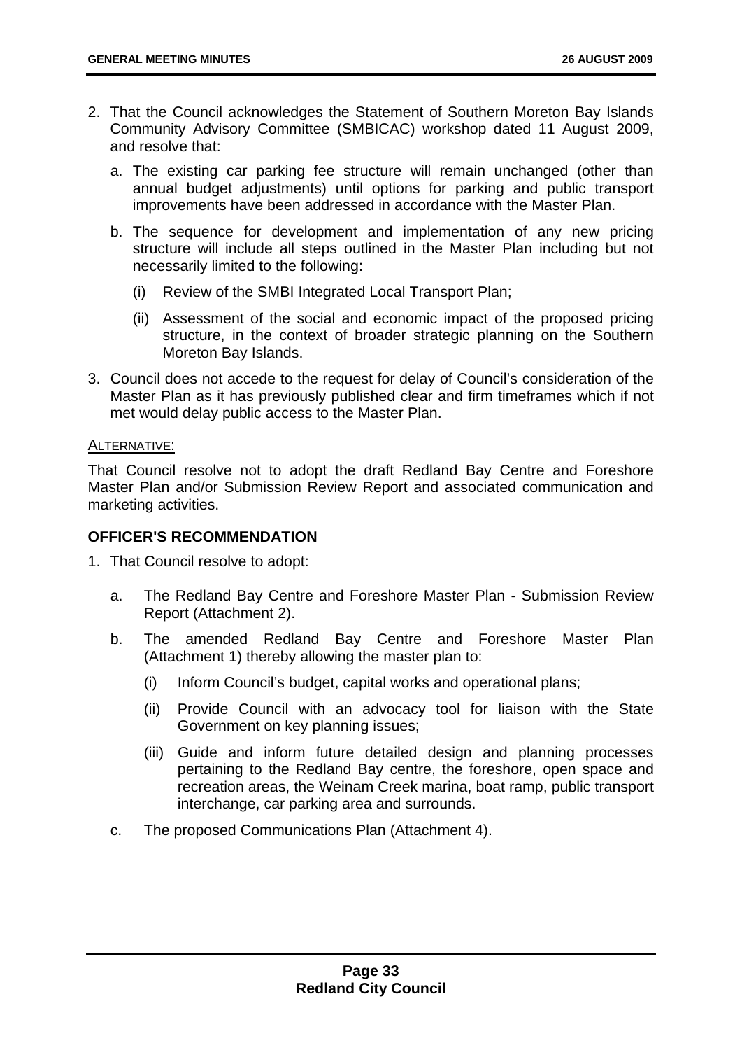2. That the Council acknowledges the Statement of Southern Moreton Bay Islands Community Advisory Committee (SMBICAC) workshop dated 11 August 2009, and resolve that:

   a. The existing car parking fee structure will remain unchanged (other than annual budget adjustments) until options for parking and public transport improvements have been addressed in accordance with the Master Plan.

   b. The sequence for development and implementation of any new pricing structure will include all steps outlined in the Master Plan including but not necessarily limited to the following:

      (i) Review of the SMBI Integrated Local Transport Plan;

      (ii) Assessment of the social and economic impact of the proposed pricing structure, in the context of broader strategic planning on the Southern Moreton Bay Islands.

3. Council does not accede to the request for delay of Council's consideration of the Master Plan as it has previously published clear and firm timeframes which if not met would delay public access to the Master Plan.

ALTERNATIVE:

That Council resolve not to adopt the draft Redland Bay Centre and Foreshore Master Plan and/or Submission Review Report and associated communication and marketing activities.

### OFFICER'S RECOMMENDATION

1. That Council resolve to adopt:

   a. The Redland Bay Centre and Foreshore Master Plan - Submission Review Report (Attachment 2).

   b. The amended Redland Bay Centre and Foreshore Master Plan (Attachment 1) thereby allowing the master plan to:

      (i) Inform Council's budget, capital works and operational plans;

      (ii) Provide Council with an advocacy tool for liaison with the State Government on key planning issues;

      (iii) Guide and inform future detailed design and planning processes pertaining to the Redland Bay centre, the foreshore, open space and recreation areas, the Weinam Creek marina, boat ramp, public transport interchange, car parking area and surrounds.

   c. The proposed Communications Plan (Attachment 4).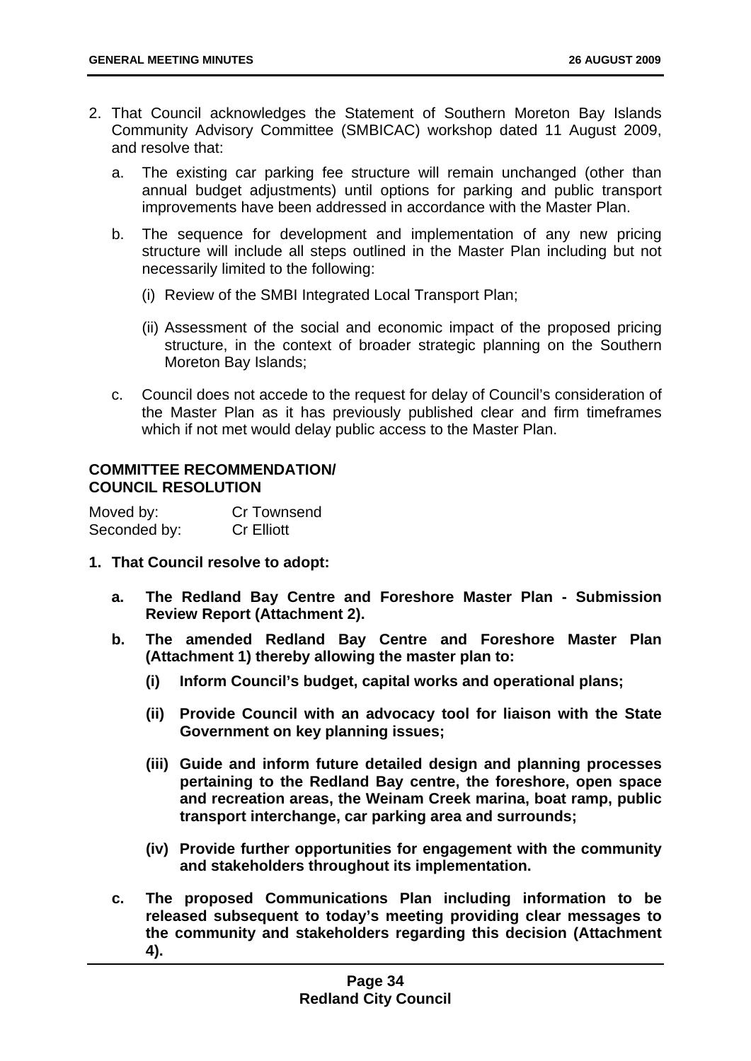2. That Council acknowledges the Statement of Southern Moreton Bay Islands Community Advisory Committee (SMBICAC) workshop dated 11 August 2009, and resolve that:

   a. The existing car parking fee structure will remain unchanged (other than annual budget adjustments) until options for parking and public transport improvements have been addressed in accordance with the Master Plan.

   b. The sequence for development and implementation of any new pricing structure will include all steps outlined in the Master Plan including but not necessarily limited to the following:

      (i) Review of the SMBI Integrated Local Transport Plan;

      (ii) Assessment of the social and economic impact of the proposed pricing structure, in the context of broader strategic planning on the Southern Moreton Bay Islands;

   c. Council does not accede to the request for delay of Council's consideration of the Master Plan as it has previously published clear and firm timeframes which if not met would delay public access to the Master Plan.

**COMMITTEE RECOMMENDATION/**
**COUNCIL RESOLUTION**

| Moved by: | Cr Townsend |
|---|---|
| Seconded by: | Cr Elliott |

**1. That Council resolve to adopt:**

   **a. The Redland Bay Centre and Foreshore Master Plan - Submission Review Report (Attachment 2).**

   **b. The amended Redland Bay Centre and Foreshore Master Plan (Attachment 1) thereby allowing the master plan to:**

      **(i) Inform Council's budget, capital works and operational plans;**

      **(ii) Provide Council with an advocacy tool for liaison with the State Government on key planning issues;**

      **(iii) Guide and inform future detailed design and planning processes pertaining to the Redland Bay centre, the foreshore, open space and recreation areas, the Weinam Creek marina, boat ramp, public transport interchange, car parking area and surrounds;**

      **(iv) Provide further opportunities for engagement with the community and stakeholders throughout its implementation.**

   **c. The proposed Communications Plan including information to be released subsequent to today's meeting providing clear messages to the community and stakeholders regarding this decision (Attachment 4).**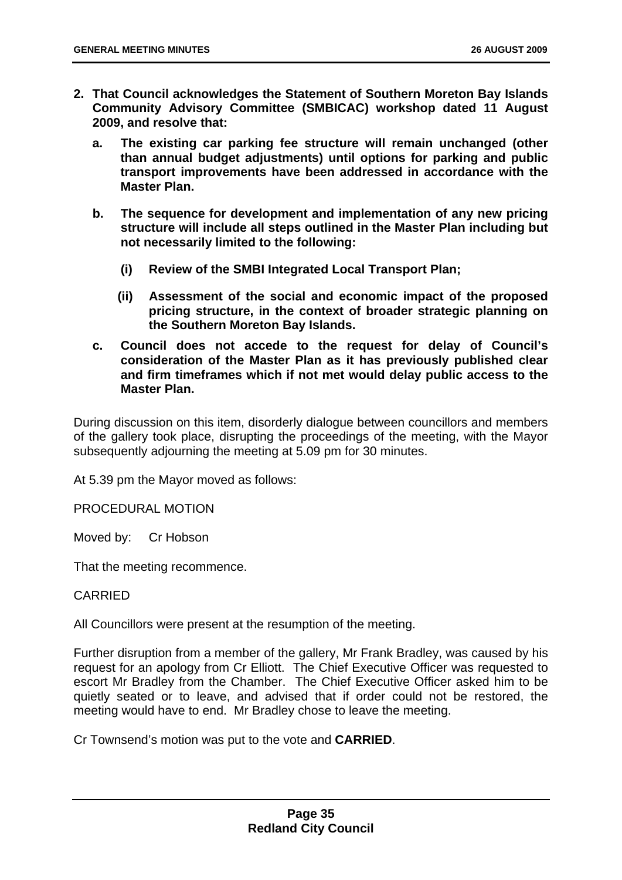2. **That Council acknowledges the Statement of Southern Moreton Bay Islands Community Advisory Committee (SMBICAC) workshop dated 11 August 2009, and resolve that:**

   a. **The existing car parking fee structure will remain unchanged (other than annual budget adjustments) until options for parking and public transport improvements have been addressed in accordance with the Master Plan.**

   b. **The sequence for development and implementation of any new pricing structure will include all steps outlined in the Master Plan including but not necessarily limited to the following:**

      (i) **Review of the SMBI Integrated Local Transport Plan;**

      (ii) **Assessment of the social and economic impact of the proposed pricing structure, in the context of broader strategic planning on the Southern Moreton Bay Islands.**

   c. **Council does not accede to the request for delay of Council's consideration of the Master Plan as it has previously published clear and firm timeframes which if not met would delay public access to the Master Plan.**

During discussion on this item, disorderly dialogue between councillors and members of the gallery took place, disrupting the proceedings of the meeting, with the Mayor subsequently adjourning the meeting at 5.09 pm for 30 minutes.

At 5.39 pm the Mayor moved as follows:

PROCEDURAL MOTION

Moved by: Cr Hobson

That the meeting recommence.

CARRIED

All Councillors were present at the resumption of the meeting.

Further disruption from a member of the gallery, Mr Frank Bradley, was caused by his request for an apology from Cr Elliott. The Chief Executive Officer was requested to escort Mr Bradley from the Chamber. The Chief Executive Officer asked him to be quietly seated or to leave, and advised that if order could not be restored, the meeting would have to end. Mr Bradley chose to leave the meeting.

Cr Townsend's motion was put to the vote and **CARRIED**.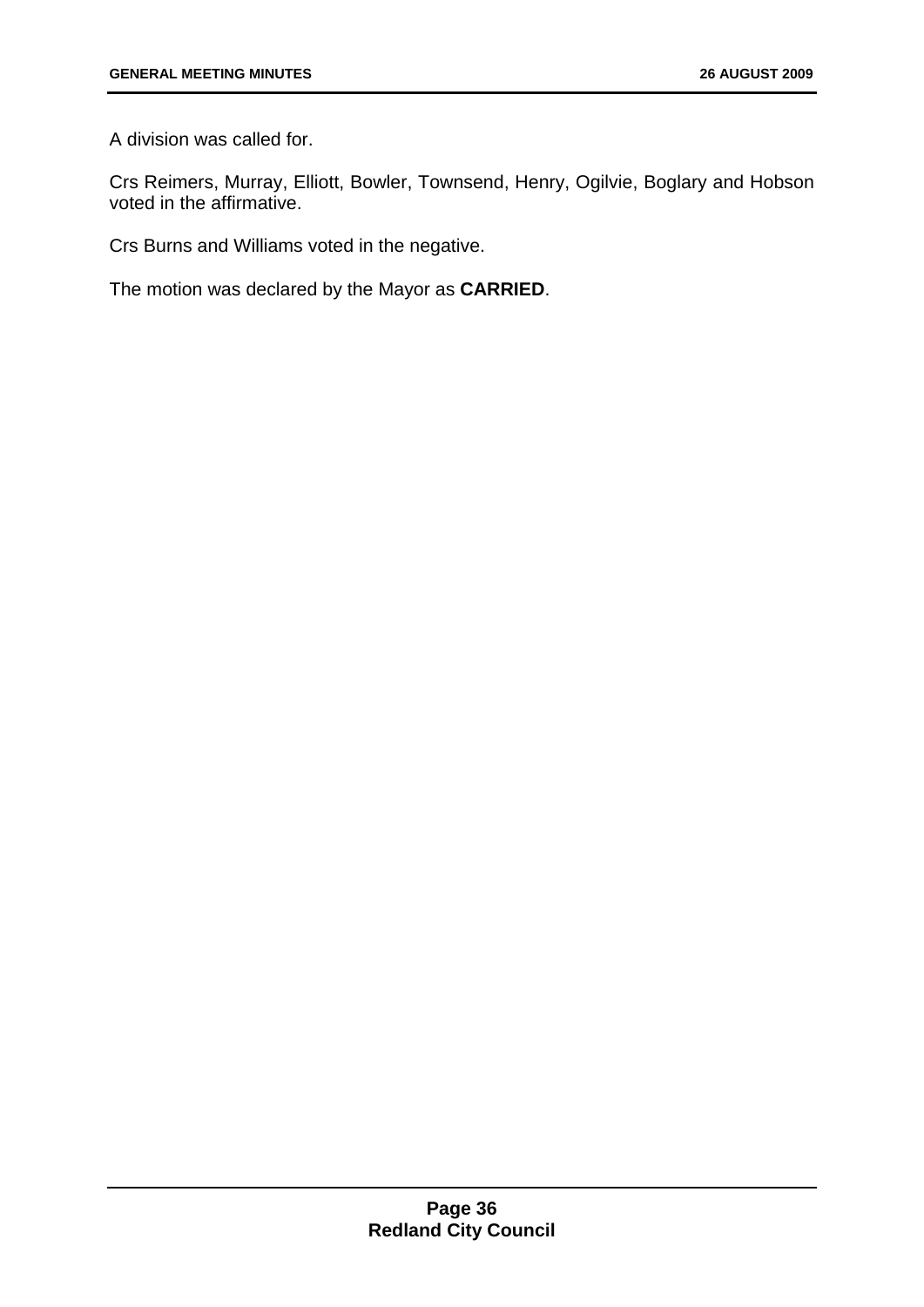A division was called for.

Crs Reimers, Murray, Elliott, Bowler, Townsend, Henry, Ogilvie, Boglary and Hobson voted in the affirmative.

Crs Burns and Williams voted in the negative.

The motion was declared by the Mayor as **CARRIED**.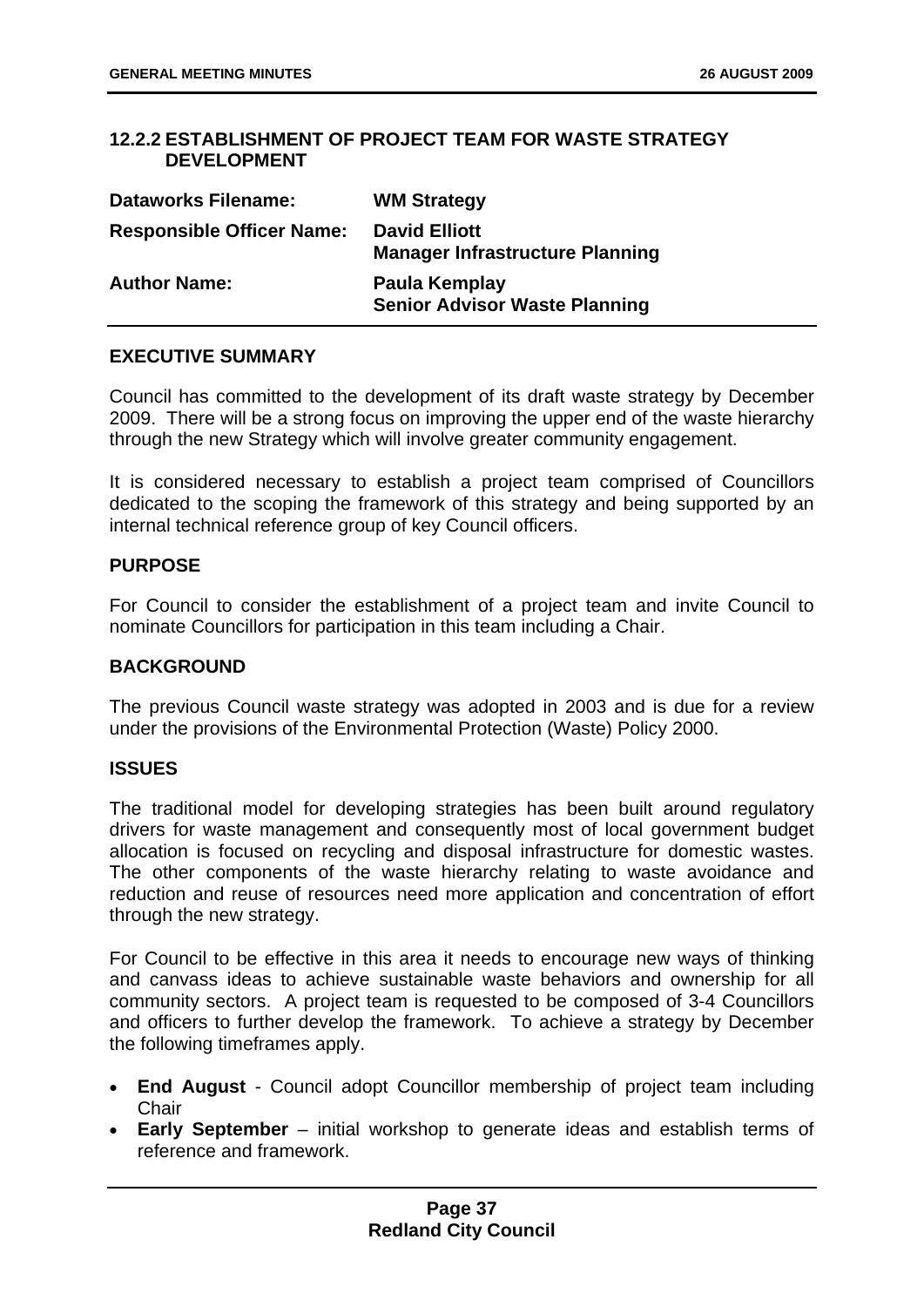### 12.2.2 ESTABLISHMENT OF PROJECT TEAM FOR WASTE STRATEGY DEVELOPMENT

| | |
|---|---|
| **Dataworks Filename:** | **WM Strategy** |
| **Responsible Officer Name:** | **David Elliott**<br>**Manager Infrastructure Planning** |
| **Author Name:** | **Paula Kemplay**<br>**Senior Advisor Waste Planning** |

**EXECUTIVE SUMMARY**

Council has committed to the development of its draft waste strategy by December 2009. There will be a strong focus on improving the upper end of the waste hierarchy through the new Strategy which will involve greater community engagement.

It is considered necessary to establish a project team comprised of Councillors dedicated to the scoping the framework of this strategy and being supported by an internal technical reference group of key Council officers.

**PURPOSE**

For Council to consider the establishment of a project team and invite Council to nominate Councillors for participation in this team including a Chair.

**BACKGROUND**

The previous Council waste strategy was adopted in 2003 and is due for a review under the provisions of the Environmental Protection (Waste) Policy 2000.

**ISSUES**

The traditional model for developing strategies has been built around regulatory drivers for waste management and consequently most of local government budget allocation is focused on recycling and disposal infrastructure for domestic wastes. The other components of the waste hierarchy relating to waste avoidance and reduction and reuse of resources need more application and concentration of effort through the new strategy.

For Council to be effective in this area it needs to encourage new ways of thinking and canvass ideas to achieve sustainable waste behaviors and ownership for all community sectors. A project team is requested to be composed of 3-4 Councillors and officers to further develop the framework. To achieve a strategy by December the following timeframes apply.

- **End August** - Council adopt Councillor membership of project team including Chair
- **Early September** – initial workshop to generate ideas and establish terms of reference and framework.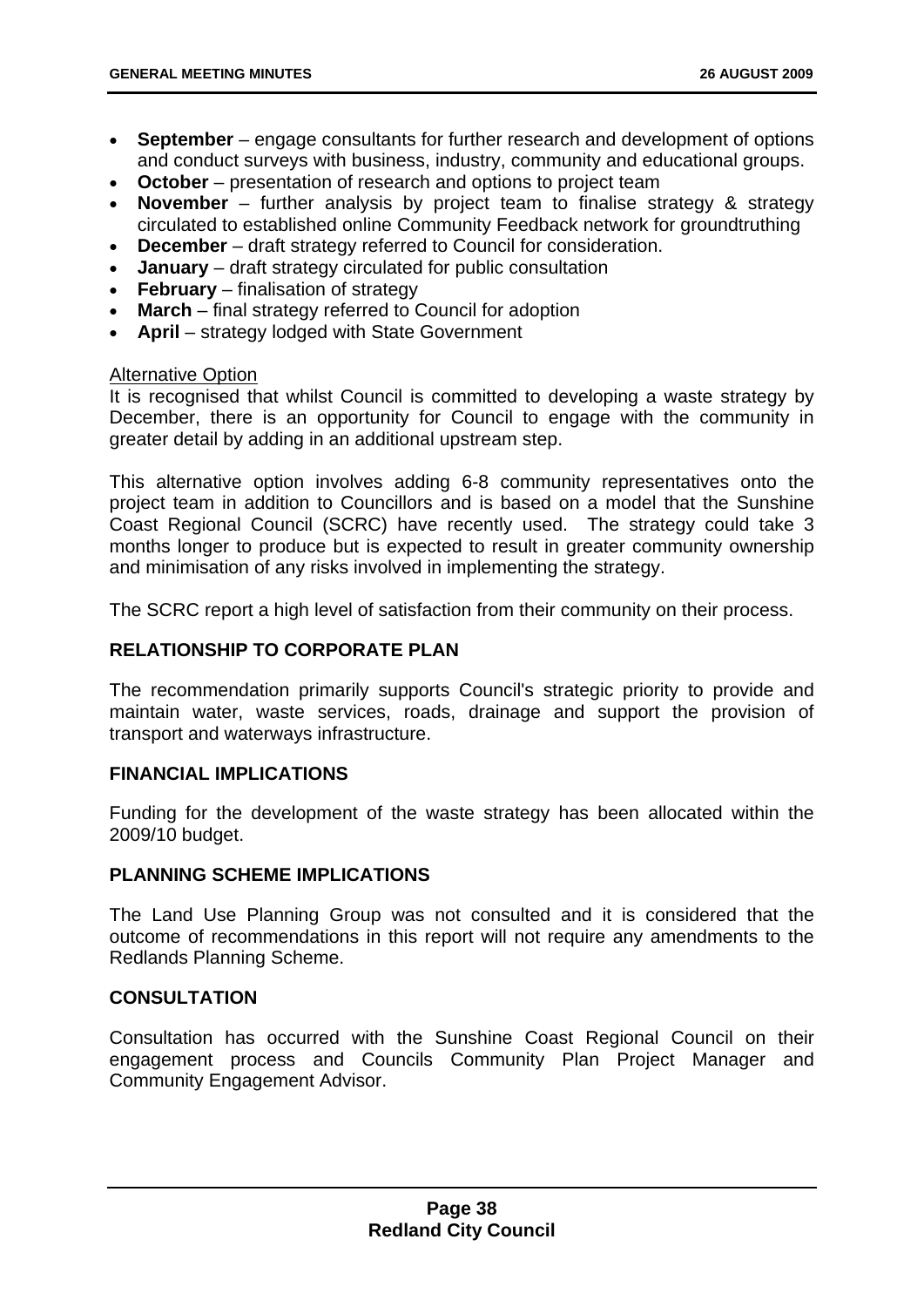- **September** – engage consultants for further research and development of options and conduct surveys with business, industry, community and educational groups.
- **October** – presentation of research and options to project team
- **November** – further analysis by project team to finalise strategy & strategy circulated to established online Community Feedback network for groundtruthing
- **December** – draft strategy referred to Council for consideration.
- **January** – draft strategy circulated for public consultation
- **February** – finalisation of strategy
- **March** – final strategy referred to Council for adoption
- **April** – strategy lodged with State Government

Alternative Option

It is recognised that whilst Council is committed to developing a waste strategy by December, there is an opportunity for Council to engage with the community in greater detail by adding in an additional upstream step.

This alternative option involves adding 6-8 community representatives onto the project team in addition to Councillors and is based on a model that the Sunshine Coast Regional Council (SCRC) have recently used. The strategy could take 3 months longer to produce but is expected to result in greater community ownership and minimisation of any risks involved in implementing the strategy.

The SCRC report a high level of satisfaction from their community on their process.

## RELATIONSHIP TO CORPORATE PLAN

The recommendation primarily supports Council's strategic priority to provide and maintain water, waste services, roads, drainage and support the provision of transport and waterways infrastructure.

## FINANCIAL IMPLICATIONS

Funding for the development of the waste strategy has been allocated within the 2009/10 budget.

## PLANNING SCHEME IMPLICATIONS

The Land Use Planning Group was not consulted and it is considered that the outcome of recommendations in this report will not require any amendments to the Redlands Planning Scheme.

## CONSULTATION

Consultation has occurred with the Sunshine Coast Regional Council on their engagement process and Councils Community Plan Project Manager and Community Engagement Advisor.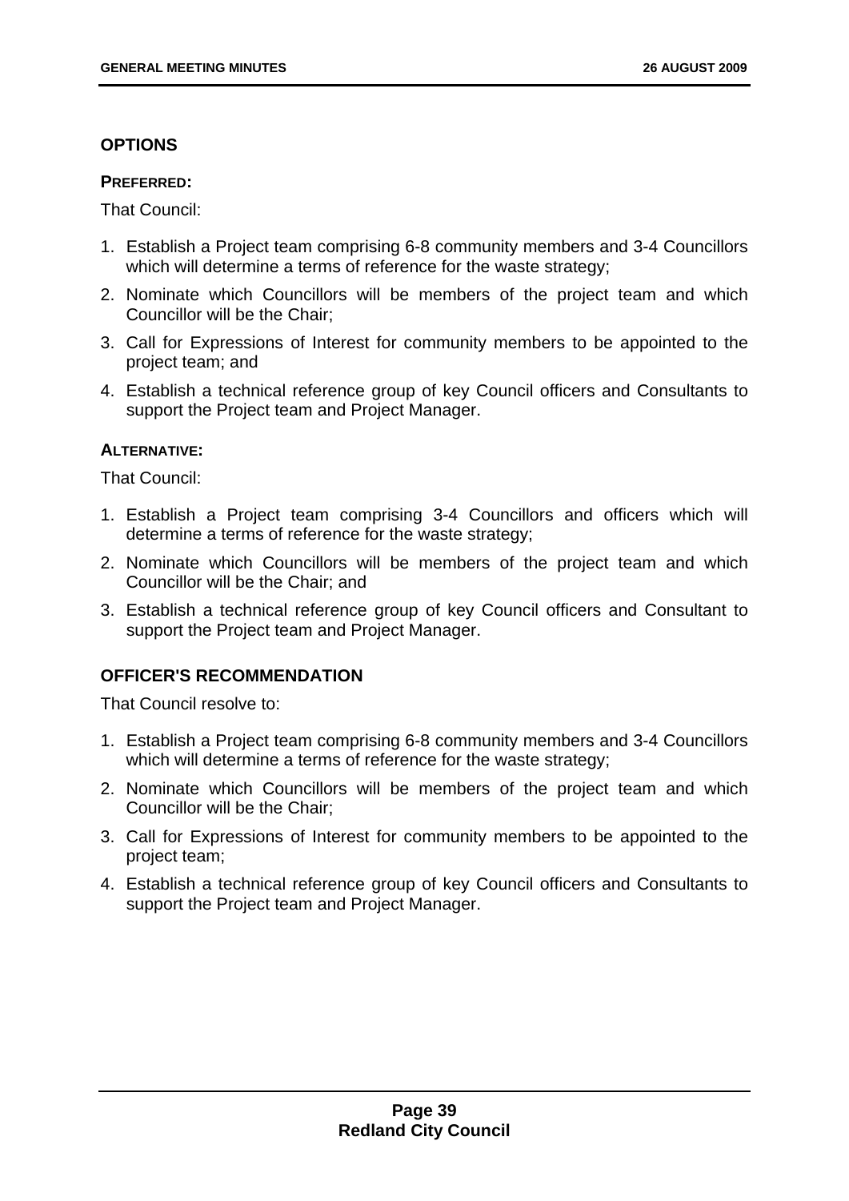## OPTIONS

**PREFERRED:**

That Council:

1. Establish a Project team comprising 6-8 community members and 3-4 Councillors which will determine a terms of reference for the waste strategy;
2. Nominate which Councillors will be members of the project team and which Councillor will be the Chair;
3. Call for Expressions of Interest for community members to be appointed to the project team; and
4. Establish a technical reference group of key Council officers and Consultants to support the Project team and Project Manager.

**ALTERNATIVE:**

That Council:

1. Establish a Project team comprising 3-4 Councillors and officers which will determine a terms of reference for the waste strategy;
2. Nominate which Councillors will be members of the project team and which Councillor will be the Chair; and
3. Establish a technical reference group of key Council officers and Consultant to support the Project team and Project Manager.

## OFFICER'S RECOMMENDATION

That Council resolve to:

1. Establish a Project team comprising 6-8 community members and 3-4 Councillors which will determine a terms of reference for the waste strategy;
2. Nominate which Councillors will be members of the project team and which Councillor will be the Chair;
3. Call for Expressions of Interest for community members to be appointed to the project team;
4. Establish a technical reference group of key Council officers and Consultants to support the Project team and Project Manager.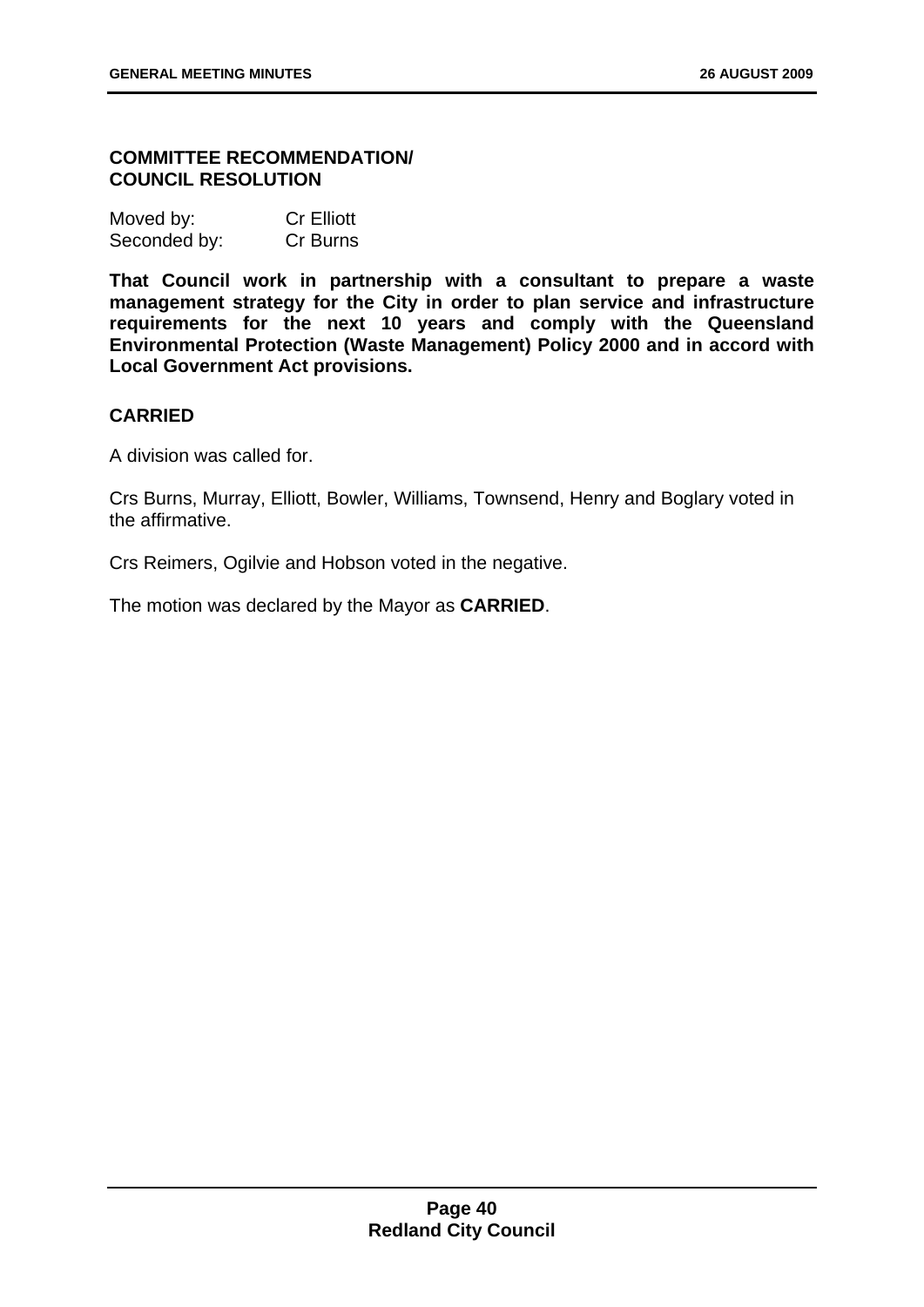**COMMITTEE RECOMMENDATION/ COUNCIL RESOLUTION**

| Moved by: | Cr Elliott |
|---|---|
| Seconded by: | Cr Burns |

**That Council work in partnership with a consultant to prepare a waste management strategy for the City in order to plan service and infrastructure requirements for the next 10 years and comply with the Queensland Environmental Protection (Waste Management) Policy 2000 and in accord with Local Government Act provisions.**

**CARRIED**

A division was called for.

Crs Burns, Murray, Elliott, Bowler, Williams, Townsend, Henry and Boglary voted in the affirmative.

Crs Reimers, Ogilvie and Hobson voted in the negative.

The motion was declared by the Mayor as **CARRIED**.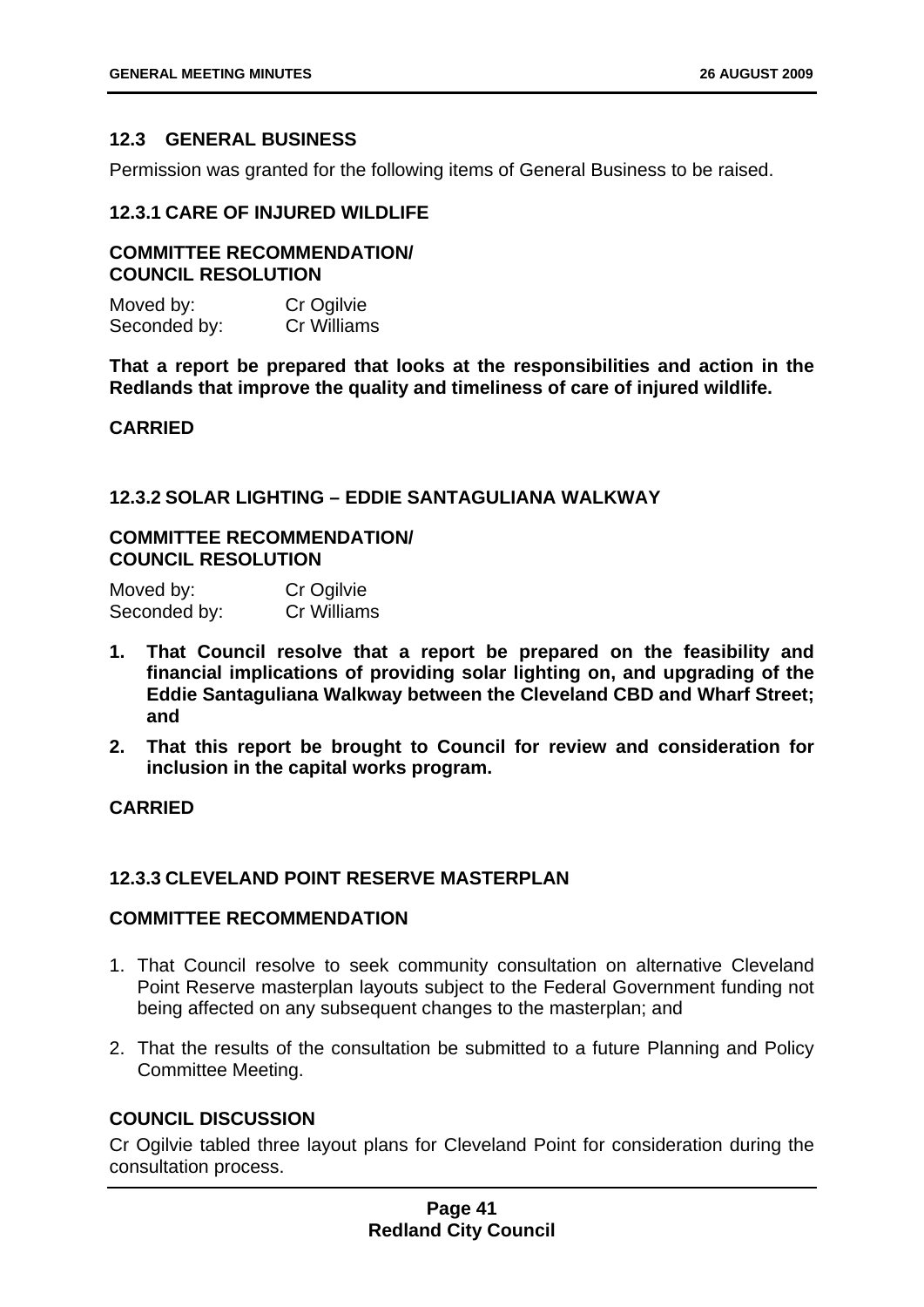## 12.3 GENERAL BUSINESS

Permission was granted for the following items of General Business to be raised.

### 12.3.1 CARE OF INJURED WILDLIFE

**COMMITTEE RECOMMENDATION/**
**COUNCIL RESOLUTION**

Moved by: Cr Ogilvie
Seconded by: Cr Williams

**That a report be prepared that looks at the responsibilities and action in the Redlands that improve the quality and timeliness of care of injured wildlife.**

**CARRIED**

### 12.3.2 SOLAR LIGHTING – EDDIE SANTAGULIANA WALKWAY

**COMMITTEE RECOMMENDATION/**
**COUNCIL RESOLUTION**

Moved by: Cr Ogilvie
Seconded by: Cr Williams

1. **That Council resolve that a report be prepared on the feasibility and financial implications of providing solar lighting on, and upgrading of the Eddie Santaguliana Walkway between the Cleveland CBD and Wharf Street; and**
2. **That this report be brought to Council for review and consideration for inclusion in the capital works program.**

**CARRIED**

### 12.3.3 CLEVELAND POINT RESERVE MASTERPLAN

**COMMITTEE RECOMMENDATION**

1. That Council resolve to seek community consultation on alternative Cleveland Point Reserve masterplan layouts subject to the Federal Government funding not being affected on any subsequent changes to the masterplan; and
2. That the results of the consultation be submitted to a future Planning and Policy Committee Meeting.

**COUNCIL DISCUSSION**

Cr Ogilvie tabled three layout plans for Cleveland Point for consideration during the consultation process.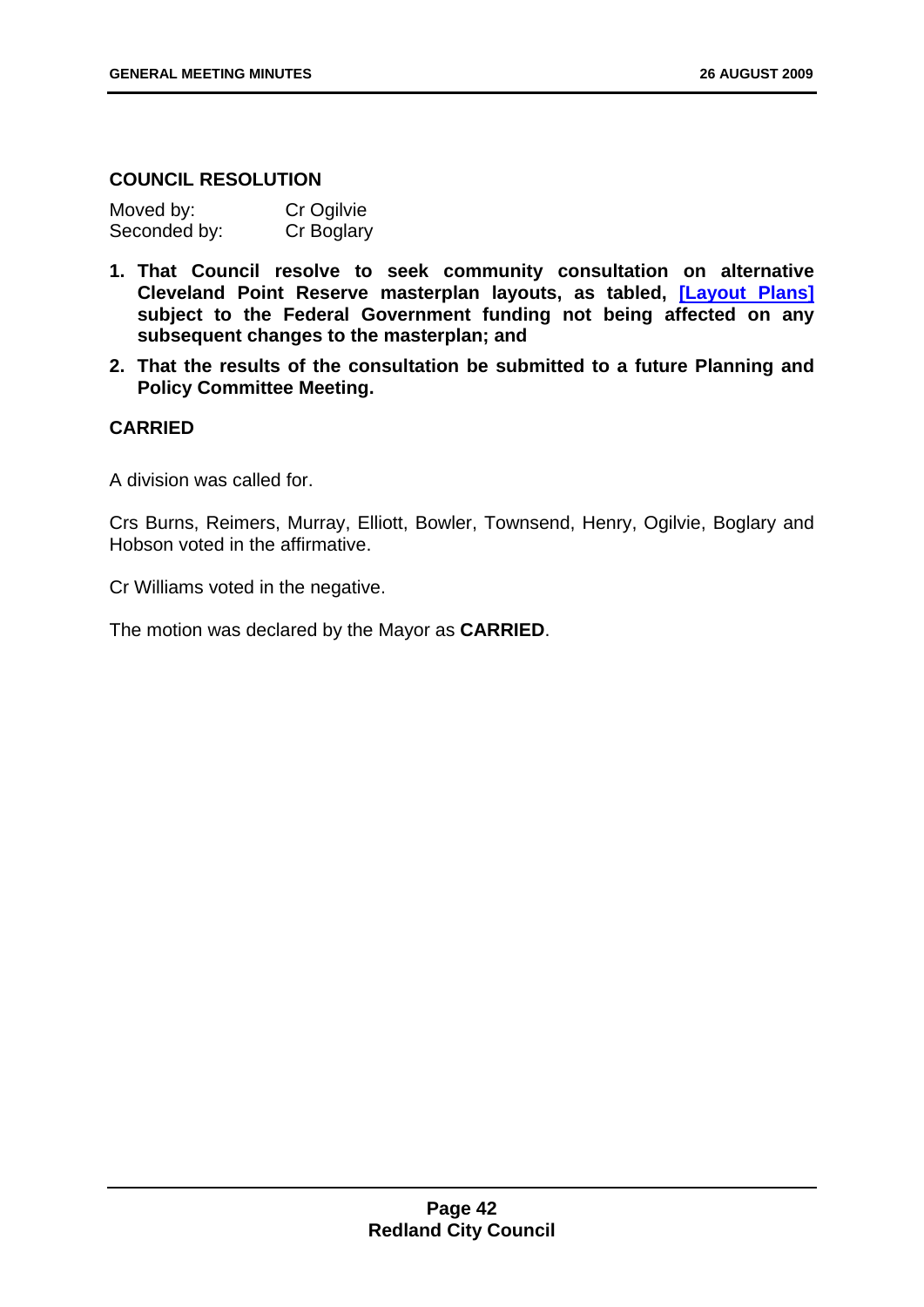**COUNCIL RESOLUTION**

Moved by: Cr Ogilvie
Seconded by: Cr Boglary

1. **That Council resolve to seek community consultation on alternative Cleveland Point Reserve masterplan layouts, as tabled, [Layout Plans] subject to the Federal Government funding not being affected on any subsequent changes to the masterplan; and**
2. **That the results of the consultation be submitted to a future Planning and Policy Committee Meeting.**

**CARRIED**

A division was called for.

Crs Burns, Reimers, Murray, Elliott, Bowler, Townsend, Henry, Ogilvie, Boglary and Hobson voted in the affirmative.

Cr Williams voted in the negative.

The motion was declared by the Mayor as **CARRIED**.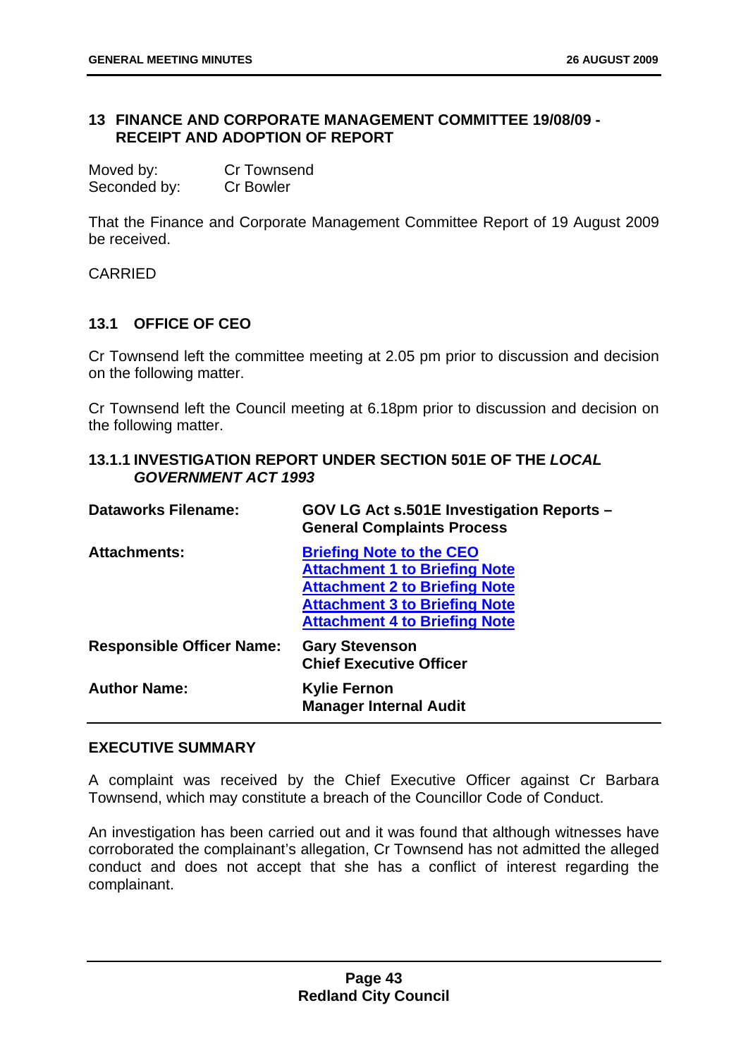## 13 FINANCE AND CORPORATE MANAGEMENT COMMITTEE 19/08/09 - RECEIPT AND ADOPTION OF REPORT

Moved by: Cr Townsend
Seconded by: Cr Bowler

That the Finance and Corporate Management Committee Report of 19 August 2009 be received.

CARRIED

### 13.1 OFFICE OF CEO

Cr Townsend left the committee meeting at 2.05 pm prior to discussion and decision on the following matter.

Cr Townsend left the Council meeting at 6.18pm prior to discussion and decision on the following matter.

#### 13.1.1 INVESTIGATION REPORT UNDER SECTION 501E OF THE *LOCAL GOVERNMENT ACT 1993*

| | |
|---|---|
| **Dataworks Filename:** | **GOV LG Act s.501E Investigation Reports – General Complaints Process** |
| **Attachments:** | **Briefing Note to the CEO**<br>**Attachment 1 to Briefing Note**<br>**Attachment 2 to Briefing Note**<br>**Attachment 3 to Briefing Note**<br>**Attachment 4 to Briefing Note** |
| **Responsible Officer Name:** | **Gary Stevenson**<br>**Chief Executive Officer** |
| **Author Name:** | **Kylie Fernon**<br>**Manager Internal Audit** |

**EXECUTIVE SUMMARY**

A complaint was received by the Chief Executive Officer against Cr Barbara Townsend, which may constitute a breach of the Councillor Code of Conduct.

An investigation has been carried out and it was found that although witnesses have corroborated the complainant's allegation, Cr Townsend has not admitted the alleged conduct and does not accept that she has a conflict of interest regarding the complainant.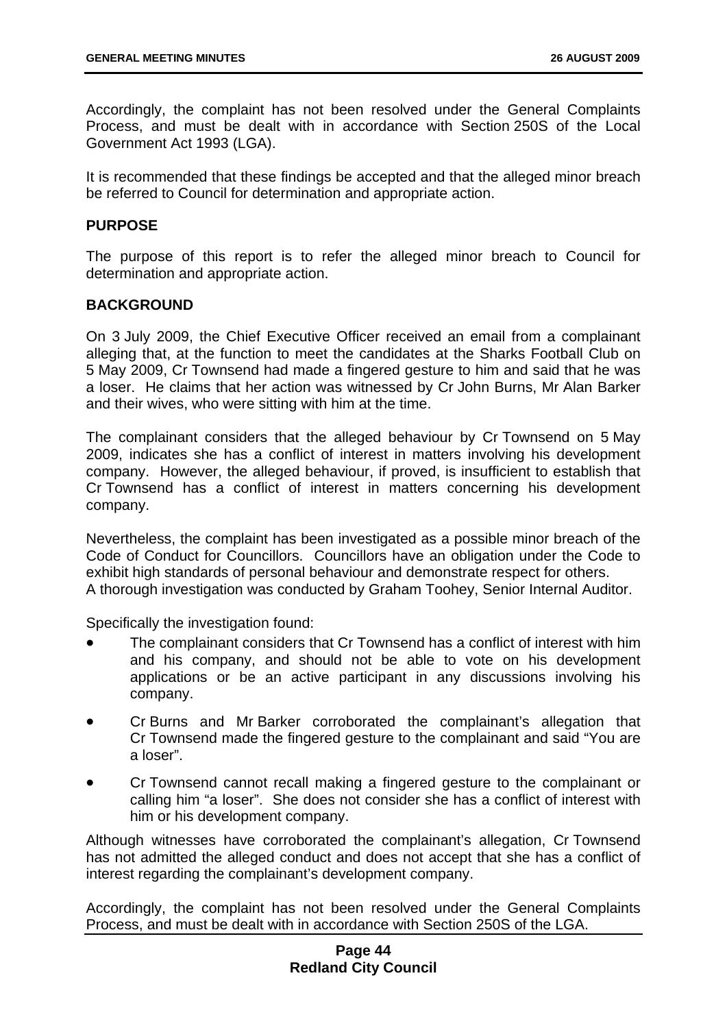Accordingly, the complaint has not been resolved under the General Complaints Process, and must be dealt with in accordance with Section 250S of the Local Government Act 1993 (LGA).

It is recommended that these findings be accepted and that the alleged minor breach be referred to Council for determination and appropriate action.

**PURPOSE**

The purpose of this report is to refer the alleged minor breach to Council for determination and appropriate action.

**BACKGROUND**

On 3 July 2009, the Chief Executive Officer received an email from a complainant alleging that, at the function to meet the candidates at the Sharks Football Club on 5 May 2009, Cr Townsend had made a fingered gesture to him and said that he was a loser. He claims that her action was witnessed by Cr John Burns, Mr Alan Barker and their wives, who were sitting with him at the time.

The complainant considers that the alleged behaviour by Cr Townsend on 5 May 2009, indicates she has a conflict of interest in matters involving his development company. However, the alleged behaviour, if proved, is insufficient to establish that Cr Townsend has a conflict of interest in matters concerning his development company.

Nevertheless, the complaint has been investigated as a possible minor breach of the Code of Conduct for Councillors. Councillors have an obligation under the Code to exhibit high standards of personal behaviour and demonstrate respect for others. A thorough investigation was conducted by Graham Toohey, Senior Internal Auditor.

Specifically the investigation found:

- The complainant considers that Cr Townsend has a conflict of interest with him and his company, and should not be able to vote on his development applications or be an active participant in any discussions involving his company.
- Cr Burns and Mr Barker corroborated the complainant's allegation that Cr Townsend made the fingered gesture to the complainant and said "You are a loser".
- Cr Townsend cannot recall making a fingered gesture to the complainant or calling him "a loser". She does not consider she has a conflict of interest with him or his development company.

Although witnesses have corroborated the complainant's allegation, Cr Townsend has not admitted the alleged conduct and does not accept that she has a conflict of interest regarding the complainant's development company.

Accordingly, the complaint has not been resolved under the General Complaints Process, and must be dealt with in accordance with Section 250S of the LGA.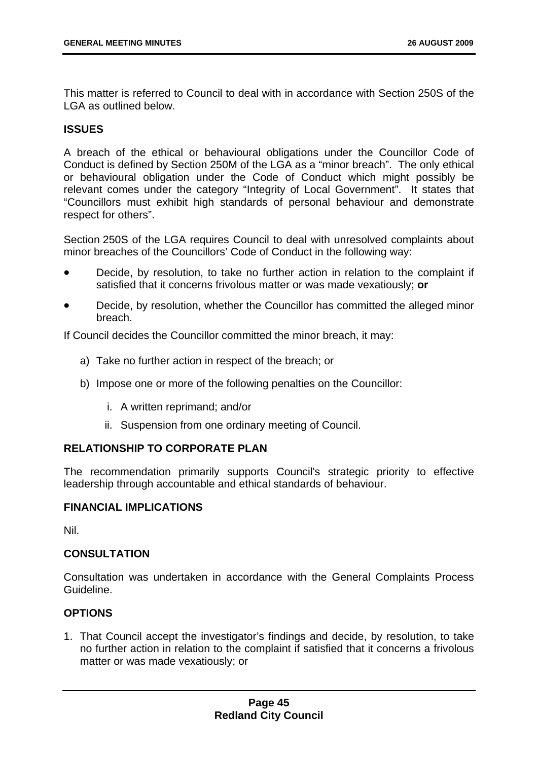This matter is referred to Council to deal with in accordance with Section 250S of the LGA as outlined below.

## ISSUES

A breach of the ethical or behavioural obligations under the Councillor Code of Conduct is defined by Section 250M of the LGA as a "minor breach". The only ethical or behavioural obligation under the Code of Conduct which might possibly be relevant comes under the category "Integrity of Local Government". It states that "Councillors must exhibit high standards of personal behaviour and demonstrate respect for others".

Section 250S of the LGA requires Council to deal with unresolved complaints about minor breaches of the Councillors' Code of Conduct in the following way:

- Decide, by resolution, to take no further action in relation to the complaint if satisfied that it concerns frivolous matter or was made vexatiously; **or**
- Decide, by resolution, whether the Councillor has committed the alleged minor breach.

If Council decides the Councillor committed the minor breach, it may:

a) Take no further action in respect of the breach; or

b) Impose one or more of the following penalties on the Councillor:

   i. A written reprimand; and/or

   ii. Suspension from one ordinary meeting of Council.

## RELATIONSHIP TO CORPORATE PLAN

The recommendation primarily supports Council's strategic priority to effective leadership through accountable and ethical standards of behaviour.

## FINANCIAL IMPLICATIONS

Nil.

## CONSULTATION

Consultation was undertaken in accordance with the General Complaints Process Guideline.

## OPTIONS

1. That Council accept the investigator's findings and decide, by resolution, to take no further action in relation to the complaint if satisfied that it concerns a frivolous matter or was made vexatiously; or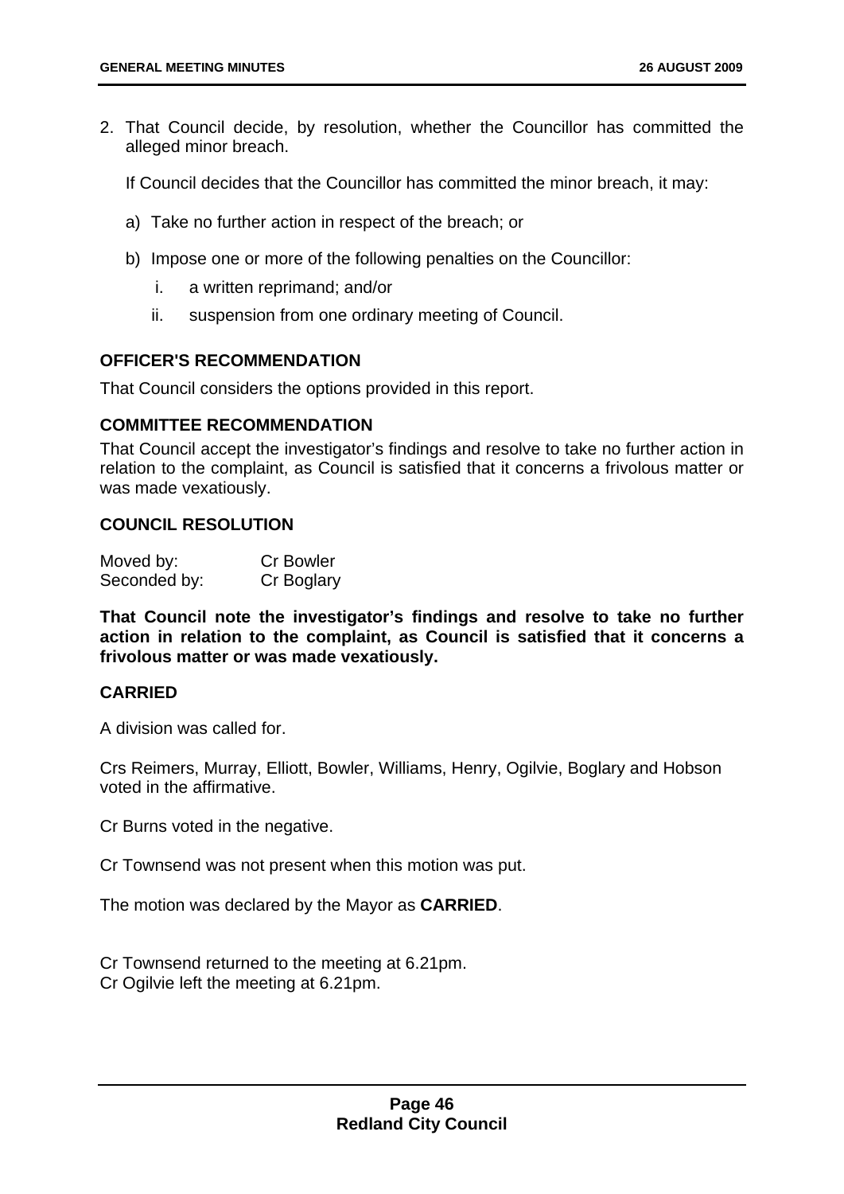2. That Council decide, by resolution, whether the Councillor has committed the alleged minor breach.

   If Council decides that the Councillor has committed the minor breach, it may:

   a) Take no further action in respect of the breach; or

   b) Impose one or more of the following penalties on the Councillor:

      i. a written reprimand; and/or

      ii. suspension from one ordinary meeting of Council.

**OFFICER'S RECOMMENDATION**

That Council considers the options provided in this report.

**COMMITTEE RECOMMENDATION**

That Council accept the investigator's findings and resolve to take no further action in relation to the complaint, as Council is satisfied that it concerns a frivolous matter or was made vexatiously.

**COUNCIL RESOLUTION**

Moved by: Cr Bowler
Seconded by: Cr Boglary

**That Council note the investigator's findings and resolve to take no further action in relation to the complaint, as Council is satisfied that it concerns a frivolous matter or was made vexatiously.**

**CARRIED**

A division was called for.

Crs Reimers, Murray, Elliott, Bowler, Williams, Henry, Ogilvie, Boglary and Hobson voted in the affirmative.

Cr Burns voted in the negative.

Cr Townsend was not present when this motion was put.

The motion was declared by the Mayor as **CARRIED**.

Cr Townsend returned to the meeting at 6.21pm.
Cr Ogilvie left the meeting at 6.21pm.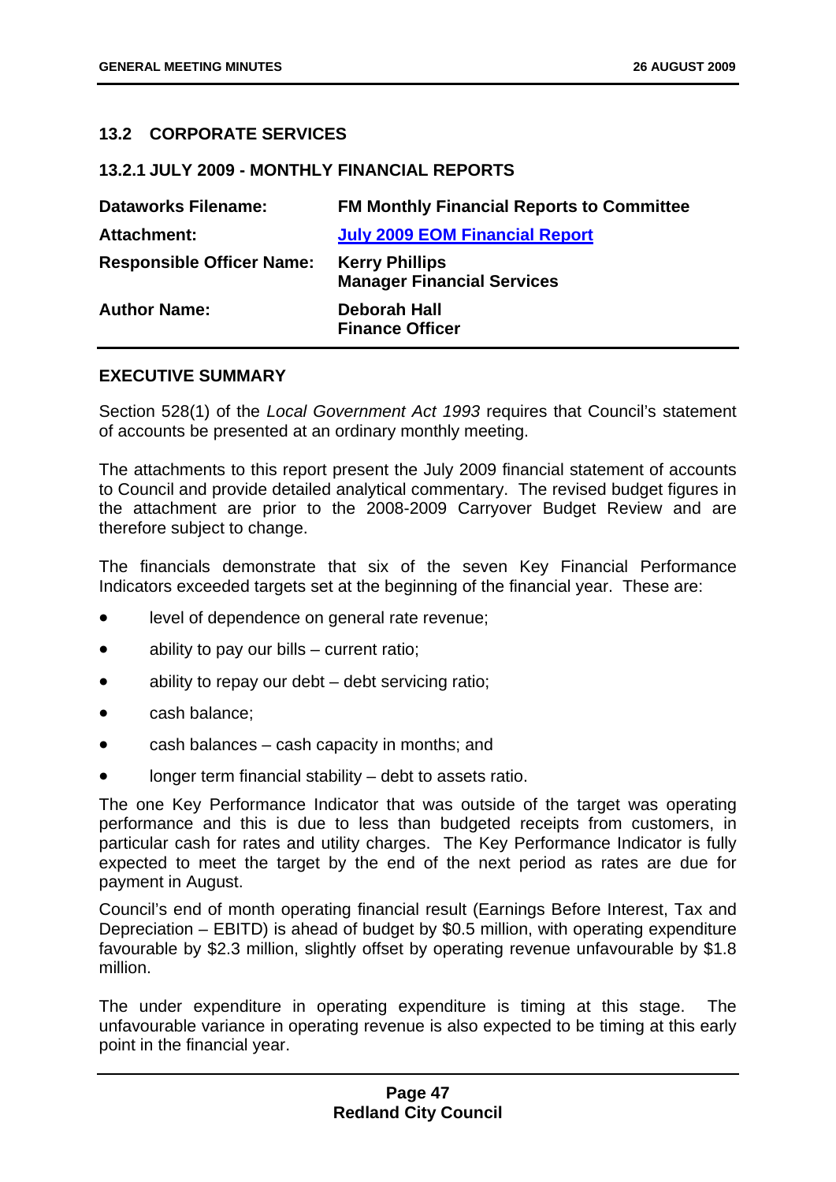## 13.2 CORPORATE SERVICES

### 13.2.1 JULY 2009 - MONTHLY FINANCIAL REPORTS

| | |
|---|---|
| **Dataworks Filename:** | **FM Monthly Financial Reports to Committee** |
| **Attachment:** | **July 2009 EOM Financial Report** |
| **Responsible Officer Name:** | **Kerry Phillips**<br>**Manager Financial Services** |
| **Author Name:** | **Deborah Hall**<br>**Finance Officer** |

### EXECUTIVE SUMMARY

Section 528(1) of the *Local Government Act 1993* requires that Council's statement of accounts be presented at an ordinary monthly meeting.

The attachments to this report present the July 2009 financial statement of accounts to Council and provide detailed analytical commentary. The revised budget figures in the attachment are prior to the 2008-2009 Carryover Budget Review and are therefore subject to change.

The financials demonstrate that six of the seven Key Financial Performance Indicators exceeded targets set at the beginning of the financial year. These are:

- level of dependence on general rate revenue;
- ability to pay our bills – current ratio;
- ability to repay our debt – debt servicing ratio;
- cash balance;
- cash balances – cash capacity in months; and
- longer term financial stability – debt to assets ratio.

The one Key Performance Indicator that was outside of the target was operating performance and this is due to less than budgeted receipts from customers, in particular cash for rates and utility charges. The Key Performance Indicator is fully expected to meet the target by the end of the next period as rates are due for payment in August.

Council's end of month operating financial result (Earnings Before Interest, Tax and Depreciation – EBITD) is ahead of budget by $0.5 million, with operating expenditure favourable by $2.3 million, slightly offset by operating revenue unfavourable by $1.8 million.

The under expenditure in operating expenditure is timing at this stage. The unfavourable variance in operating revenue is also expected to be timing at this early point in the financial year.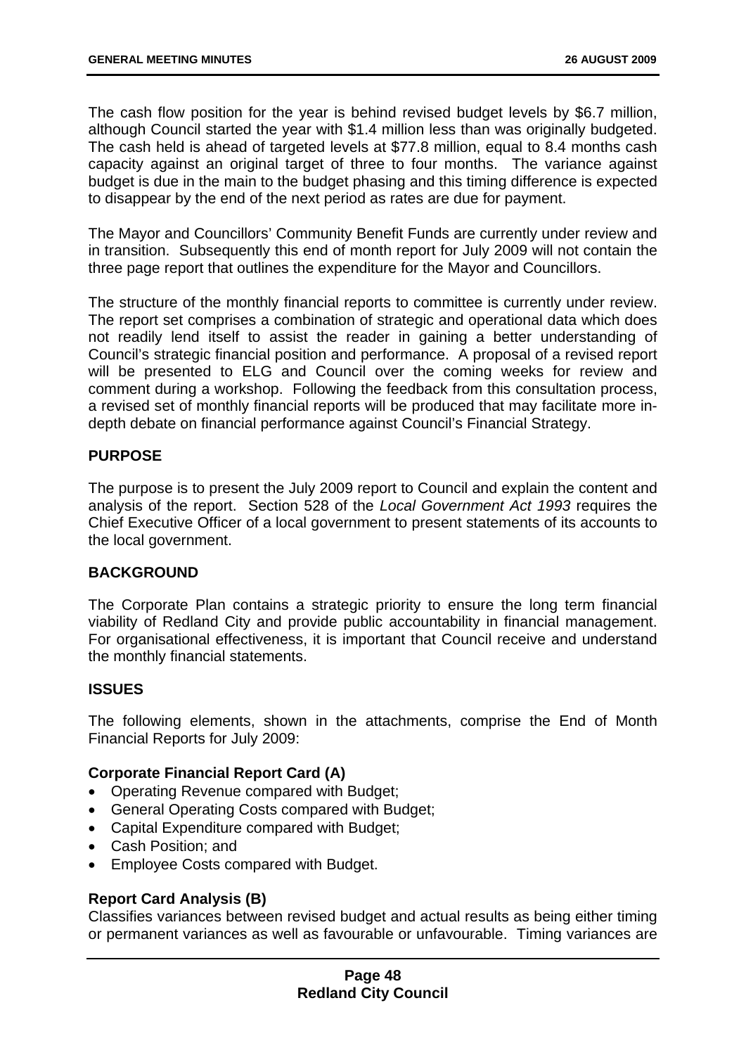The cash flow position for the year is behind revised budget levels by $6.7 million, although Council started the year with $1.4 million less than was originally budgeted. The cash held is ahead of targeted levels at $77.8 million, equal to 8.4 months cash capacity against an original target of three to four months. The variance against budget is due in the main to the budget phasing and this timing difference is expected to disappear by the end of the next period as rates are due for payment.

The Mayor and Councillors' Community Benefit Funds are currently under review and in transition. Subsequently this end of month report for July 2009 will not contain the three page report that outlines the expenditure for the Mayor and Councillors.

The structure of the monthly financial reports to committee is currently under review. The report set comprises a combination of strategic and operational data which does not readily lend itself to assist the reader in gaining a better understanding of Council's strategic financial position and performance. A proposal of a revised report will be presented to ELG and Council over the coming weeks for review and comment during a workshop. Following the feedback from this consultation process, a revised set of monthly financial reports will be produced that may facilitate more in-depth debate on financial performance against Council's Financial Strategy.

**PURPOSE**

The purpose is to present the July 2009 report to Council and explain the content and analysis of the report. Section 528 of the *Local Government Act 1993* requires the Chief Executive Officer of a local government to present statements of its accounts to the local government.

**BACKGROUND**

The Corporate Plan contains a strategic priority to ensure the long term financial viability of Redland City and provide public accountability in financial management. For organisational effectiveness, it is important that Council receive and understand the monthly financial statements.

**ISSUES**

The following elements, shown in the attachments, comprise the End of Month Financial Reports for July 2009:

**Corporate Financial Report Card (A)**

- Operating Revenue compared with Budget;
- General Operating Costs compared with Budget;
- Capital Expenditure compared with Budget;
- Cash Position; and
- Employee Costs compared with Budget.

**Report Card Analysis (B)**

Classifies variances between revised budget and actual results as being either timing or permanent variances as well as favourable or unfavourable. Timing variances are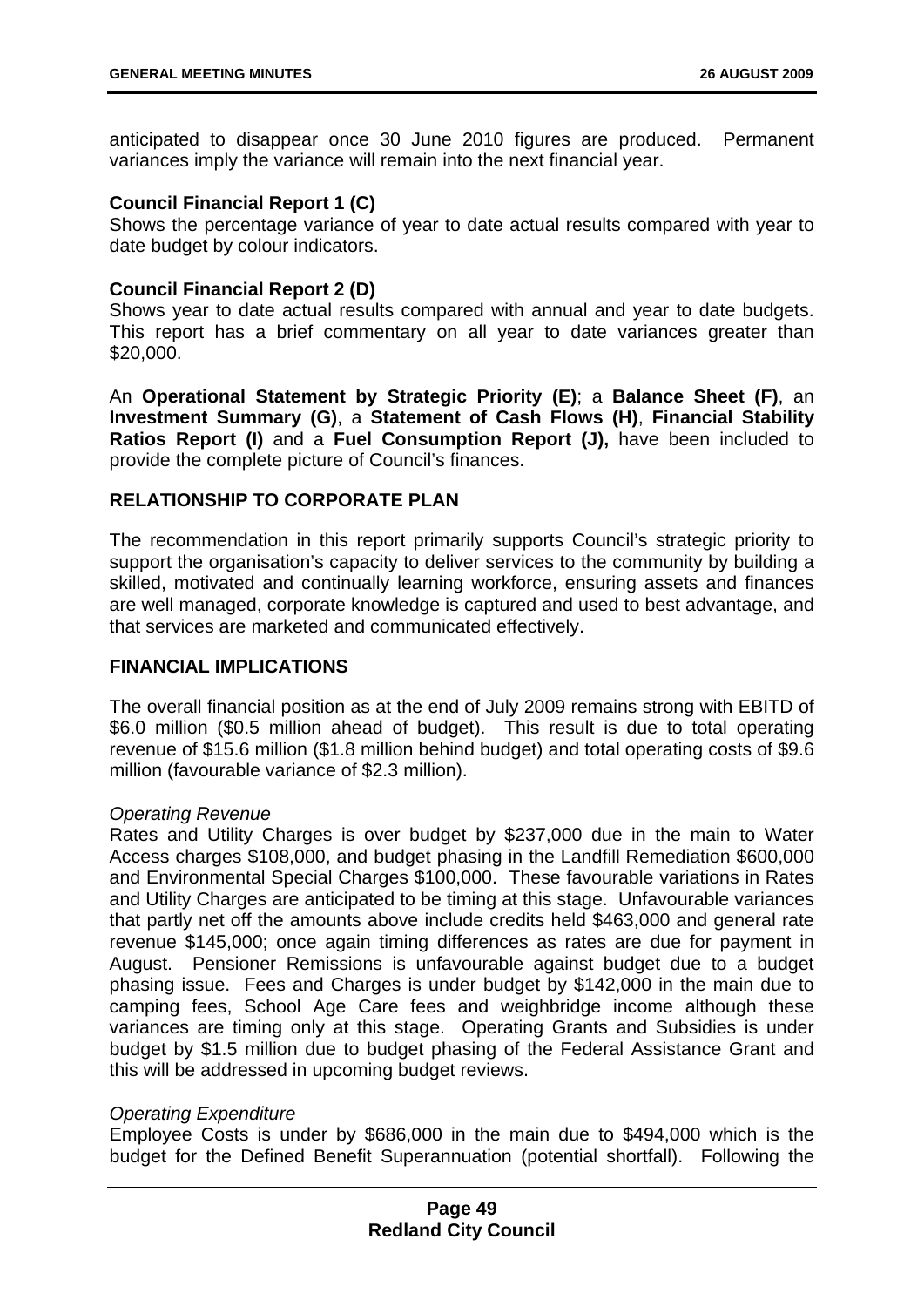anticipated to disappear once 30 June 2010 figures are produced. Permanent variances imply the variance will remain into the next financial year.

**Council Financial Report 1 (C)**
Shows the percentage variance of year to date actual results compared with year to date budget by colour indicators.

**Council Financial Report 2 (D)**
Shows year to date actual results compared with annual and year to date budgets. This report has a brief commentary on all year to date variances greater than $20,000.

An **Operational Statement by Strategic Priority (E)**; a **Balance Sheet (F)**, an **Investment Summary (G)**, a **Statement of Cash Flows (H)**, **Financial Stability Ratios Report (I)** and a **Fuel Consumption Report (J),** have been included to provide the complete picture of Council's finances.

## RELATIONSHIP TO CORPORATE PLAN

The recommendation in this report primarily supports Council's strategic priority to support the organisation's capacity to deliver services to the community by building a skilled, motivated and continually learning workforce, ensuring assets and finances are well managed, corporate knowledge is captured and used to best advantage, and that services are marketed and communicated effectively.

## FINANCIAL IMPLICATIONS

The overall financial position as at the end of July 2009 remains strong with EBITD of $6.0 million ($0.5 million ahead of budget). This result is due to total operating revenue of $15.6 million ($1.8 million behind budget) and total operating costs of $9.6 million (favourable variance of $2.3 million).

*Operating Revenue*
Rates and Utility Charges is over budget by $237,000 due in the main to Water Access charges $108,000, and budget phasing in the Landfill Remediation $600,000 and Environmental Special Charges $100,000. These favourable variations in Rates and Utility Charges are anticipated to be timing at this stage. Unfavourable variances that partly net off the amounts above include credits held $463,000 and general rate revenue $145,000; once again timing differences as rates are due for payment in August. Pensioner Remissions is unfavourable against budget due to a budget phasing issue. Fees and Charges is under budget by $142,000 in the main due to camping fees, School Age Care fees and weighbridge income although these variances are timing only at this stage. Operating Grants and Subsidies is under budget by $1.5 million due to budget phasing of the Federal Assistance Grant and this will be addressed in upcoming budget reviews.

*Operating Expenditure*
Employee Costs is under by $686,000 in the main due to $494,000 which is the budget for the Defined Benefit Superannuation (potential shortfall). Following the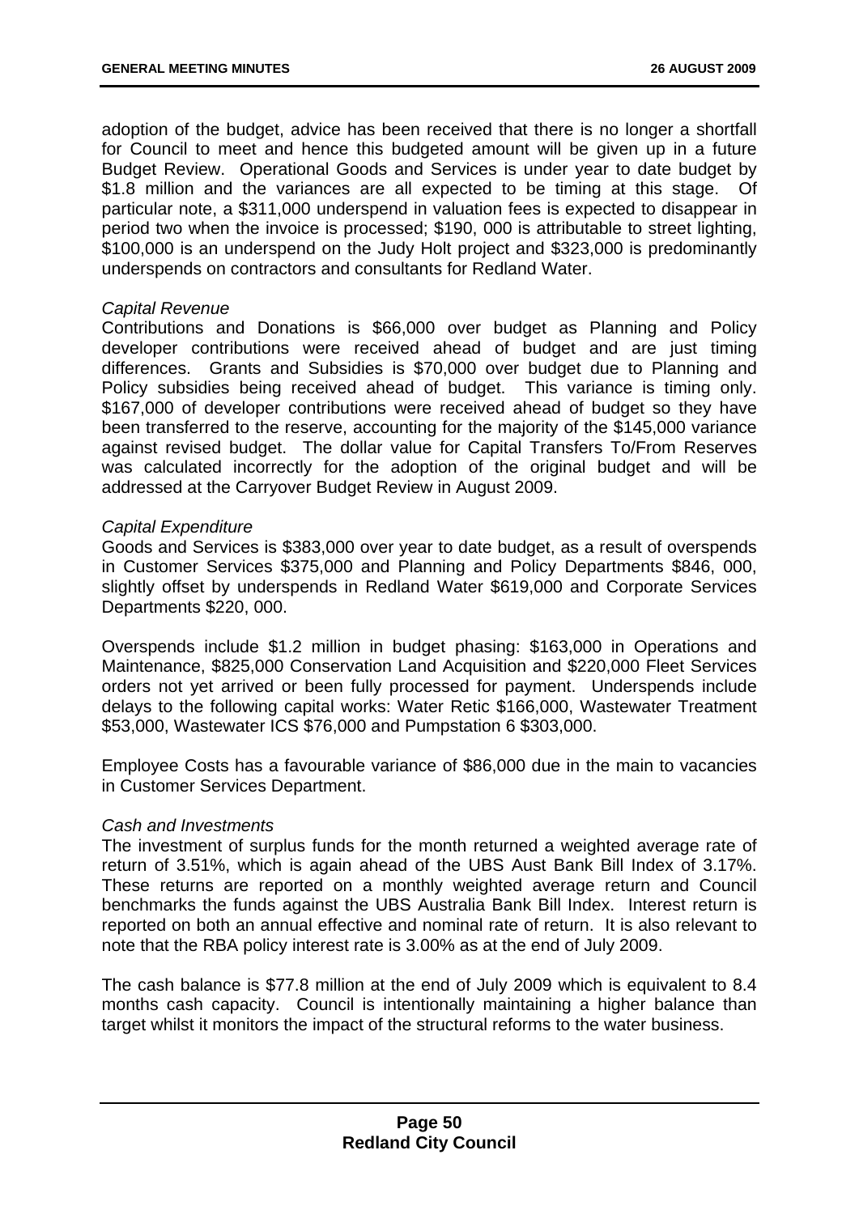adoption of the budget, advice has been received that there is no longer a shortfall for Council to meet and hence this budgeted amount will be given up in a future Budget Review. Operational Goods and Services is under year to date budget by $1.8 million and the variances are all expected to be timing at this stage. Of particular note, a $311,000 underspend in valuation fees is expected to disappear in period two when the invoice is processed; $190, 000 is attributable to street lighting, $100,000 is an underspend on the Judy Holt project and $323,000 is predominantly underspends on contractors and consultants for Redland Water.

*Capital Revenue*

Contributions and Donations is $66,000 over budget as Planning and Policy developer contributions were received ahead of budget and are just timing differences. Grants and Subsidies is $70,000 over budget due to Planning and Policy subsidies being received ahead of budget. This variance is timing only. $167,000 of developer contributions were received ahead of budget so they have been transferred to the reserve, accounting for the majority of the $145,000 variance against revised budget. The dollar value for Capital Transfers To/From Reserves was calculated incorrectly for the adoption of the original budget and will be addressed at the Carryover Budget Review in August 2009.

*Capital Expenditure*

Goods and Services is $383,000 over year to date budget, as a result of overspends in Customer Services $375,000 and Planning and Policy Departments $846, 000, slightly offset by underspends in Redland Water $619,000 and Corporate Services Departments $220, 000.

Overspends include $1.2 million in budget phasing: $163,000 in Operations and Maintenance, $825,000 Conservation Land Acquisition and $220,000 Fleet Services orders not yet arrived or been fully processed for payment. Underspends include delays to the following capital works: Water Retic $166,000, Wastewater Treatment $53,000, Wastewater ICS $76,000 and Pumpstation 6 $303,000.

Employee Costs has a favourable variance of $86,000 due in the main to vacancies in Customer Services Department.

*Cash and Investments*

The investment of surplus funds for the month returned a weighted average rate of return of 3.51%, which is again ahead of the UBS Aust Bank Bill Index of 3.17%. These returns are reported on a monthly weighted average return and Council benchmarks the funds against the UBS Australia Bank Bill Index. Interest return is reported on both an annual effective and nominal rate of return. It is also relevant to note that the RBA policy interest rate is 3.00% as at the end of July 2009.

The cash balance is $77.8 million at the end of July 2009 which is equivalent to 8.4 months cash capacity. Council is intentionally maintaining a higher balance than target whilst it monitors the impact of the structural reforms to the water business.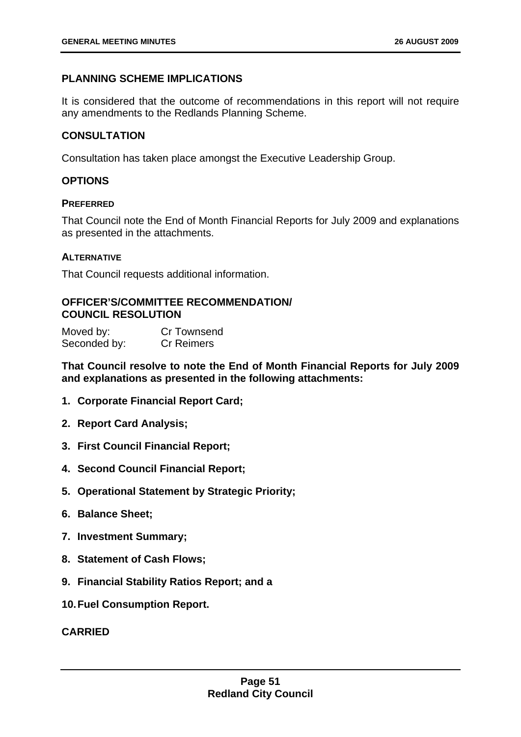## PLANNING SCHEME IMPLICATIONS

It is considered that the outcome of recommendations in this report will not require any amendments to the Redlands Planning Scheme.

## CONSULTATION

Consultation has taken place amongst the Executive Leadership Group.

## OPTIONS

### PREFERRED

That Council note the End of Month Financial Reports for July 2009 and explanations as presented in the attachments.

### ALTERNATIVE

That Council requests additional information.

## OFFICER'S/COMMITTEE RECOMMENDATION/ COUNCIL RESOLUTION

Moved by: Cr Townsend
Seconded by: Cr Reimers

**That Council resolve to note the End of Month Financial Reports for July 2009 and explanations as presented in the following attachments:**

1. **Corporate Financial Report Card;**
2. **Report Card Analysis;**
3. **First Council Financial Report;**
4. **Second Council Financial Report;**
5. **Operational Statement by Strategic Priority;**
6. **Balance Sheet;**
7. **Investment Summary;**
8. **Statement of Cash Flows;**
9. **Financial Stability Ratios Report; and a**
10. **Fuel Consumption Report.**

**CARRIED**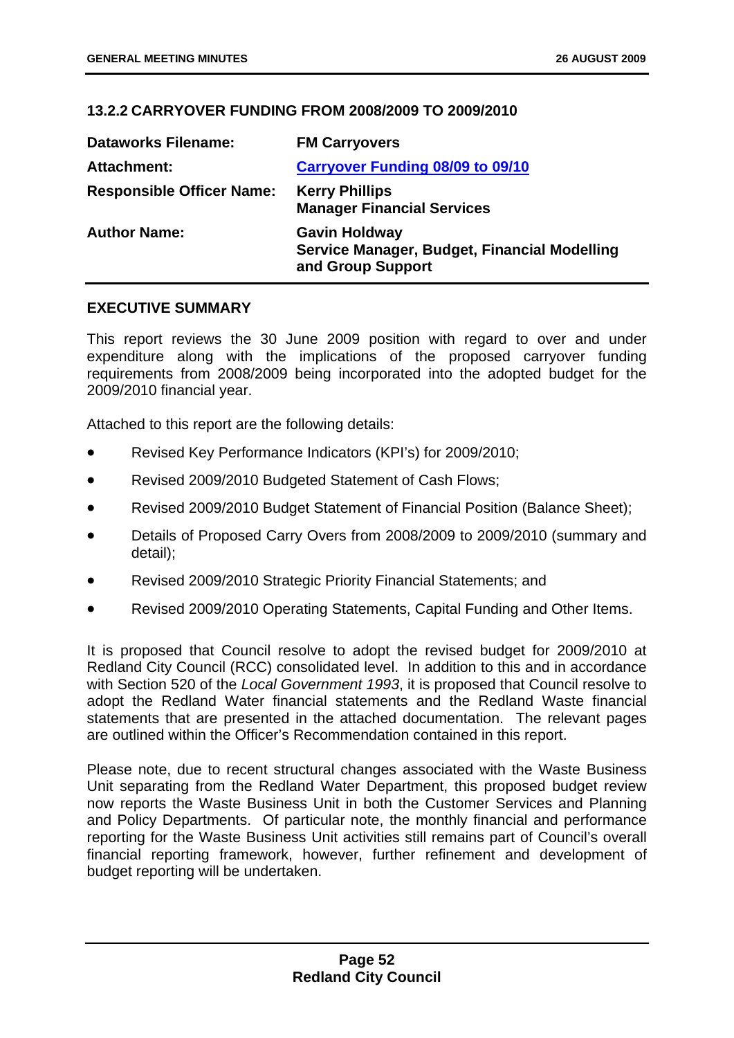## 13.2.2 CARRYOVER FUNDING FROM 2008/2009 TO 2009/2010

| | |
|---|---|
| **Dataworks Filename:** | **FM Carryovers** |
| **Attachment:** | **Carryover Funding 08/09 to 09/10** |
| **Responsible Officer Name:** | **Kerry Phillips**<br>**Manager Financial Services** |
| **Author Name:** | **Gavin Holdway**<br>**Service Manager, Budget, Financial Modelling and Group Support** |

### EXECUTIVE SUMMARY

This report reviews the 30 June 2009 position with regard to over and under expenditure along with the implications of the proposed carryover funding requirements from 2008/2009 being incorporated into the adopted budget for the 2009/2010 financial year.

Attached to this report are the following details:

- Revised Key Performance Indicators (KPI's) for 2009/2010;
- Revised 2009/2010 Budgeted Statement of Cash Flows;
- Revised 2009/2010 Budget Statement of Financial Position (Balance Sheet);
- Details of Proposed Carry Overs from 2008/2009 to 2009/2010 (summary and detail);
- Revised 2009/2010 Strategic Priority Financial Statements; and
- Revised 2009/2010 Operating Statements, Capital Funding and Other Items.

It is proposed that Council resolve to adopt the revised budget for 2009/2010 at Redland City Council (RCC) consolidated level. In addition to this and in accordance with Section 520 of the *Local Government 1993*, it is proposed that Council resolve to adopt the Redland Water financial statements and the Redland Waste financial statements that are presented in the attached documentation. The relevant pages are outlined within the Officer's Recommendation contained in this report.

Please note, due to recent structural changes associated with the Waste Business Unit separating from the Redland Water Department, this proposed budget review now reports the Waste Business Unit in both the Customer Services and Planning and Policy Departments. Of particular note, the monthly financial and performance reporting for the Waste Business Unit activities still remains part of Council's overall financial reporting framework, however, further refinement and development of budget reporting will be undertaken.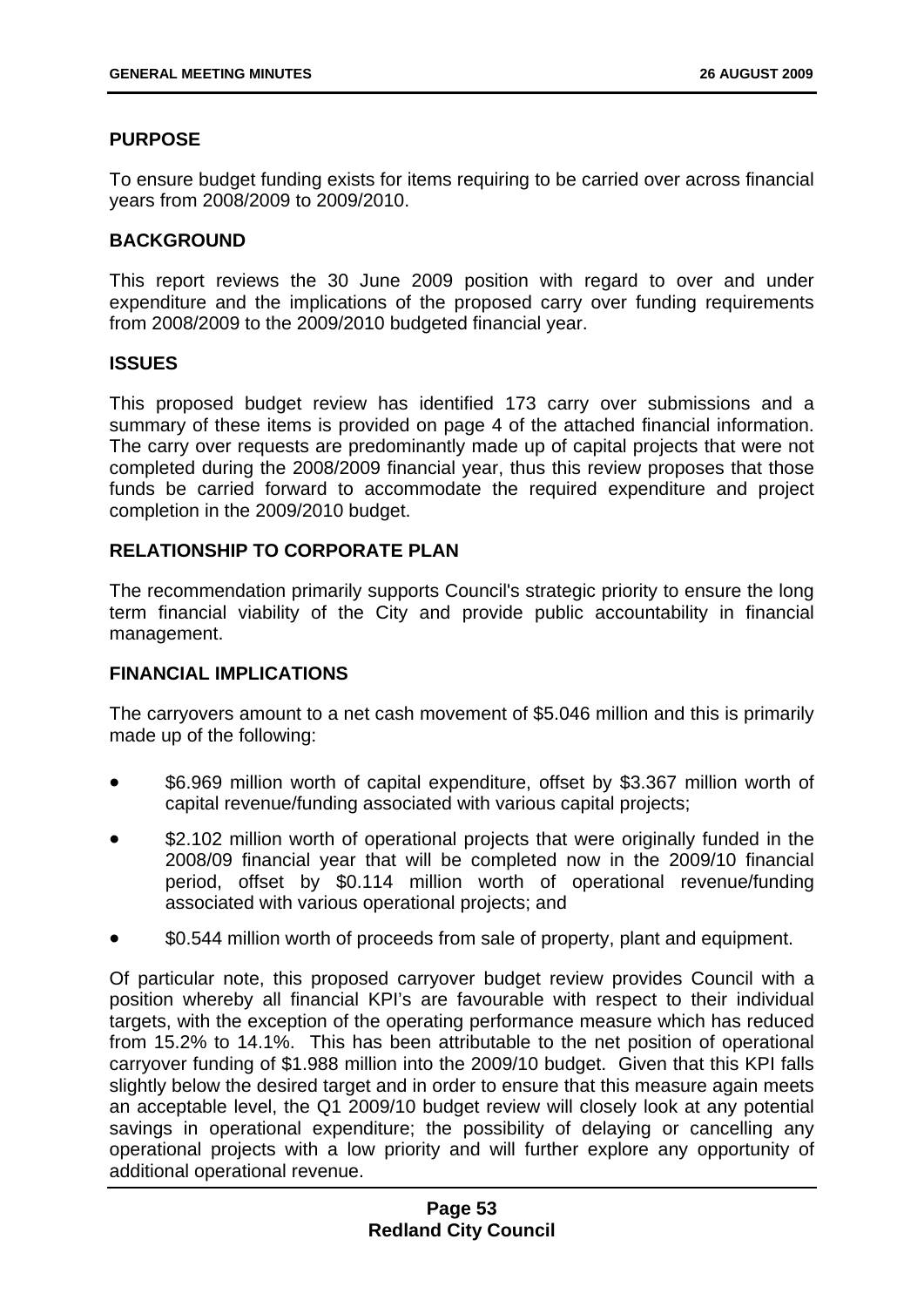## PURPOSE

To ensure budget funding exists for items requiring to be carried over across financial years from 2008/2009 to 2009/2010.

## BACKGROUND

This report reviews the 30 June 2009 position with regard to over and under expenditure and the implications of the proposed carry over funding requirements from 2008/2009 to the 2009/2010 budgeted financial year.

## ISSUES

This proposed budget review has identified 173 carry over submissions and a summary of these items is provided on page 4 of the attached financial information. The carry over requests are predominantly made up of capital projects that were not completed during the 2008/2009 financial year, thus this review proposes that those funds be carried forward to accommodate the required expenditure and project completion in the 2009/2010 budget.

## RELATIONSHIP TO CORPORATE PLAN

The recommendation primarily supports Council's strategic priority to ensure the long term financial viability of the City and provide public accountability in financial management.

## FINANCIAL IMPLICATIONS

The carryovers amount to a net cash movement of $5.046 million and this is primarily made up of the following:

- $6.969 million worth of capital expenditure, offset by $3.367 million worth of capital revenue/funding associated with various capital projects;
- $2.102 million worth of operational projects that were originally funded in the 2008/09 financial year that will be completed now in the 2009/10 financial period, offset by $0.114 million worth of operational revenue/funding associated with various operational projects; and
- $0.544 million worth of proceeds from sale of property, plant and equipment.

Of particular note, this proposed carryover budget review provides Council with a position whereby all financial KPI's are favourable with respect to their individual targets, with the exception of the operating performance measure which has reduced from 15.2% to 14.1%. This has been attributable to the net position of operational carryover funding of $1.988 million into the 2009/10 budget. Given that this KPI falls slightly below the desired target and in order to ensure that this measure again meets an acceptable level, the Q1 2009/10 budget review will closely look at any potential savings in operational expenditure; the possibility of delaying or cancelling any operational projects with a low priority and will further explore any opportunity of additional operational revenue.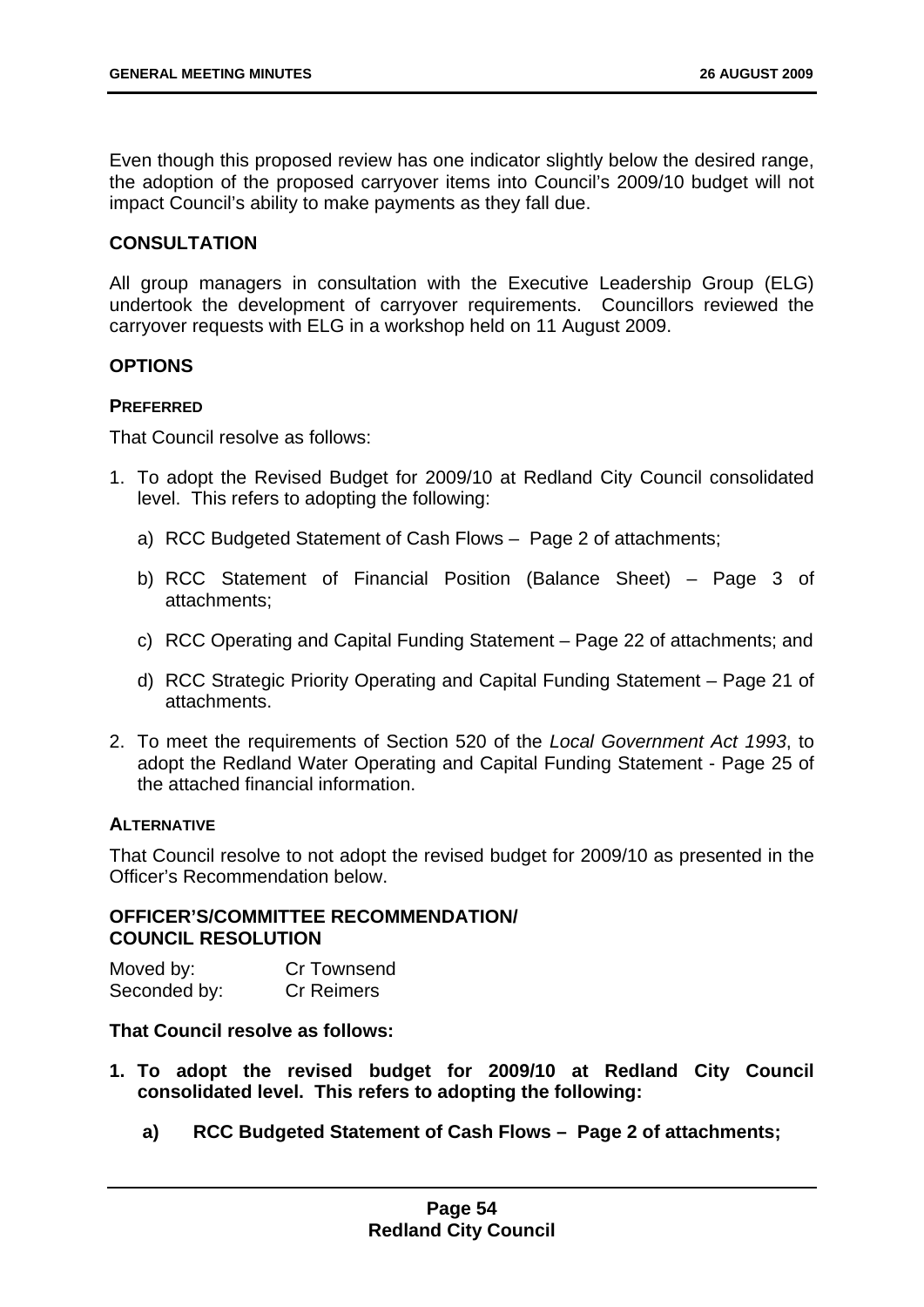Even though this proposed review has one indicator slightly below the desired range, the adoption of the proposed carryover items into Council's 2009/10 budget will not impact Council's ability to make payments as they fall due.

## CONSULTATION

All group managers in consultation with the Executive Leadership Group (ELG) undertook the development of carryover requirements. Councillors reviewed the carryover requests with ELG in a workshop held on 11 August 2009.

## OPTIONS

### PREFERRED

That Council resolve as follows:

1. To adopt the Revised Budget for 2009/10 at Redland City Council consolidated level. This refers to adopting the following:
   a) RCC Budgeted Statement of Cash Flows – Page 2 of attachments;
   b) RCC Statement of Financial Position (Balance Sheet) – Page 3 of attachments;
   c) RCC Operating and Capital Funding Statement – Page 22 of attachments; and
   d) RCC Strategic Priority Operating and Capital Funding Statement – Page 21 of attachments.
2. To meet the requirements of Section 520 of the *Local Government Act 1993*, to adopt the Redland Water Operating and Capital Funding Statement - Page 25 of the attached financial information.

### ALTERNATIVE

That Council resolve to not adopt the revised budget for 2009/10 as presented in the Officer's Recommendation below.

## OFFICER'S/COMMITTEE RECOMMENDATION/ COUNCIL RESOLUTION

Moved by: Cr Townsend
Seconded by: Cr Reimers

**That Council resolve as follows:**

1. **To adopt the revised budget for 2009/10 at Redland City Council consolidated level. This refers to adopting the following:**
   **a) RCC Budgeted Statement of Cash Flows – Page 2 of attachments;**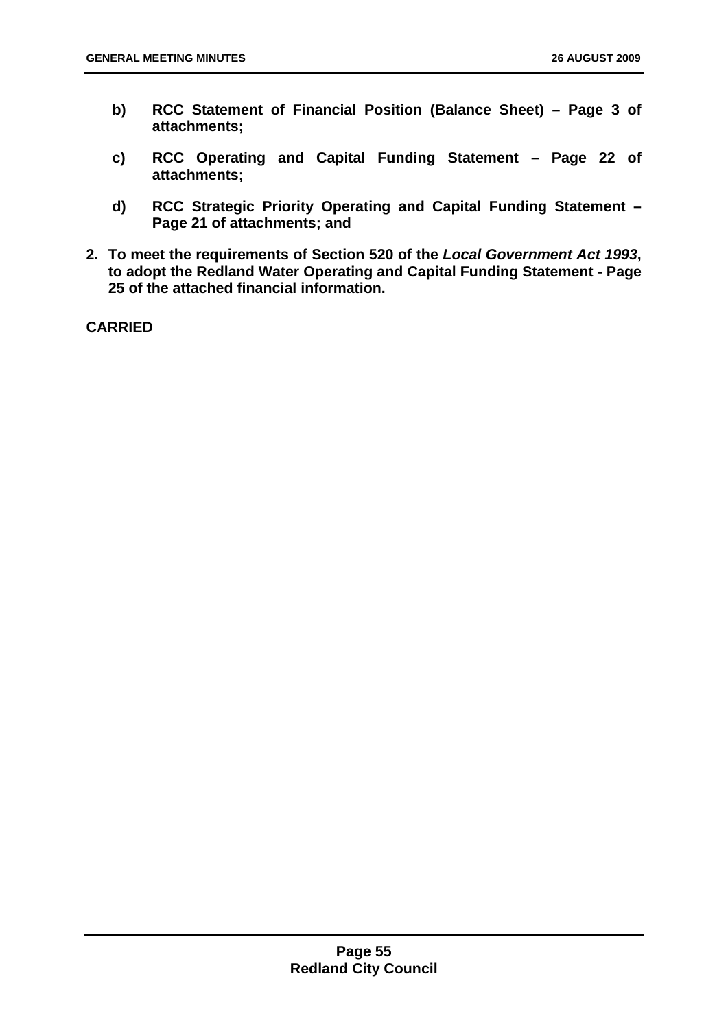**b) RCC Statement of Financial Position (Balance Sheet) – Page 3 of attachments;**

**c) RCC Operating and Capital Funding Statement – Page 22 of attachments;**

**d) RCC Strategic Priority Operating and Capital Funding Statement – Page 21 of attachments; and**

**2. To meet the requirements of Section 520 of the *Local Government Act 1993*, to adopt the Redland Water Operating and Capital Funding Statement - Page 25 of the attached financial information.**

**CARRIED**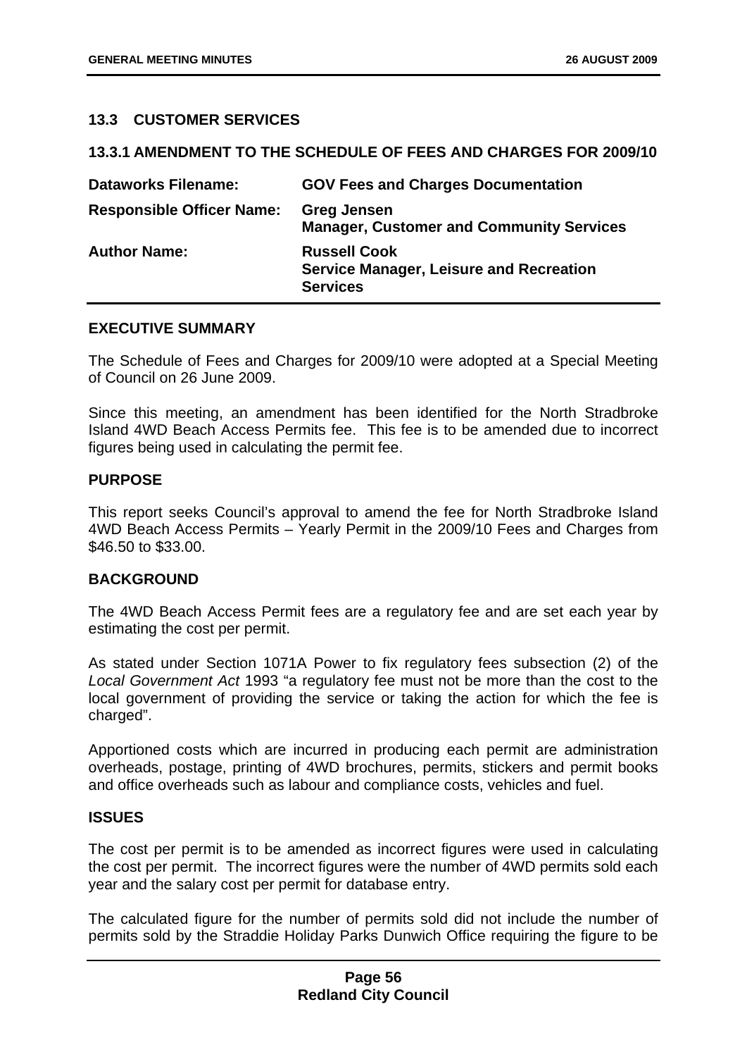## 13.3 CUSTOMER SERVICES

### 13.3.1 AMENDMENT TO THE SCHEDULE OF FEES AND CHARGES FOR 2009/10

| | |
|---|---|
| **Dataworks Filename:** | **GOV Fees and Charges Documentation** |
| **Responsible Officer Name:** | **Greg Jensen<br>Manager, Customer and Community Services** |
| **Author Name:** | **Russell Cook<br>Service Manager, Leisure and Recreation Services** |

**EXECUTIVE SUMMARY**

The Schedule of Fees and Charges for 2009/10 were adopted at a Special Meeting of Council on 26 June 2009.

Since this meeting, an amendment has been identified for the North Stradbroke Island 4WD Beach Access Permits fee. This fee is to be amended due to incorrect figures being used in calculating the permit fee.

**PURPOSE**

This report seeks Council's approval to amend the fee for North Stradbroke Island 4WD Beach Access Permits – Yearly Permit in the 2009/10 Fees and Charges from $46.50 to $33.00.

**BACKGROUND**

The 4WD Beach Access Permit fees are a regulatory fee and are set each year by estimating the cost per permit.

As stated under Section 1071A Power to fix regulatory fees subsection (2) of the *Local Government Act* 1993 "a regulatory fee must not be more than the cost to the local government of providing the service or taking the action for which the fee is charged".

Apportioned costs which are incurred in producing each permit are administration overheads, postage, printing of 4WD brochures, permits, stickers and permit books and office overheads such as labour and compliance costs, vehicles and fuel.

**ISSUES**

The cost per permit is to be amended as incorrect figures were used in calculating the cost per permit. The incorrect figures were the number of 4WD permits sold each year and the salary cost per permit for database entry.

The calculated figure for the number of permits sold did not include the number of permits sold by the Straddie Holiday Parks Dunwich Office requiring the figure to be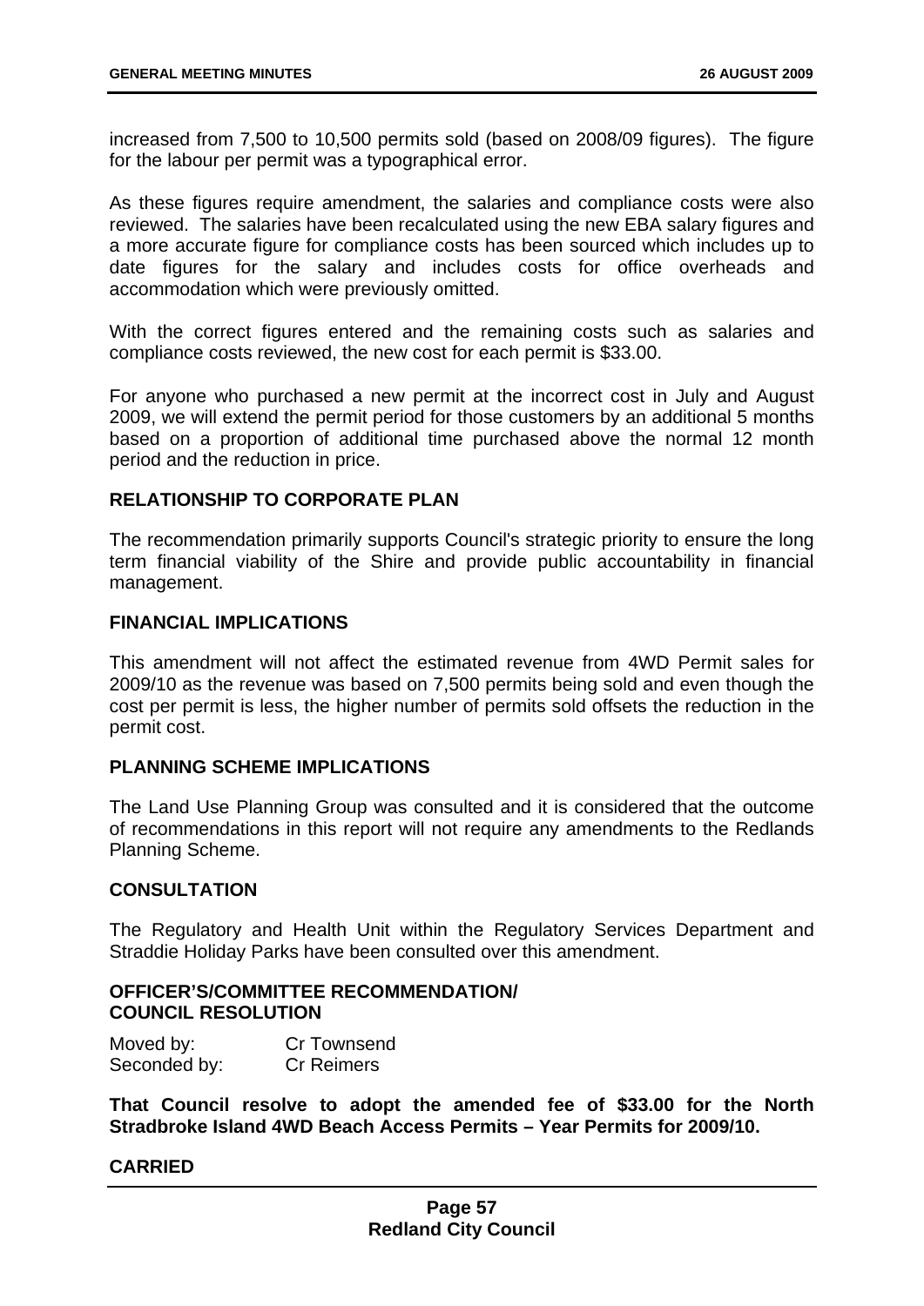increased from 7,500 to 10,500 permits sold (based on 2008/09 figures). The figure for the labour per permit was a typographical error.

As these figures require amendment, the salaries and compliance costs were also reviewed. The salaries have been recalculated using the new EBA salary figures and a more accurate figure for compliance costs has been sourced which includes up to date figures for the salary and includes costs for office overheads and accommodation which were previously omitted.

With the correct figures entered and the remaining costs such as salaries and compliance costs reviewed, the new cost for each permit is $33.00.

For anyone who purchased a new permit at the incorrect cost in July and August 2009, we will extend the permit period for those customers by an additional 5 months based on a proportion of additional time purchased above the normal 12 month period and the reduction in price.

## RELATIONSHIP TO CORPORATE PLAN

The recommendation primarily supports Council's strategic priority to ensure the long term financial viability of the Shire and provide public accountability in financial management.

## FINANCIAL IMPLICATIONS

This amendment will not affect the estimated revenue from 4WD Permit sales for 2009/10 as the revenue was based on 7,500 permits being sold and even though the cost per permit is less, the higher number of permits sold offsets the reduction in the permit cost.

## PLANNING SCHEME IMPLICATIONS

The Land Use Planning Group was consulted and it is considered that the outcome of recommendations in this report will not require any amendments to the Redlands Planning Scheme.

## CONSULTATION

The Regulatory and Health Unit within the Regulatory Services Department and Straddie Holiday Parks have been consulted over this amendment.

## OFFICER'S/COMMITTEE RECOMMENDATION/ COUNCIL RESOLUTION

Moved by: Cr Townsend
Seconded by: Cr Reimers

**That Council resolve to adopt the amended fee of $33.00 for the North Stradbroke Island 4WD Beach Access Permits – Year Permits for 2009/10.**

**CARRIED**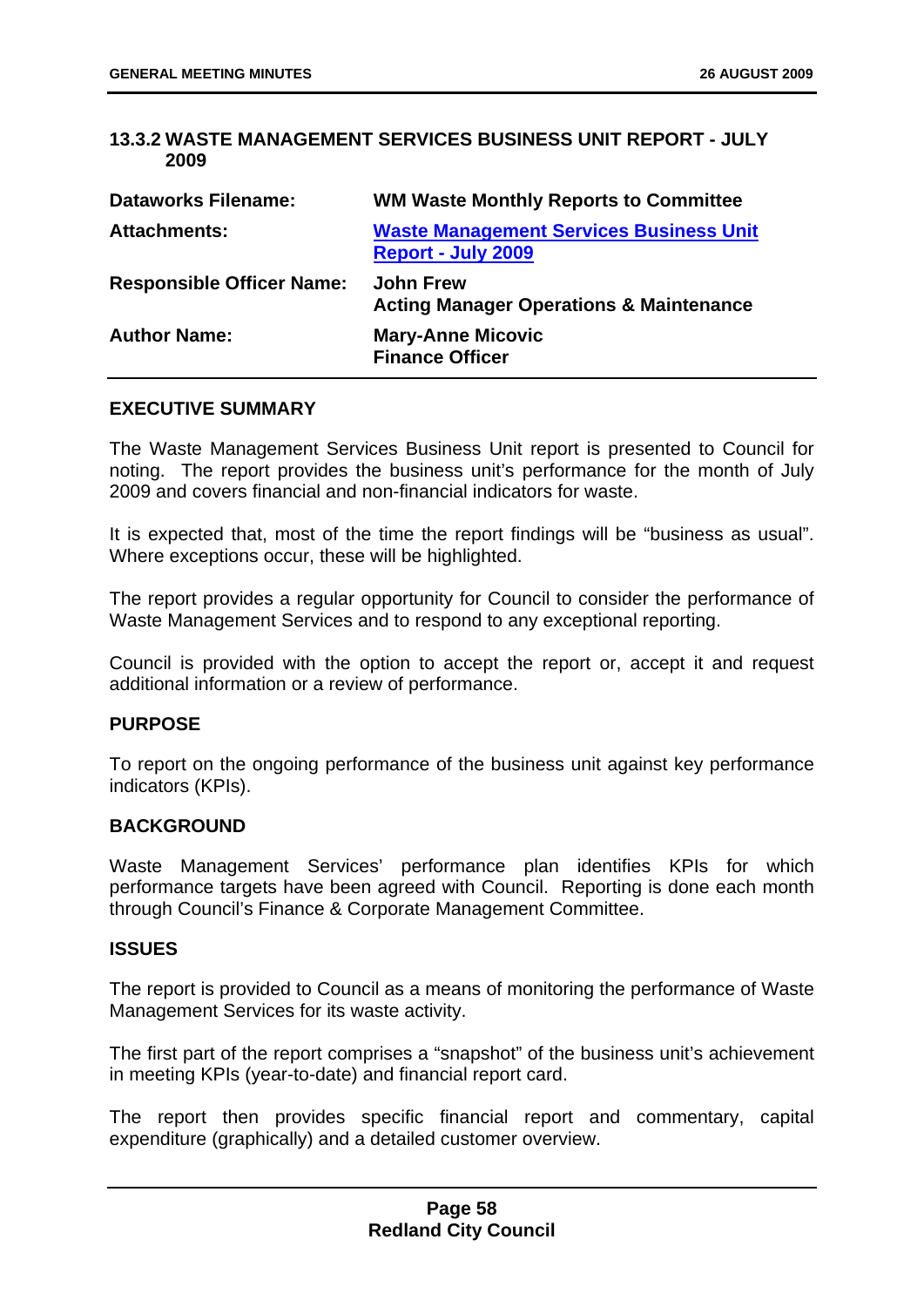### 13.3.2 WASTE MANAGEMENT SERVICES BUSINESS UNIT REPORT - JULY 2009

| | |
|---|---|
| **Dataworks Filename:** | **WM Waste Monthly Reports to Committee** |
| **Attachments:** | **Waste Management Services Business Unit Report - July 2009** |
| **Responsible Officer Name:** | **John Frew**<br>**Acting Manager Operations & Maintenance** |
| **Author Name:** | **Mary-Anne Micovic**<br>**Finance Officer** |

**EXECUTIVE SUMMARY**

The Waste Management Services Business Unit report is presented to Council for noting. The report provides the business unit's performance for the month of July 2009 and covers financial and non-financial indicators for waste.

It is expected that, most of the time the report findings will be "business as usual". Where exceptions occur, these will be highlighted.

The report provides a regular opportunity for Council to consider the performance of Waste Management Services and to respond to any exceptional reporting.

Council is provided with the option to accept the report or, accept it and request additional information or a review of performance.

**PURPOSE**

To report on the ongoing performance of the business unit against key performance indicators (KPIs).

**BACKGROUND**

Waste Management Services' performance plan identifies KPIs for which performance targets have been agreed with Council. Reporting is done each month through Council's Finance & Corporate Management Committee.

**ISSUES**

The report is provided to Council as a means of monitoring the performance of Waste Management Services for its waste activity.

The first part of the report comprises a "snapshot" of the business unit's achievement in meeting KPIs (year-to-date) and financial report card.

The report then provides specific financial report and commentary, capital expenditure (graphically) and a detailed customer overview.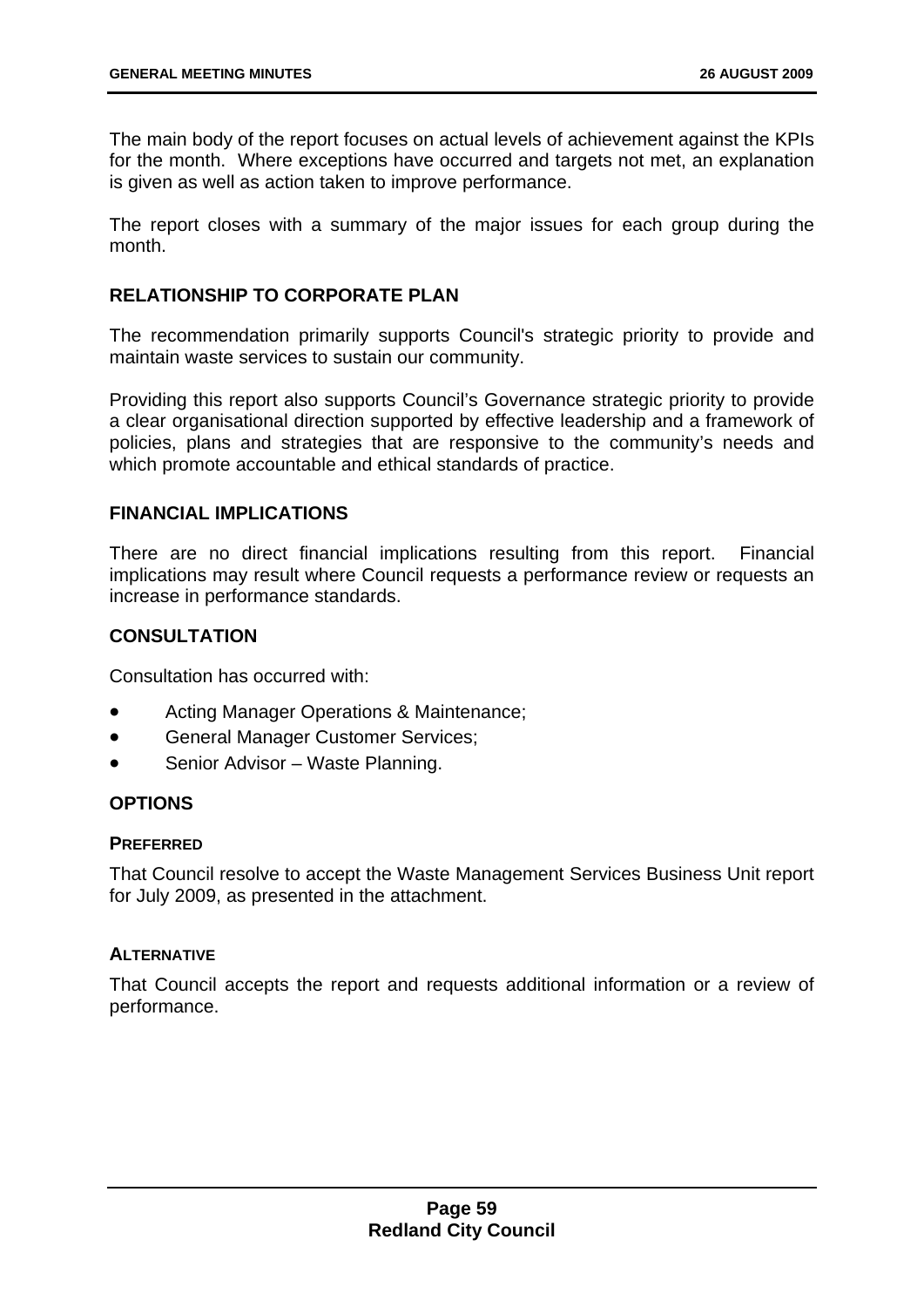The main body of the report focuses on actual levels of achievement against the KPIs for the month. Where exceptions have occurred and targets not met, an explanation is given as well as action taken to improve performance.

The report closes with a summary of the major issues for each group during the month.

## RELATIONSHIP TO CORPORATE PLAN

The recommendation primarily supports Council's strategic priority to provide and maintain waste services to sustain our community.

Providing this report also supports Council's Governance strategic priority to provide a clear organisational direction supported by effective leadership and a framework of policies, plans and strategies that are responsive to the community's needs and which promote accountable and ethical standards of practice.

## FINANCIAL IMPLICATIONS

There are no direct financial implications resulting from this report. Financial implications may result where Council requests a performance review or requests an increase in performance standards.

## CONSULTATION

Consultation has occurred with:

- Acting Manager Operations & Maintenance;
- General Manager Customer Services;
- Senior Advisor – Waste Planning.

## OPTIONS

### PREFERRED

That Council resolve to accept the Waste Management Services Business Unit report for July 2009, as presented in the attachment.

### ALTERNATIVE

That Council accepts the report and requests additional information or a review of performance.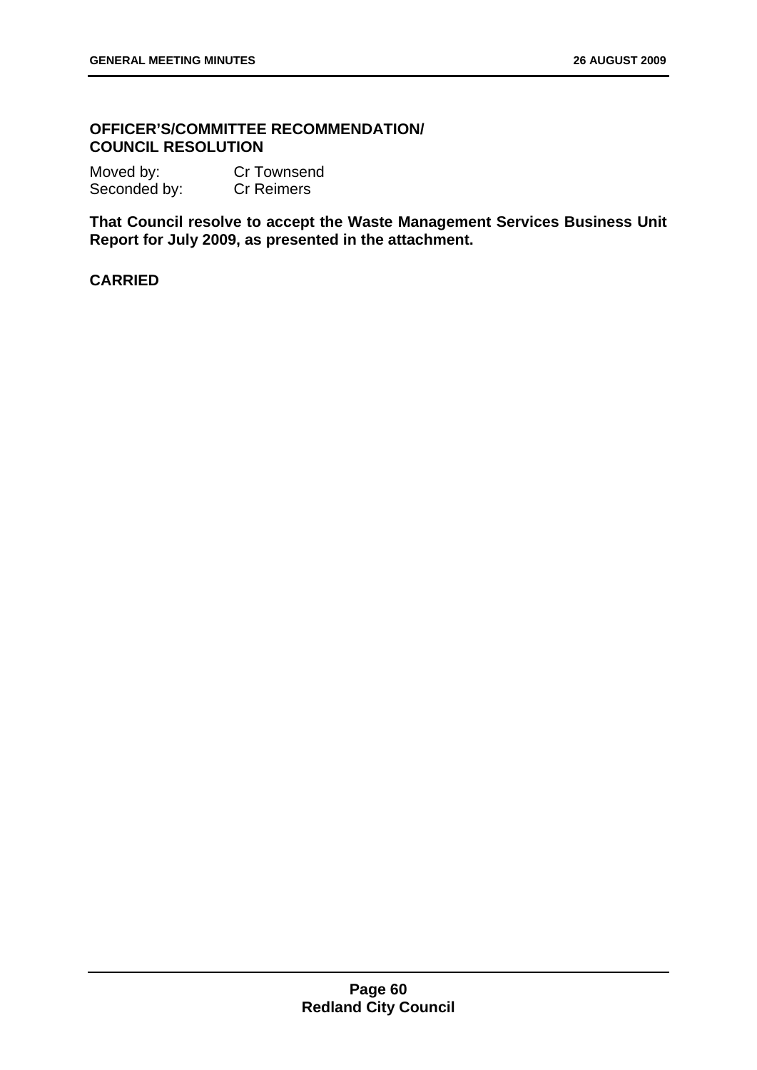**OFFICER'S/COMMITTEE RECOMMENDATION/ COUNCIL RESOLUTION**

Moved by: Cr Townsend
Seconded by: Cr Reimers

**That Council resolve to accept the Waste Management Services Business Unit Report for July 2009, as presented in the attachment.**

**CARRIED**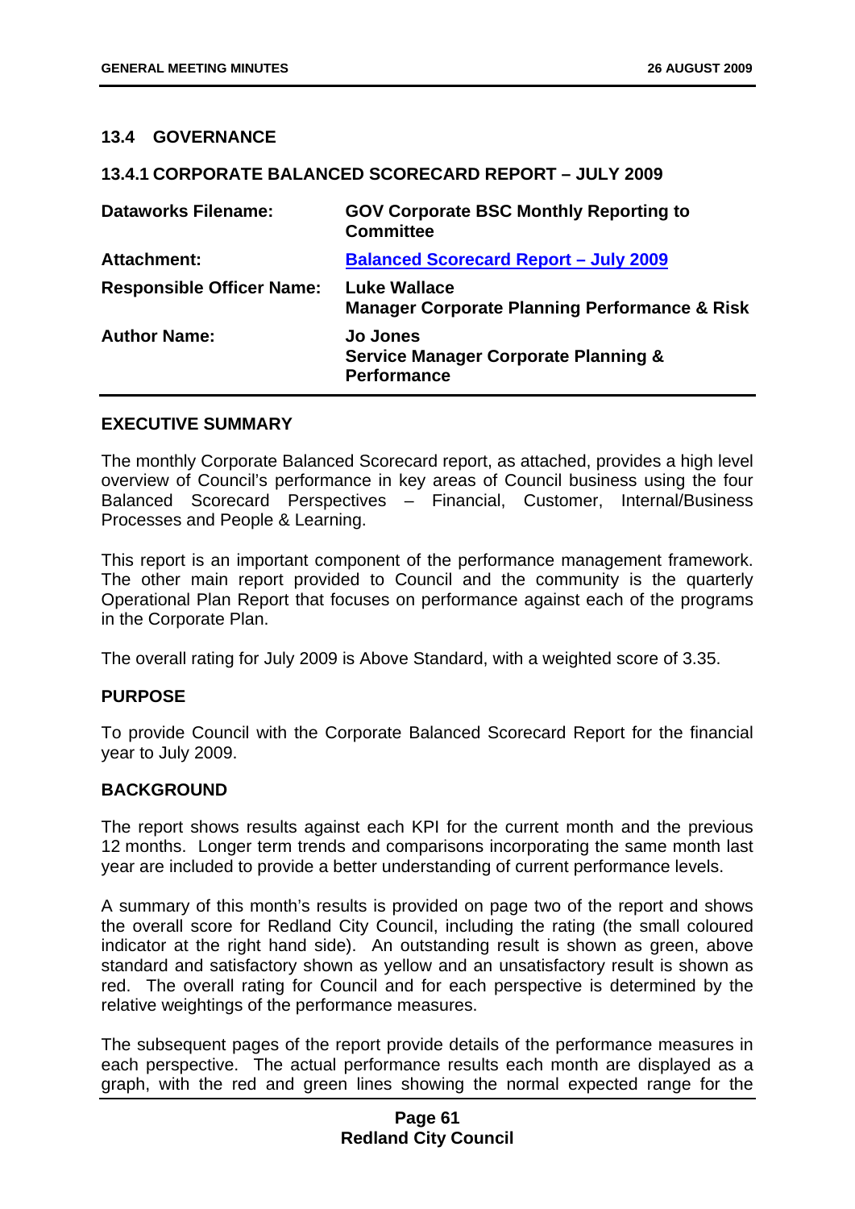## 13.4 GOVERNANCE

### 13.4.1 CORPORATE BALANCED SCORECARD REPORT – JULY 2009

| | |
|---|---|
| **Dataworks Filename:** | **GOV Corporate BSC Monthly Reporting to Committee** |
| **Attachment:** | **Balanced Scorecard Report – July 2009** |
| **Responsible Officer Name:** | **Luke Wallace**<br>**Manager Corporate Planning Performance & Risk** |
| **Author Name:** | **Jo Jones**<br>**Service Manager Corporate Planning & Performance** |

**EXECUTIVE SUMMARY**

The monthly Corporate Balanced Scorecard report, as attached, provides a high level overview of Council's performance in key areas of Council business using the four Balanced Scorecard Perspectives – Financial, Customer, Internal/Business Processes and People & Learning.

This report is an important component of the performance management framework. The other main report provided to Council and the community is the quarterly Operational Plan Report that focuses on performance against each of the programs in the Corporate Plan.

The overall rating for July 2009 is Above Standard, with a weighted score of 3.35.

**PURPOSE**

To provide Council with the Corporate Balanced Scorecard Report for the financial year to July 2009.

**BACKGROUND**

The report shows results against each KPI for the current month and the previous 12 months. Longer term trends and comparisons incorporating the same month last year are included to provide a better understanding of current performance levels.

A summary of this month's results is provided on page two of the report and shows the overall score for Redland City Council, including the rating (the small coloured indicator at the right hand side). An outstanding result is shown as green, above standard and satisfactory shown as yellow and an unsatisfactory result is shown as red. The overall rating for Council and for each perspective is determined by the relative weightings of the performance measures.

The subsequent pages of the report provide details of the performance measures in each perspective. The actual performance results each month are displayed as a graph, with the red and green lines showing the normal expected range for the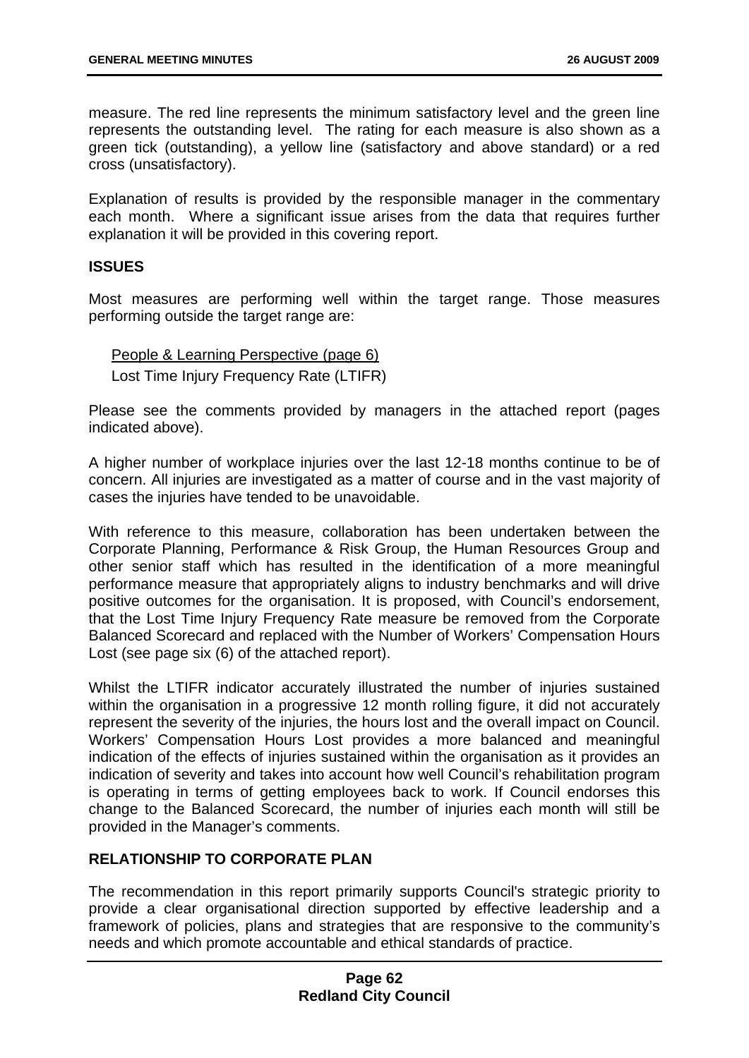measure. The red line represents the minimum satisfactory level and the green line represents the outstanding level. The rating for each measure is also shown as a green tick (outstanding), a yellow line (satisfactory and above standard) or a red cross (unsatisfactory).

Explanation of results is provided by the responsible manager in the commentary each month. Where a significant issue arises from the data that requires further explanation it will be provided in this covering report.

**ISSUES**

Most measures are performing well within the target range. Those measures performing outside the target range are:

People & Learning Perspective (page 6)
Lost Time Injury Frequency Rate (LTIFR)

Please see the comments provided by managers in the attached report (pages indicated above).

A higher number of workplace injuries over the last 12-18 months continue to be of concern. All injuries are investigated as a matter of course and in the vast majority of cases the injuries have tended to be unavoidable.

With reference to this measure, collaboration has been undertaken between the Corporate Planning, Performance & Risk Group, the Human Resources Group and other senior staff which has resulted in the identification of a more meaningful performance measure that appropriately aligns to industry benchmarks and will drive positive outcomes for the organisation. It is proposed, with Council's endorsement, that the Lost Time Injury Frequency Rate measure be removed from the Corporate Balanced Scorecard and replaced with the Number of Workers' Compensation Hours Lost (see page six (6) of the attached report).

Whilst the LTIFR indicator accurately illustrated the number of injuries sustained within the organisation in a progressive 12 month rolling figure, it did not accurately represent the severity of the injuries, the hours lost and the overall impact on Council. Workers' Compensation Hours Lost provides a more balanced and meaningful indication of the effects of injuries sustained within the organisation as it provides an indication of severity and takes into account how well Council's rehabilitation program is operating in terms of getting employees back to work. If Council endorses this change to the Balanced Scorecard, the number of injuries each month will still be provided in the Manager's comments.

**RELATIONSHIP TO CORPORATE PLAN**

The recommendation in this report primarily supports Council's strategic priority to provide a clear organisational direction supported by effective leadership and a framework of policies, plans and strategies that are responsive to the community's needs and which promote accountable and ethical standards of practice.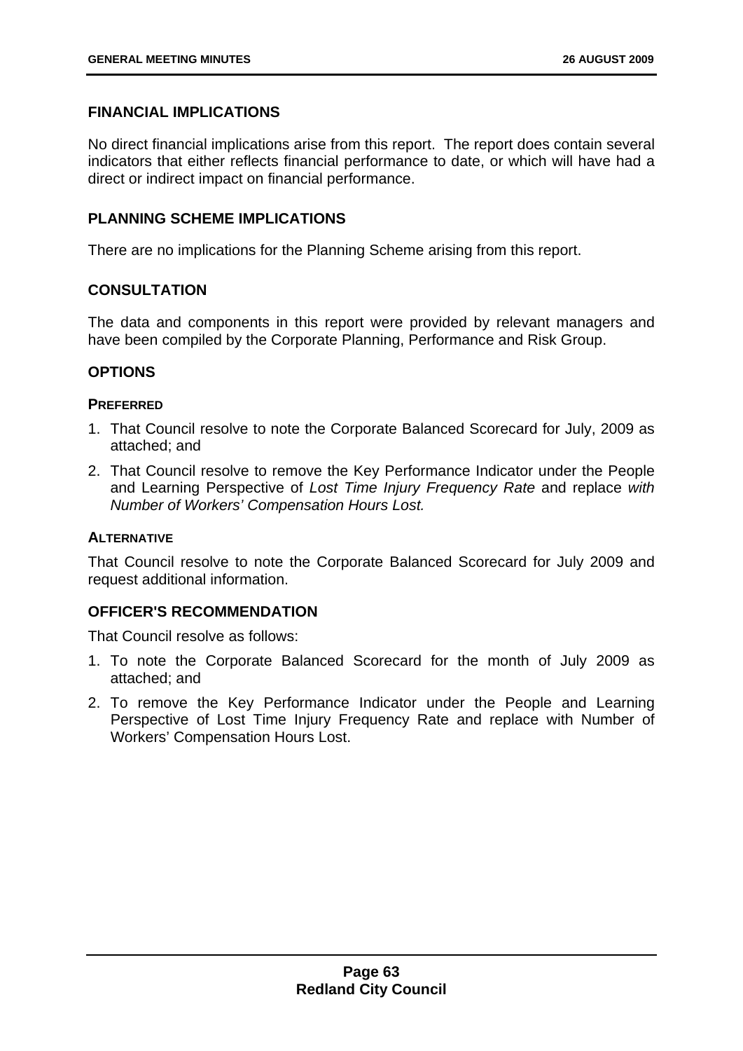## FINANCIAL IMPLICATIONS

No direct financial implications arise from this report. The report does contain several indicators that either reflects financial performance to date, or which will have had a direct or indirect impact on financial performance.

## PLANNING SCHEME IMPLICATIONS

There are no implications for the Planning Scheme arising from this report.

## CONSULTATION

The data and components in this report were provided by relevant managers and have been compiled by the Corporate Planning, Performance and Risk Group.

## OPTIONS

### PREFERRED

1. That Council resolve to note the Corporate Balanced Scorecard for July, 2009 as attached; and
2. That Council resolve to remove the Key Performance Indicator under the People and Learning Perspective of *Lost Time Injury Frequency Rate* and replace *with Number of Workers' Compensation Hours Lost.*

### ALTERNATIVE

That Council resolve to note the Corporate Balanced Scorecard for July 2009 and request additional information.

## OFFICER'S RECOMMENDATION

That Council resolve as follows:

1. To note the Corporate Balanced Scorecard for the month of July 2009 as attached; and
2. To remove the Key Performance Indicator under the People and Learning Perspective of Lost Time Injury Frequency Rate and replace with Number of Workers' Compensation Hours Lost.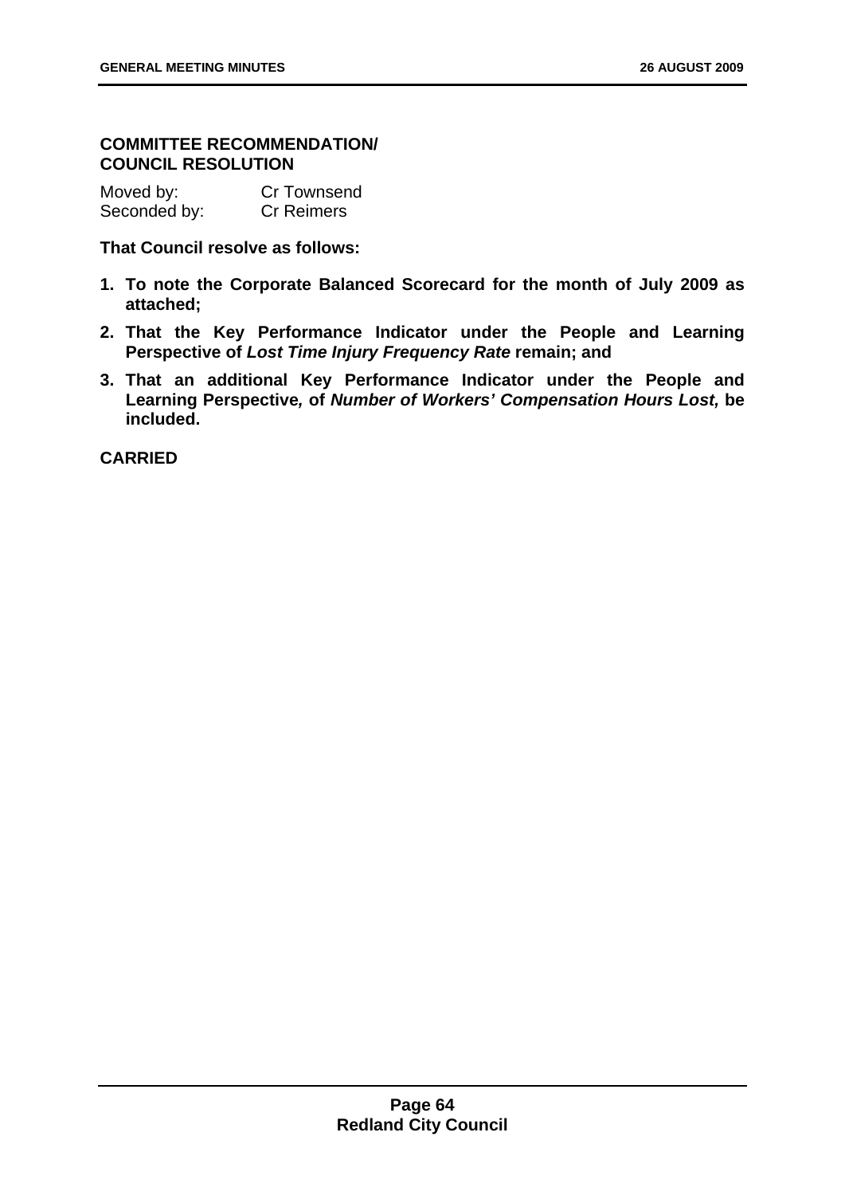### COMMITTEE RECOMMENDATION/ COUNCIL RESOLUTION

Moved by: Cr Townsend
Seconded by: Cr Reimers

**That Council resolve as follows:**

1. **To note the Corporate Balanced Scorecard for the month of July 2009 as attached;**
2. **That the Key Performance Indicator under the People and Learning Perspective of *Lost Time Injury Frequency Rate* remain; and**
3. **That an additional Key Performance Indicator under the People and Learning Perspective*,* of *Number of Workers' Compensation Hours Lost,* be included.**

**CARRIED**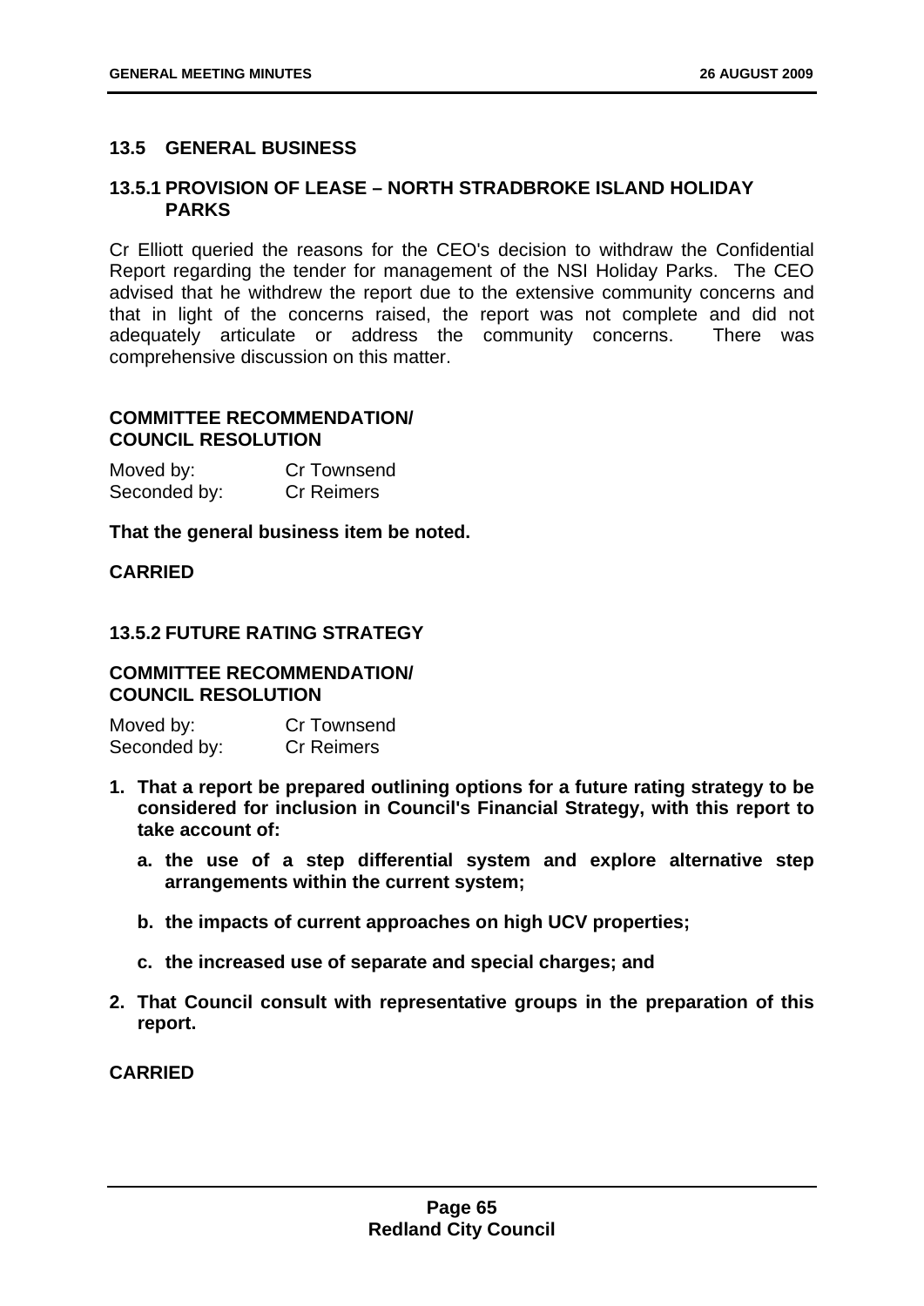## 13.5 GENERAL BUSINESS

### 13.5.1 PROVISION OF LEASE – NORTH STRADBROKE ISLAND HOLIDAY PARKS

Cr Elliott queried the reasons for the CEO's decision to withdraw the Confidential Report regarding the tender for management of the NSI Holiday Parks. The CEO advised that he withdrew the report due to the extensive community concerns and that in light of the concerns raised, the report was not complete and did not adequately articulate or address the community concerns. There was comprehensive discussion on this matter.

**COMMITTEE RECOMMENDATION/ COUNCIL RESOLUTION**

Moved by: Cr Townsend
Seconded by: Cr Reimers

**That the general business item be noted.**

**CARRIED**

### 13.5.2 FUTURE RATING STRATEGY

**COMMITTEE RECOMMENDATION/ COUNCIL RESOLUTION**

Moved by: Cr Townsend
Seconded by: Cr Reimers

1. **That a report be prepared outlining options for a future rating strategy to be considered for inclusion in Council's Financial Strategy, with this report to take account of:**
   a. **the use of a step differential system and explore alternative step arrangements within the current system;**
   b. **the impacts of current approaches on high UCV properties;**
   c. **the increased use of separate and special charges; and**
2. **That Council consult with representative groups in the preparation of this report.**

**CARRIED**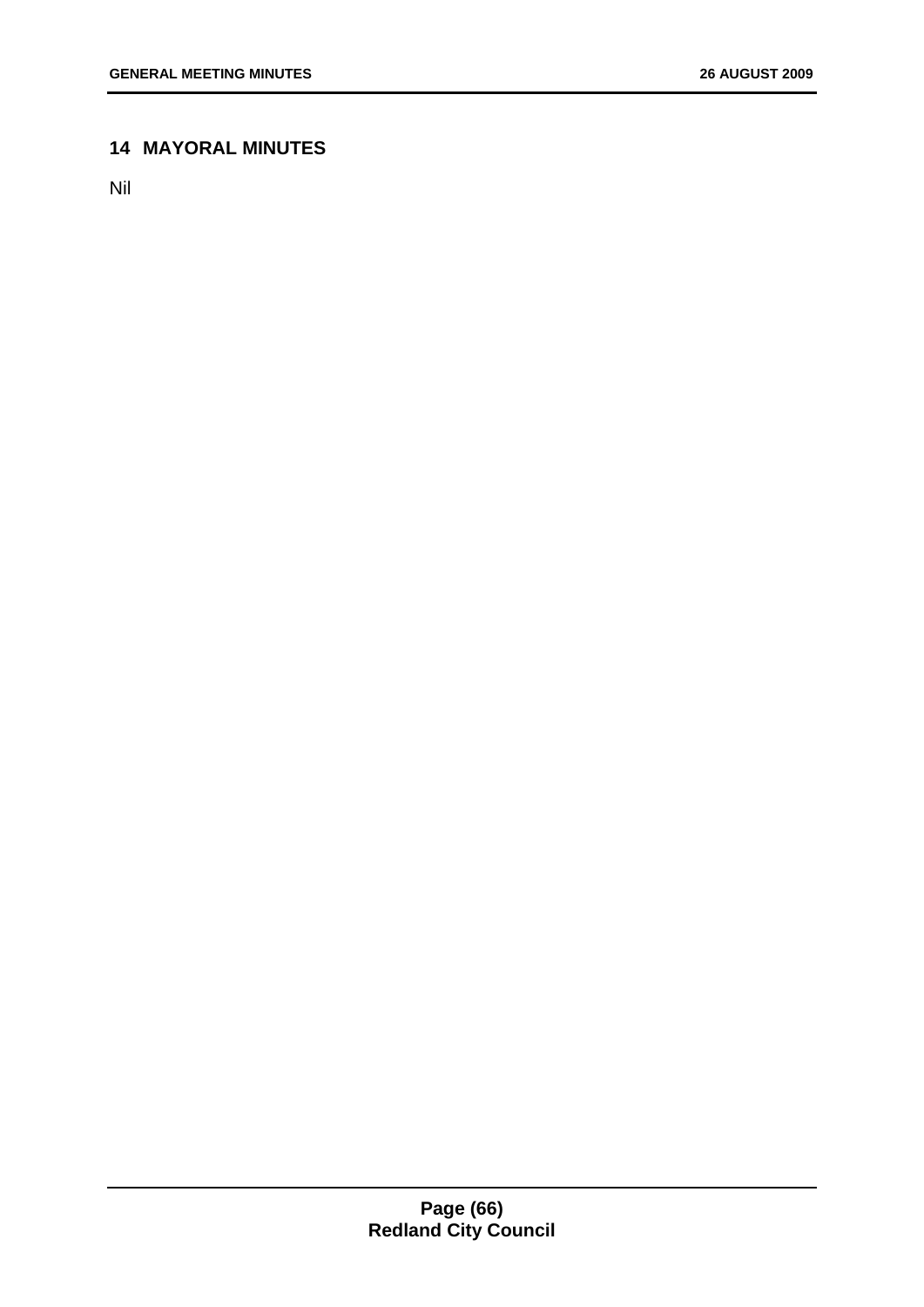## 14 MAYORAL MINUTES

Nil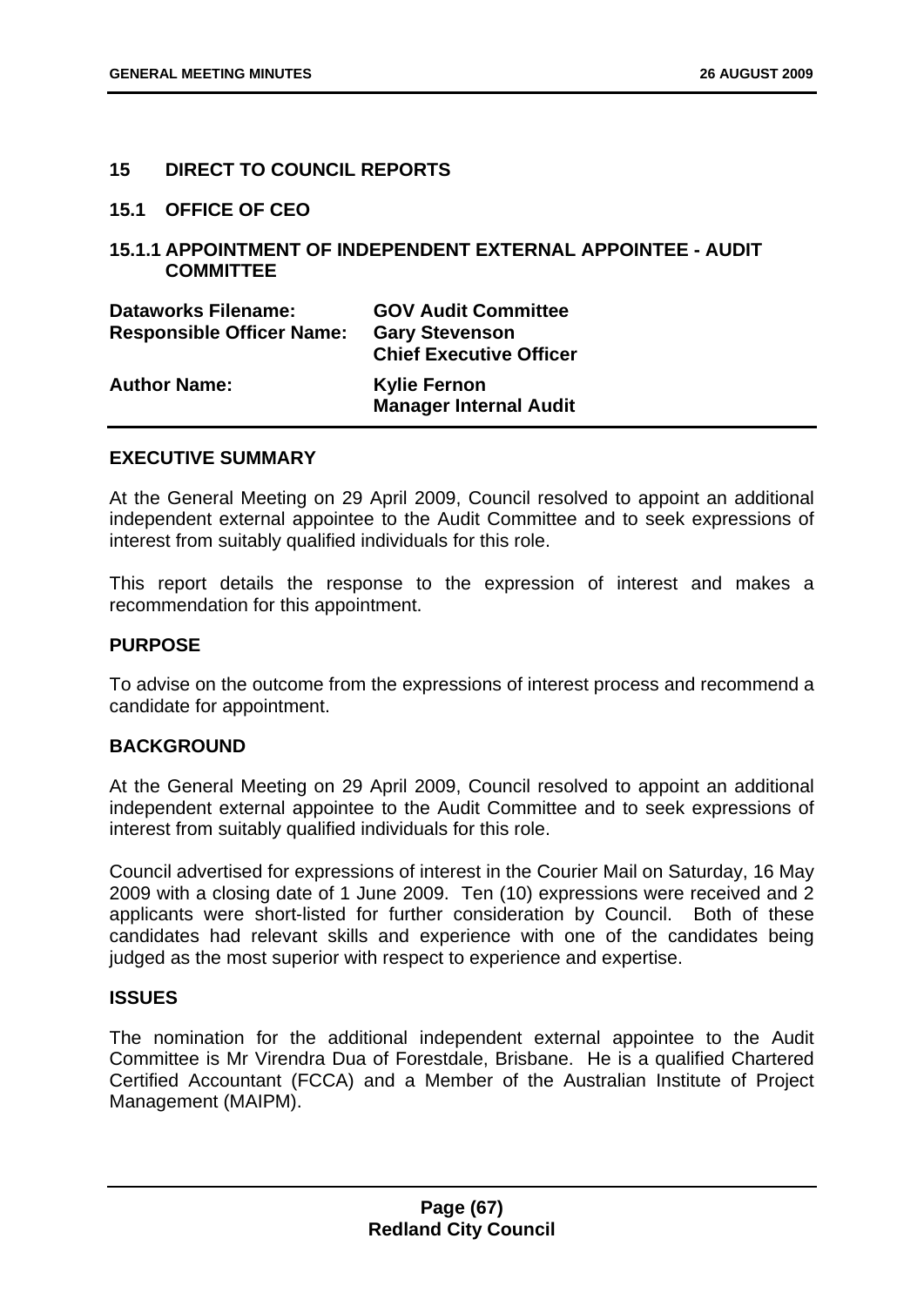## 15 DIRECT TO COUNCIL REPORTS

### 15.1 OFFICE OF CEO

### 15.1.1 APPOINTMENT OF INDEPENDENT EXTERNAL APPOINTEE - AUDIT COMMITTEE

| | |
|---|---|
| **Dataworks Filename:** | **GOV Audit Committee** |
| **Responsible Officer Name:** | **Gary Stevenson**<br>**Chief Executive Officer** |
| **Author Name:** | **Kylie Fernon**<br>**Manager Internal Audit** |

**EXECUTIVE SUMMARY**

At the General Meeting on 29 April 2009, Council resolved to appoint an additional independent external appointee to the Audit Committee and to seek expressions of interest from suitably qualified individuals for this role.

This report details the response to the expression of interest and makes a recommendation for this appointment.

**PURPOSE**

To advise on the outcome from the expressions of interest process and recommend a candidate for appointment.

**BACKGROUND**

At the General Meeting on 29 April 2009, Council resolved to appoint an additional independent external appointee to the Audit Committee and to seek expressions of interest from suitably qualified individuals for this role.

Council advertised for expressions of interest in the Courier Mail on Saturday, 16 May 2009 with a closing date of 1 June 2009. Ten (10) expressions were received and 2 applicants were short-listed for further consideration by Council. Both of these candidates had relevant skills and experience with one of the candidates being judged as the most superior with respect to experience and expertise.

**ISSUES**

The nomination for the additional independent external appointee to the Audit Committee is Mr Virendra Dua of Forestdale, Brisbane. He is a qualified Chartered Certified Accountant (FCCA) and a Member of the Australian Institute of Project Management (MAIPM).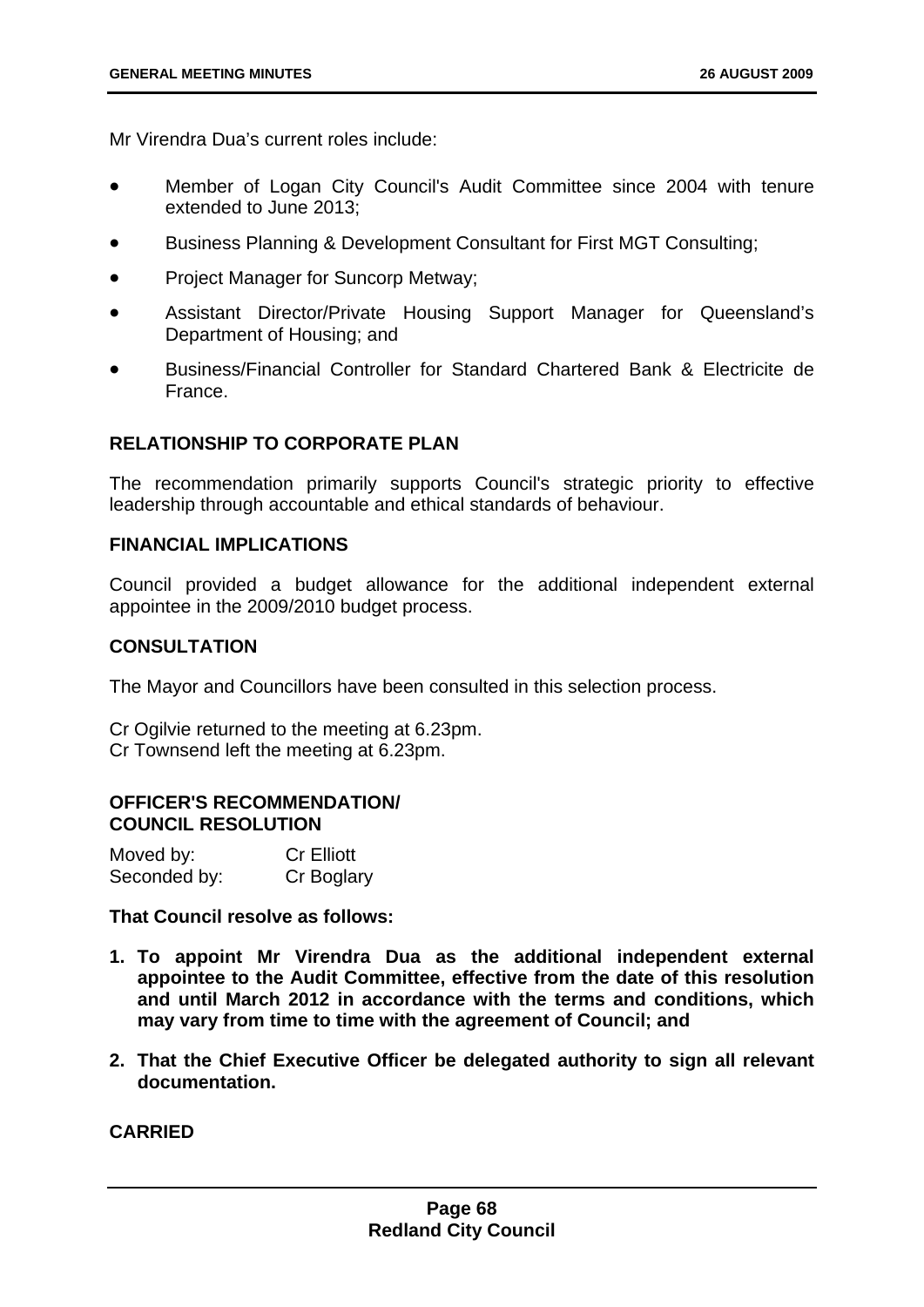Mr Virendra Dua's current roles include:

- Member of Logan City Council's Audit Committee since 2004 with tenure extended to June 2013;
- Business Planning & Development Consultant for First MGT Consulting;
- Project Manager for Suncorp Metway;
- Assistant Director/Private Housing Support Manager for Queensland's Department of Housing; and
- Business/Financial Controller for Standard Chartered Bank & Electricite de France.

### RELATIONSHIP TO CORPORATE PLAN

The recommendation primarily supports Council's strategic priority to effective leadership through accountable and ethical standards of behaviour.

### FINANCIAL IMPLICATIONS

Council provided a budget allowance for the additional independent external appointee in the 2009/2010 budget process.

### CONSULTATION

The Mayor and Councillors have been consulted in this selection process.

Cr Ogilvie returned to the meeting at 6.23pm.
Cr Townsend left the meeting at 6.23pm.

### OFFICER'S RECOMMENDATION/ COUNCIL RESOLUTION

Moved by: Cr Elliott
Seconded by: Cr Boglary

**That Council resolve as follows:**

1. **To appoint Mr Virendra Dua as the additional independent external appointee to the Audit Committee, effective from the date of this resolution and until March 2012 in accordance with the terms and conditions, which may vary from time to time with the agreement of Council; and**
2. **That the Chief Executive Officer be delegated authority to sign all relevant documentation.**

**CARRIED**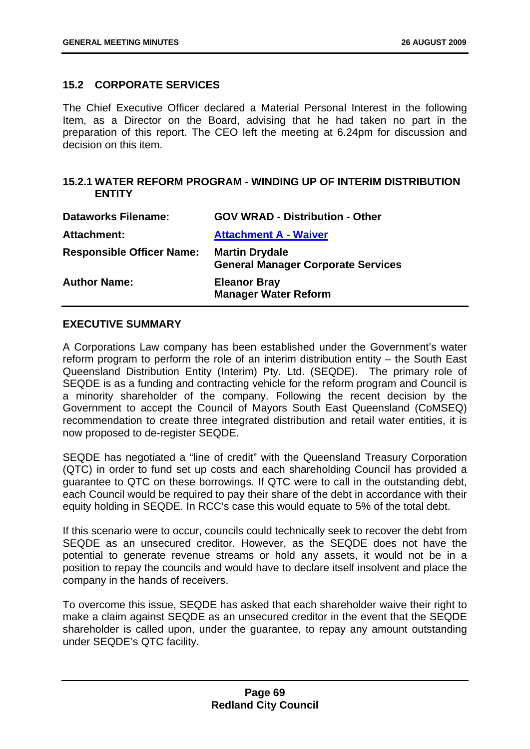## 15.2 CORPORATE SERVICES

The Chief Executive Officer declared a Material Personal Interest in the following Item, as a Director on the Board, advising that he had taken no part in the preparation of this report. The CEO left the meeting at 6.24pm for discussion and decision on this item.

### 15.2.1 WATER REFORM PROGRAM - WINDING UP OF INTERIM DISTRIBUTION ENTITY

| | |
|---|---|
| **Dataworks Filename:** | **GOV WRAD - Distribution - Other** |
| **Attachment:** | **Attachment A - Waiver** |
| **Responsible Officer Name:** | **Martin Drydale**<br>**General Manager Corporate Services** |
| **Author Name:** | **Eleanor Bray**<br>**Manager Water Reform** |

#### EXECUTIVE SUMMARY

A Corporations Law company has been established under the Government's water reform program to perform the role of an interim distribution entity – the South East Queensland Distribution Entity (Interim) Pty. Ltd. (SEQDE). The primary role of SEQDE is as a funding and contracting vehicle for the reform program and Council is a minority shareholder of the company. Following the recent decision by the Government to accept the Council of Mayors South East Queensland (CoMSEQ) recommendation to create three integrated distribution and retail water entities, it is now proposed to de-register SEQDE.

SEQDE has negotiated a "line of credit" with the Queensland Treasury Corporation (QTC) in order to fund set up costs and each shareholding Council has provided a guarantee to QTC on these borrowings. If QTC were to call in the outstanding debt, each Council would be required to pay their share of the debt in accordance with their equity holding in SEQDE. In RCC's case this would equate to 5% of the total debt.

If this scenario were to occur, councils could technically seek to recover the debt from SEQDE as an unsecured creditor. However, as the SEQDE does not have the potential to generate revenue streams or hold any assets, it would not be in a position to repay the councils and would have to declare itself insolvent and place the company in the hands of receivers.

To overcome this issue, SEQDE has asked that each shareholder waive their right to make a claim against SEQDE as an unsecured creditor in the event that the SEQDE shareholder is called upon, under the guarantee, to repay any amount outstanding under SEQDE's QTC facility.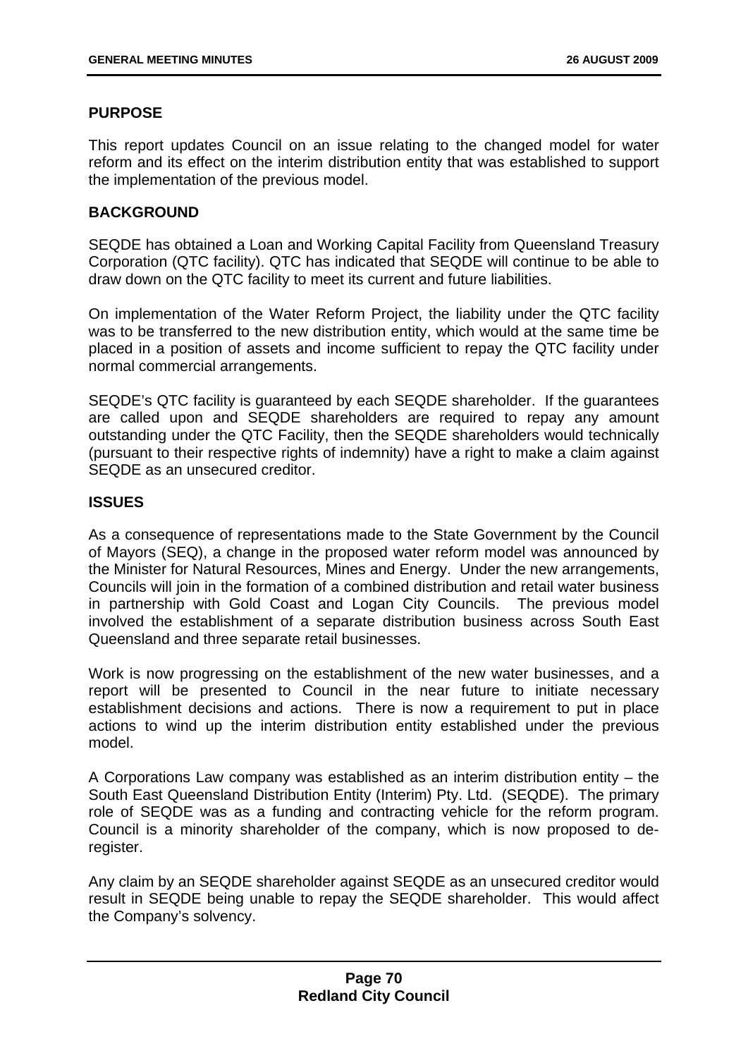## PURPOSE

This report updates Council on an issue relating to the changed model for water reform and its effect on the interim distribution entity that was established to support the implementation of the previous model.

## BACKGROUND

SEQDE has obtained a Loan and Working Capital Facility from Queensland Treasury Corporation (QTC facility). QTC has indicated that SEQDE will continue to be able to draw down on the QTC facility to meet its current and future liabilities.

On implementation of the Water Reform Project, the liability under the QTC facility was to be transferred to the new distribution entity, which would at the same time be placed in a position of assets and income sufficient to repay the QTC facility under normal commercial arrangements.

SEQDE's QTC facility is guaranteed by each SEQDE shareholder. If the guarantees are called upon and SEQDE shareholders are required to repay any amount outstanding under the QTC Facility, then the SEQDE shareholders would technically (pursuant to their respective rights of indemnity) have a right to make a claim against SEQDE as an unsecured creditor.

## ISSUES

As a consequence of representations made to the State Government by the Council of Mayors (SEQ), a change in the proposed water reform model was announced by the Minister for Natural Resources, Mines and Energy. Under the new arrangements, Councils will join in the formation of a combined distribution and retail water business in partnership with Gold Coast and Logan City Councils. The previous model involved the establishment of a separate distribution business across South East Queensland and three separate retail businesses.

Work is now progressing on the establishment of the new water businesses, and a report will be presented to Council in the near future to initiate necessary establishment decisions and actions. There is now a requirement to put in place actions to wind up the interim distribution entity established under the previous model.

A Corporations Law company was established as an interim distribution entity – the South East Queensland Distribution Entity (Interim) Pty. Ltd. (SEQDE). The primary role of SEQDE was as a funding and contracting vehicle for the reform program. Council is a minority shareholder of the company, which is now proposed to de-register.

Any claim by an SEQDE shareholder against SEQDE as an unsecured creditor would result in SEQDE being unable to repay the SEQDE shareholder. This would affect the Company's solvency.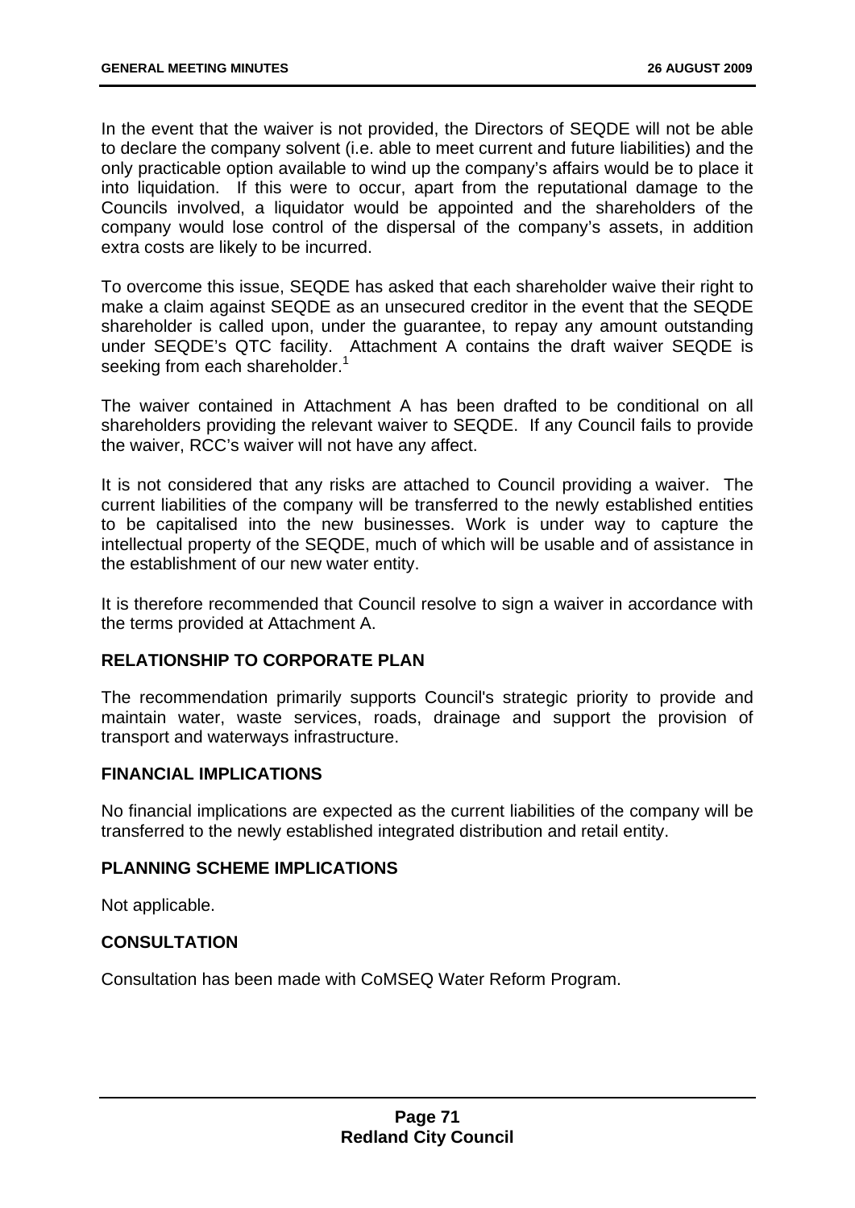In the event that the waiver is not provided, the Directors of SEQDE will not be able to declare the company solvent (i.e. able to meet current and future liabilities) and the only practicable option available to wind up the company's affairs would be to place it into liquidation. If this were to occur, apart from the reputational damage to the Councils involved, a liquidator would be appointed and the shareholders of the company would lose control of the dispersal of the company's assets, in addition extra costs are likely to be incurred.

To overcome this issue, SEQDE has asked that each shareholder waive their right to make a claim against SEQDE as an unsecured creditor in the event that the SEQDE shareholder is called upon, under the guarantee, to repay any amount outstanding under SEQDE's QTC facility. Attachment A contains the draft waiver SEQDE is seeking from each shareholder.[1]

The waiver contained in Attachment A has been drafted to be conditional on all shareholders providing the relevant waiver to SEQDE. If any Council fails to provide the waiver, RCC's waiver will not have any affect.

It is not considered that any risks are attached to Council providing a waiver. The current liabilities of the company will be transferred to the newly established entities to be capitalised into the new businesses. Work is under way to capture the intellectual property of the SEQDE, much of which will be usable and of assistance in the establishment of our new water entity.

It is therefore recommended that Council resolve to sign a waiver in accordance with the terms provided at Attachment A.

## RELATIONSHIP TO CORPORATE PLAN

The recommendation primarily supports Council's strategic priority to provide and maintain water, waste services, roads, drainage and support the provision of transport and waterways infrastructure.

## FINANCIAL IMPLICATIONS

No financial implications are expected as the current liabilities of the company will be transferred to the newly established integrated distribution and retail entity.

## PLANNING SCHEME IMPLICATIONS

Not applicable.

## CONSULTATION

Consultation has been made with CoMSEQ Water Reform Program.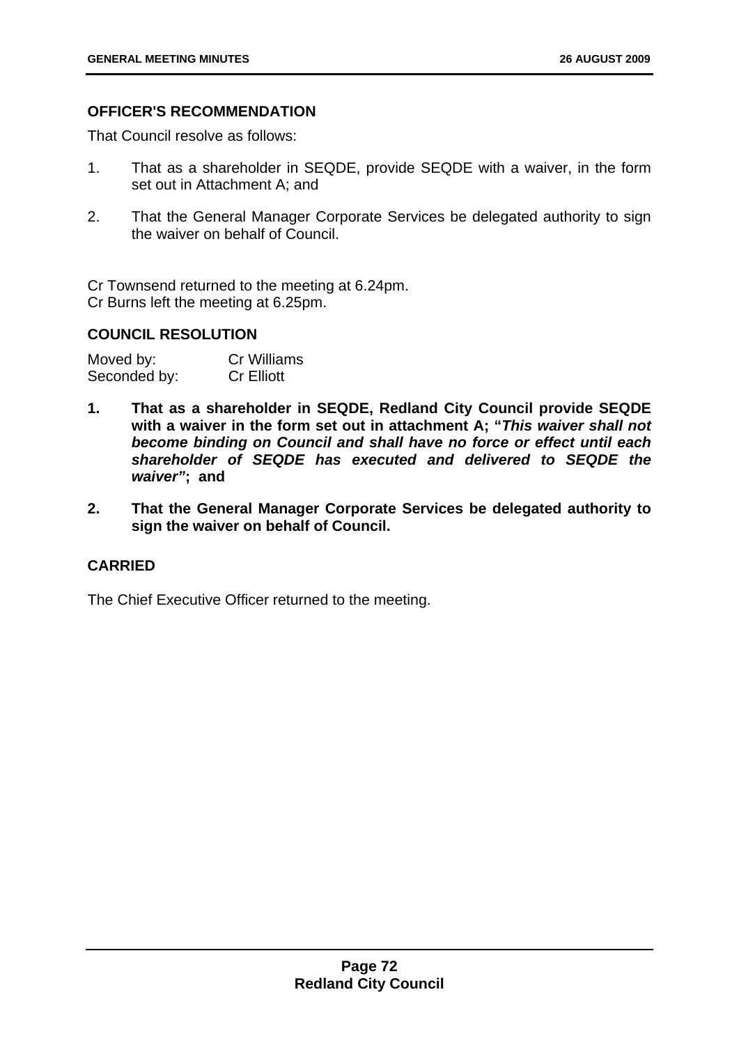## OFFICER'S RECOMMENDATION

That Council resolve as follows:

1. That as a shareholder in SEQDE, provide SEQDE with a waiver, in the form set out in Attachment A; and
2. That the General Manager Corporate Services be delegated authority to sign the waiver on behalf of Council.

Cr Townsend returned to the meeting at 6.24pm.
Cr Burns left the meeting at 6.25pm.

## COUNCIL RESOLUTION

Moved by: Cr Williams
Seconded by: Cr Elliott

1. **That as a shareholder in SEQDE, Redland City Council provide SEQDE with a waiver in the form set out in attachment A; "*This waiver shall not become binding on Council and shall have no force or effect until each shareholder of SEQDE has executed and delivered to SEQDE the waiver*"; and**
2. **That the General Manager Corporate Services be delegated authority to sign the waiver on behalf of Council.**

## CARRIED

The Chief Executive Officer returned to the meeting.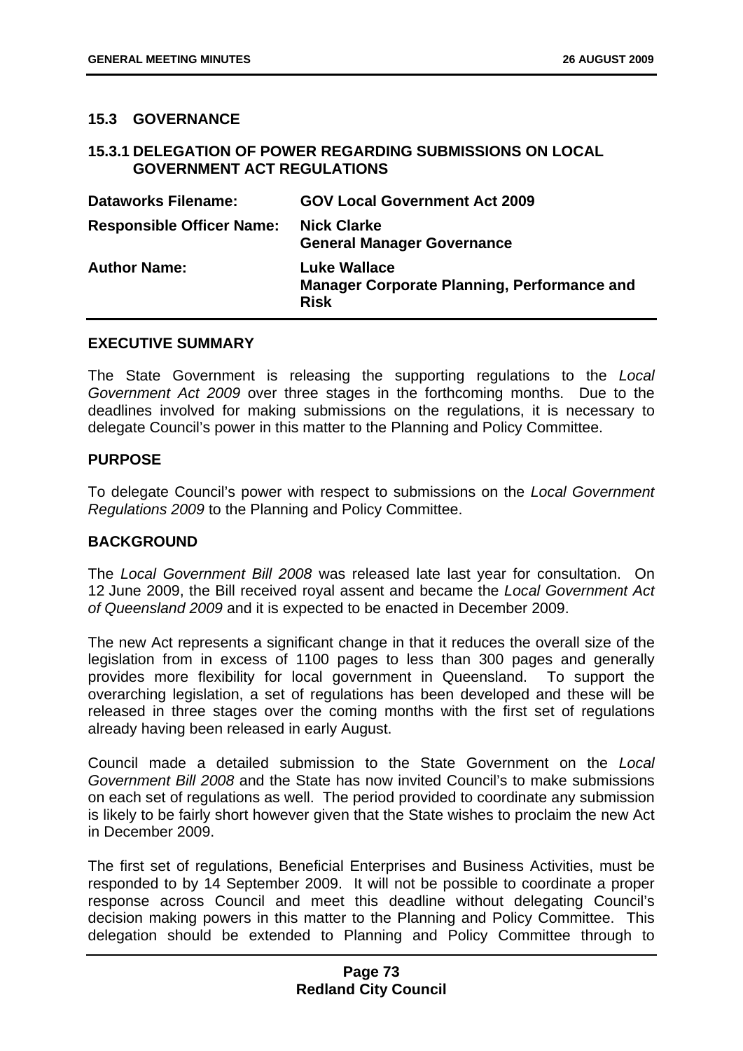## 15.3 GOVERNANCE

### 15.3.1 DELEGATION OF POWER REGARDING SUBMISSIONS ON LOCAL GOVERNMENT ACT REGULATIONS

| | |
|---|---|
| **Dataworks Filename:** | **GOV Local Government Act 2009** |
| **Responsible Officer Name:** | **Nick Clarke**<br>**General Manager Governance** |
| **Author Name:** | **Luke Wallace**<br>**Manager Corporate Planning, Performance and Risk** |

**EXECUTIVE SUMMARY**

The State Government is releasing the supporting regulations to the *Local Government Act 2009* over three stages in the forthcoming months. Due to the deadlines involved for making submissions on the regulations, it is necessary to delegate Council's power in this matter to the Planning and Policy Committee.

**PURPOSE**

To delegate Council's power with respect to submissions on the *Local Government Regulations 2009* to the Planning and Policy Committee.

**BACKGROUND**

The *Local Government Bill 2008* was released late last year for consultation. On 12 June 2009, the Bill received royal assent and became the *Local Government Act of Queensland 2009* and it is expected to be enacted in December 2009.

The new Act represents a significant change in that it reduces the overall size of the legislation from in excess of 1100 pages to less than 300 pages and generally provides more flexibility for local government in Queensland. To support the overarching legislation, a set of regulations has been developed and these will be released in three stages over the coming months with the first set of regulations already having been released in early August.

Council made a detailed submission to the State Government on the *Local Government Bill 2008* and the State has now invited Council's to make submissions on each set of regulations as well. The period provided to coordinate any submission is likely to be fairly short however given that the State wishes to proclaim the new Act in December 2009.

The first set of regulations, Beneficial Enterprises and Business Activities, must be responded to by 14 September 2009. It will not be possible to coordinate a proper response across Council and meet this deadline without delegating Council's decision making powers in this matter to the Planning and Policy Committee. This delegation should be extended to Planning and Policy Committee through to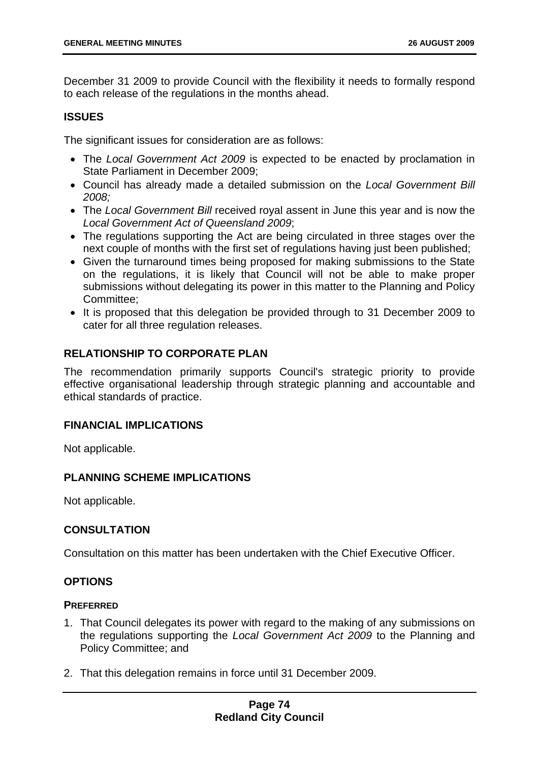December 31 2009 to provide Council with the flexibility it needs to formally respond to each release of the regulations in the months ahead.

## ISSUES

The significant issues for consideration are as follows:

- The *Local Government Act 2009* is expected to be enacted by proclamation in State Parliament in December 2009;
- Council has already made a detailed submission on the *Local Government Bill 2008;*
- The *Local Government Bill* received royal assent in June this year and is now the *Local Government Act of Queensland 2009*;
- The regulations supporting the Act are being circulated in three stages over the next couple of months with the first set of regulations having just been published;
- Given the turnaround times being proposed for making submissions to the State on the regulations, it is likely that Council will not be able to make proper submissions without delegating its power in this matter to the Planning and Policy Committee;
- It is proposed that this delegation be provided through to 31 December 2009 to cater for all three regulation releases.

## RELATIONSHIP TO CORPORATE PLAN

The recommendation primarily supports Council's strategic priority to provide effective organisational leadership through strategic planning and accountable and ethical standards of practice.

## FINANCIAL IMPLICATIONS

Not applicable.

## PLANNING SCHEME IMPLICATIONS

Not applicable.

## CONSULTATION

Consultation on this matter has been undertaken with the Chief Executive Officer.

## OPTIONS

### PREFERRED

1. That Council delegates its power with regard to the making of any submissions on the regulations supporting the *Local Government Act 2009* to the Planning and Policy Committee; and

2. That this delegation remains in force until 31 December 2009.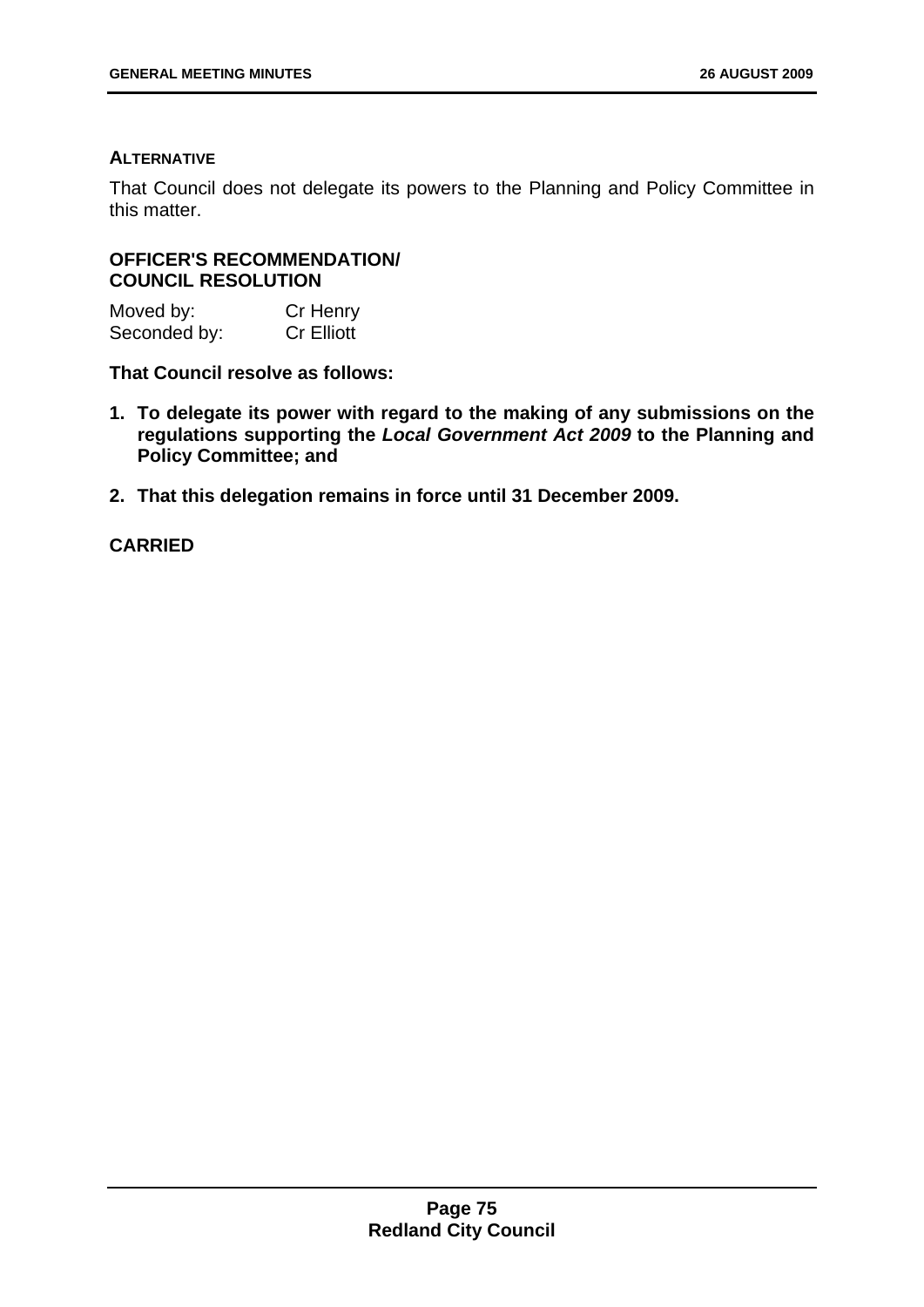#### ALTERNATIVE

That Council does not delegate its powers to the Planning and Policy Committee in this matter.

#### OFFICER'S RECOMMENDATION/ COUNCIL RESOLUTION

Moved by: Cr Henry
Seconded by: Cr Elliott

**That Council resolve as follows:**

1. **To delegate its power with regard to the making of any submissions on the regulations supporting the *Local Government Act 2009* to the Planning and Policy Committee; and**
2. **That this delegation remains in force until 31 December 2009.**

**CARRIED**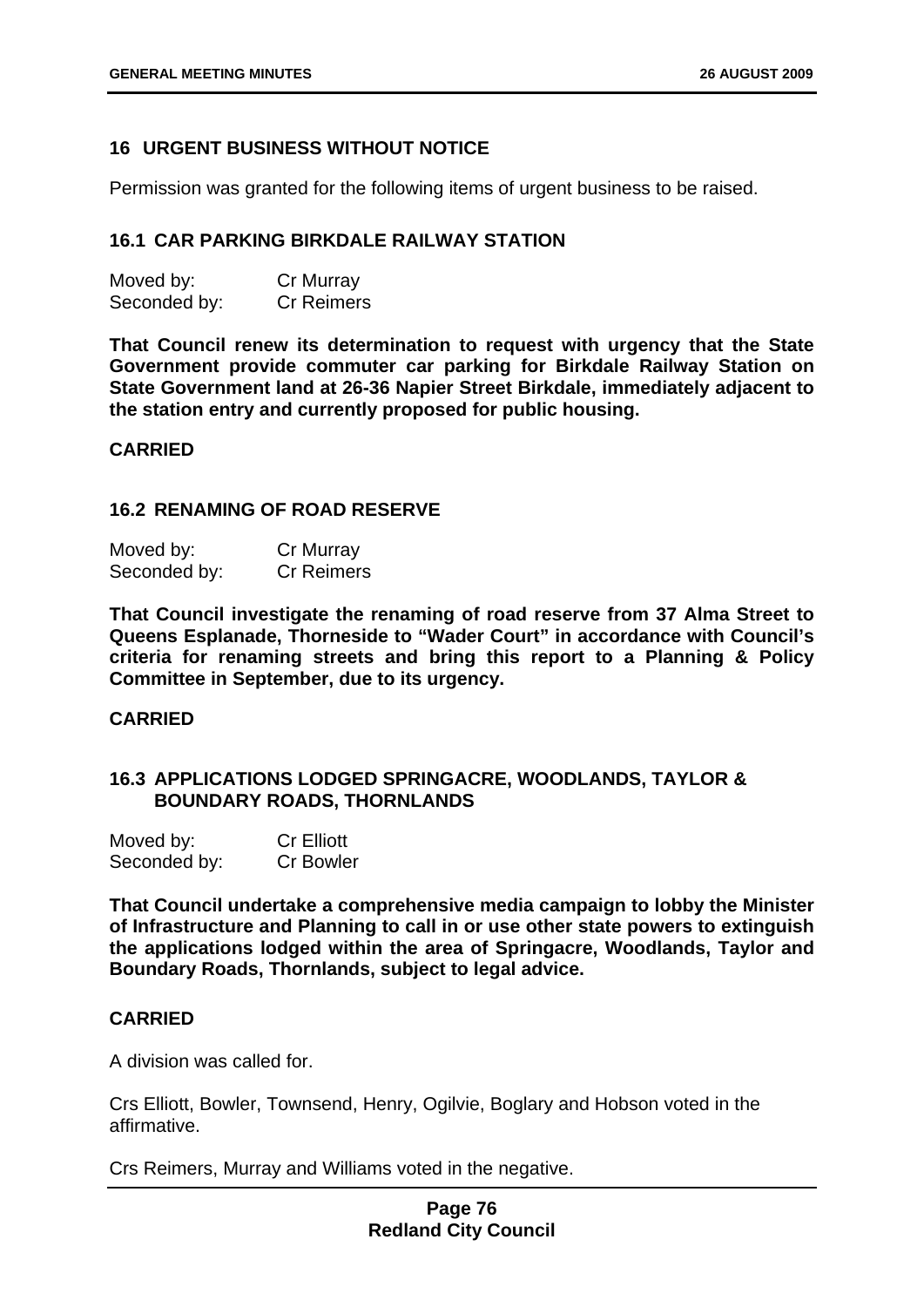## 16 URGENT BUSINESS WITHOUT NOTICE

Permission was granted for the following items of urgent business to be raised.

### 16.1 CAR PARKING BIRKDALE RAILWAY STATION

| Moved by: | Cr Murray |
|---|---|
| Seconded by: | Cr Reimers |

**That Council renew its determination to request with urgency that the State Government provide commuter car parking for Birkdale Railway Station on State Government land at 26-36 Napier Street Birkdale, immediately adjacent to the station entry and currently proposed for public housing.**

**CARRIED**

### 16.2 RENAMING OF ROAD RESERVE

| Moved by: | Cr Murray |
|---|---|
| Seconded by: | Cr Reimers |

**That Council investigate the renaming of road reserve from 37 Alma Street to Queens Esplanade, Thorneside to "Wader Court" in accordance with Council's criteria for renaming streets and bring this report to a Planning & Policy Committee in September, due to its urgency.**

**CARRIED**

### 16.3 APPLICATIONS LODGED SPRINGACRE, WOODLANDS, TAYLOR & BOUNDARY ROADS, THORNLANDS

| Moved by: | Cr Elliott |
|---|---|
| Seconded by: | Cr Bowler |

**That Council undertake a comprehensive media campaign to lobby the Minister of Infrastructure and Planning to call in or use other state powers to extinguish the applications lodged within the area of Springacre, Woodlands, Taylor and Boundary Roads, Thornlands, subject to legal advice.**

**CARRIED**

A division was called for.

Crs Elliott, Bowler, Townsend, Henry, Ogilvie, Boglary and Hobson voted in the affirmative.

Crs Reimers, Murray and Williams voted in the negative.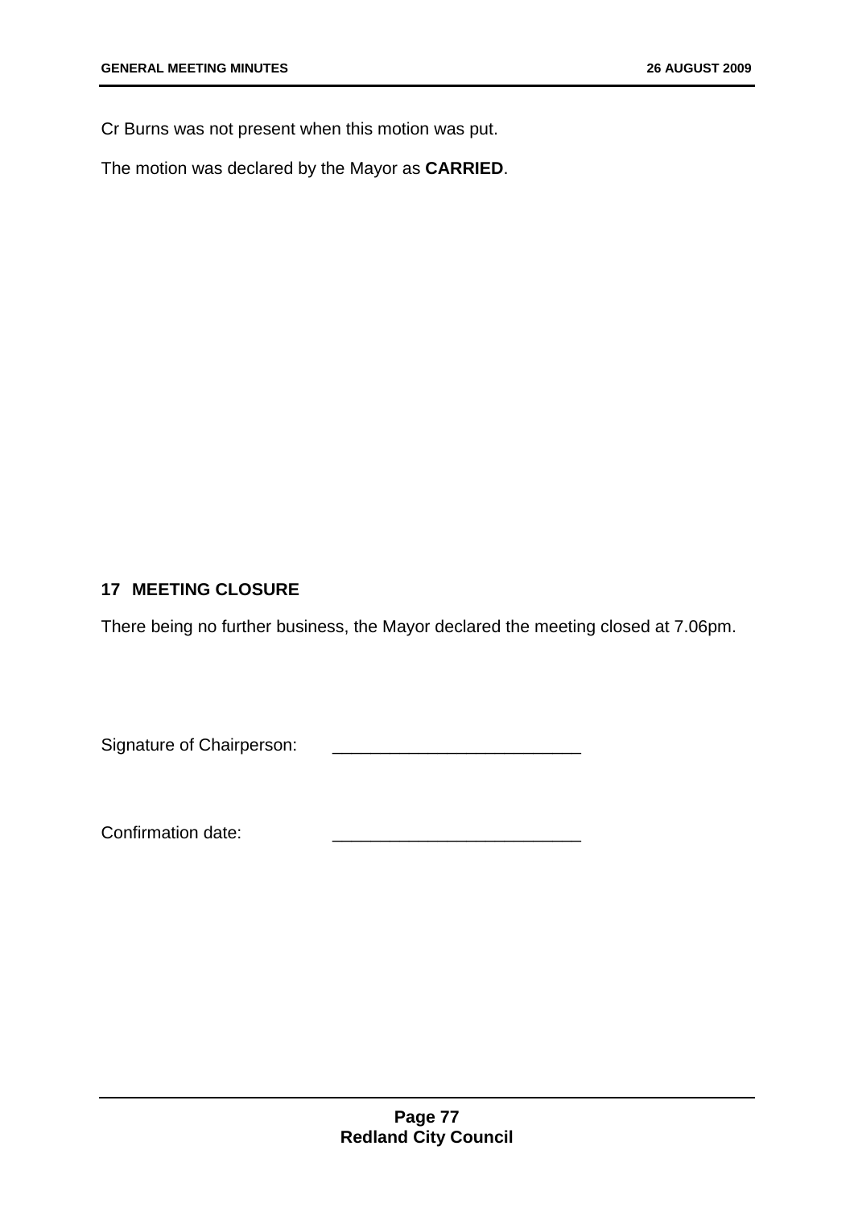Cr Burns was not present when this motion was put.

The motion was declared by the Mayor as **CARRIED**.

## 17 MEETING CLOSURE

There being no further business, the Mayor declared the meeting closed at 7.06pm.

Signature of Chairperson: __________________________

Confirmation date: __________________________